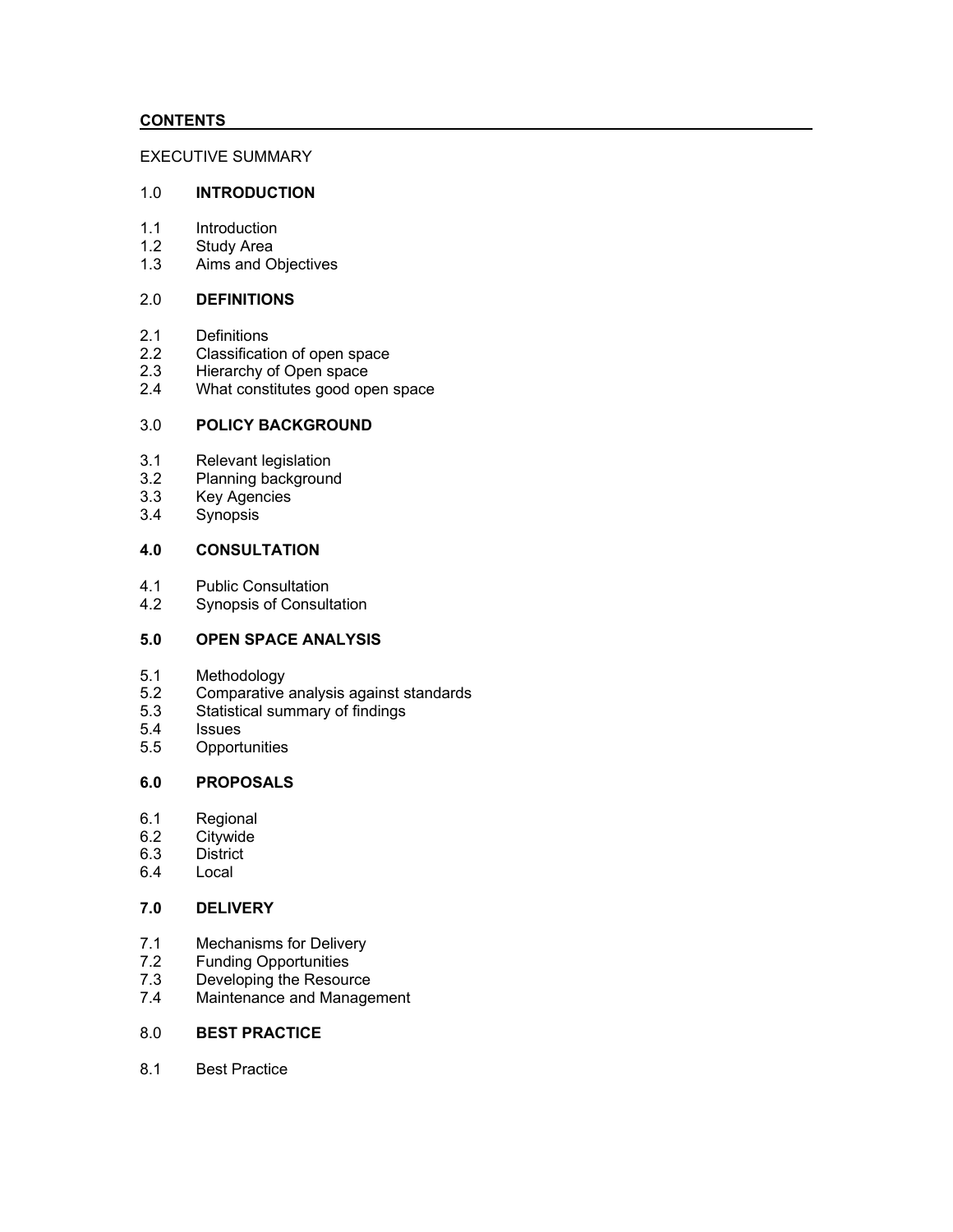## CONTENTS

EXECUTIVE SUMMARY

1.0 **INTRODUCTION**

1.1 Introduction
1.2 Study Area
1.3 Aims and Objectives

2.0 **DEFINITIONS**

2.1 Definitions
2.2 Classification of open space
2.3 Hierarchy of Open space
2.4 What constitutes good open space

3.0 **POLICY BACKGROUND**

3.1 Relevant legislation
3.2 Planning background
3.3 Key Agencies
3.4 Synopsis

**4.0 CONSULTATION**

4.1 Public Consultation
4.2 Synopsis of Consultation

**5.0 OPEN SPACE ANALYSIS**

5.1 Methodology
5.2 Comparative analysis against standards
5.3 Statistical summary of findings
5.4 Issues
5.5 Opportunities

**6.0 PROPOSALS**

6.1 Regional
6.2 Citywide
6.3 District
6.4 Local

**7.0 DELIVERY**

7.1 Mechanisms for Delivery
7.2 Funding Opportunities
7.3 Developing the Resource
7.4 Maintenance and Management

8.0 **BEST PRACTICE**

8.1 Best Practice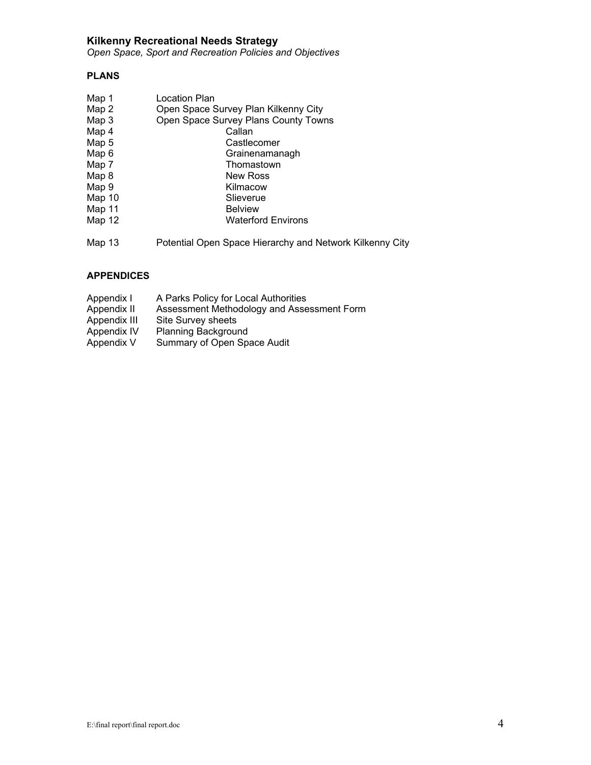# Kilkenny Recreational Needs Strategy

*Open Space, Sport and Recreation Policies and Objectives*

## PLANS

| | |
|---|---|
| Map 1 | Location Plan |
| Map 2 | Open Space Survey Plan Kilkenny City |
| Map 3 | Open Space Survey Plans County Towns |
| Map 4 | Callan |
| Map 5 | Castlecomer |
| Map 6 | Grainenamanagh |
| Map 7 | Thomastown |
| Map 8 | New Ross |
| Map 9 | Kilmacow |
| Map 10 | Slieverue |
| Map 11 | Belview |
| Map 12 | Waterford Environs |
| Map 13 | Potential Open Space Hierarchy and Network Kilkenny City |

## APPENDICES

| | |
|---|---|
| Appendix I | A Parks Policy for Local Authorities |
| Appendix II | Assessment Methodology and Assessment Form |
| Appendix III | Site Survey sheets |
| Appendix IV | Planning Background |
| Appendix V | Summary of Open Space Audit |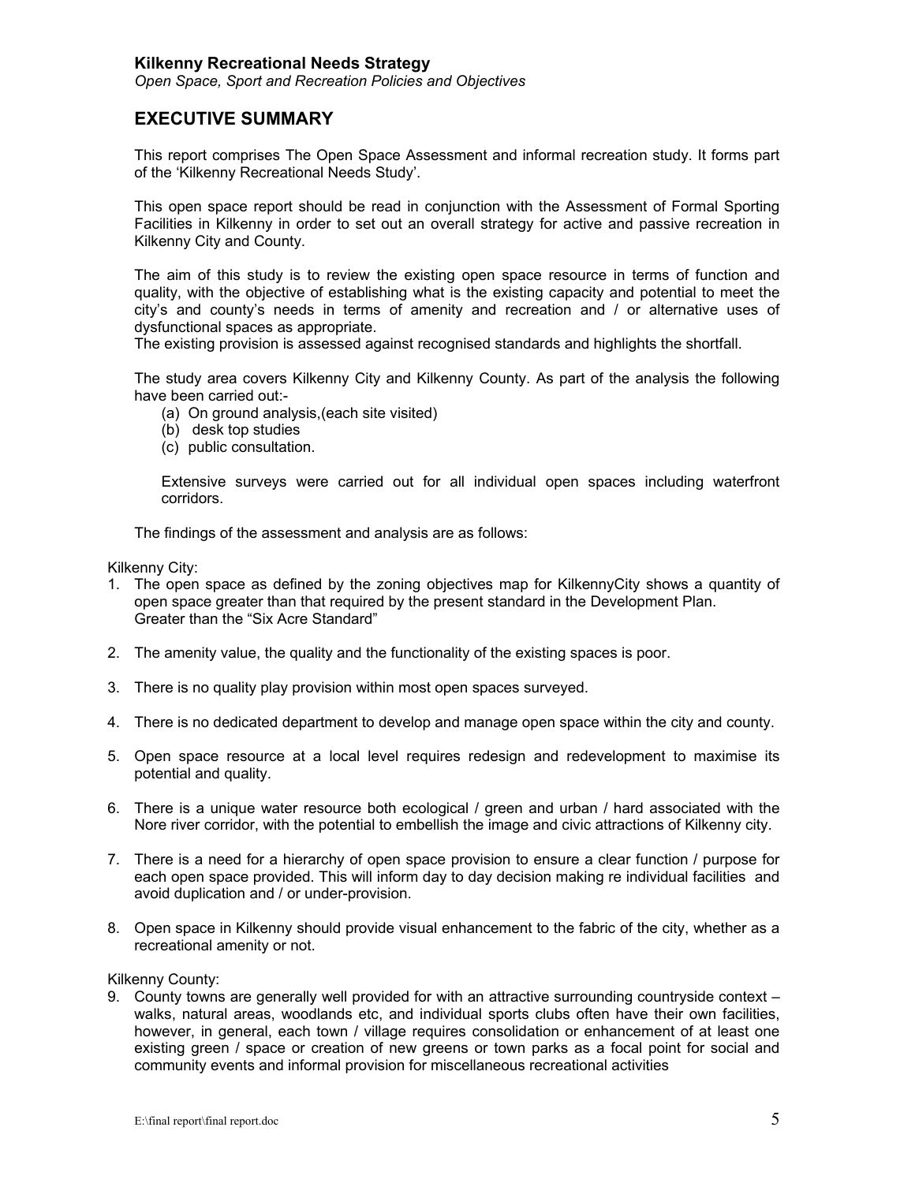## EXECUTIVE SUMMARY

This report comprises The Open Space Assessment and informal recreation study. It forms part of the 'Kilkenny Recreational Needs Study'.

This open space report should be read in conjunction with the Assessment of Formal Sporting Facilities in Kilkenny in order to set out an overall strategy for active and passive recreation in Kilkenny City and County.

The aim of this study is to review the existing open space resource in terms of function and quality, with the objective of establishing what is the existing capacity and potential to meet the city's and county's needs in terms of amenity and recreation and / or alternative uses of dysfunctional spaces as appropriate.
The existing provision is assessed against recognised standards and highlights the shortfall.

The study area covers Kilkenny City and Kilkenny County. As part of the analysis the following have been carried out:-

(a) On ground analysis,(each site visited)
(b) desk top studies
(c) public consultation.

Extensive surveys were carried out for all individual open spaces including waterfront corridors.

The findings of the assessment and analysis are as follows:

Kilkenny City:

1. The open space as defined by the zoning objectives map for KilkennyCity shows a quantity of open space greater than that required by the present standard in the Development Plan. Greater than the "Six Acre Standard"

2. The amenity value, the quality and the functionality of the existing spaces is poor.

3. There is no quality play provision within most open spaces surveyed.

4. There is no dedicated department to develop and manage open space within the city and county.

5. Open space resource at a local level requires redesign and redevelopment to maximise its potential and quality.

6. There is a unique water resource both ecological / green and urban / hard associated with the Nore river corridor, with the potential to embellish the image and civic attractions of Kilkenny city.

7. There is a need for a hierarchy of open space provision to ensure a clear function / purpose for each open space provided. This will inform day to day decision making re individual facilities and avoid duplication and / or under-provision.

8. Open space in Kilkenny should provide visual enhancement to the fabric of the city, whether as a recreational amenity or not.

Kilkenny County:

9. County towns are generally well provided for with an attractive surrounding countryside context – walks, natural areas, woodlands etc, and individual sports clubs often have their own facilities, however, in general, each town / village requires consolidation or enhancement of at least one existing green / space or creation of new greens or town parks as a focal point for social and community events and informal provision for miscellaneous recreational activities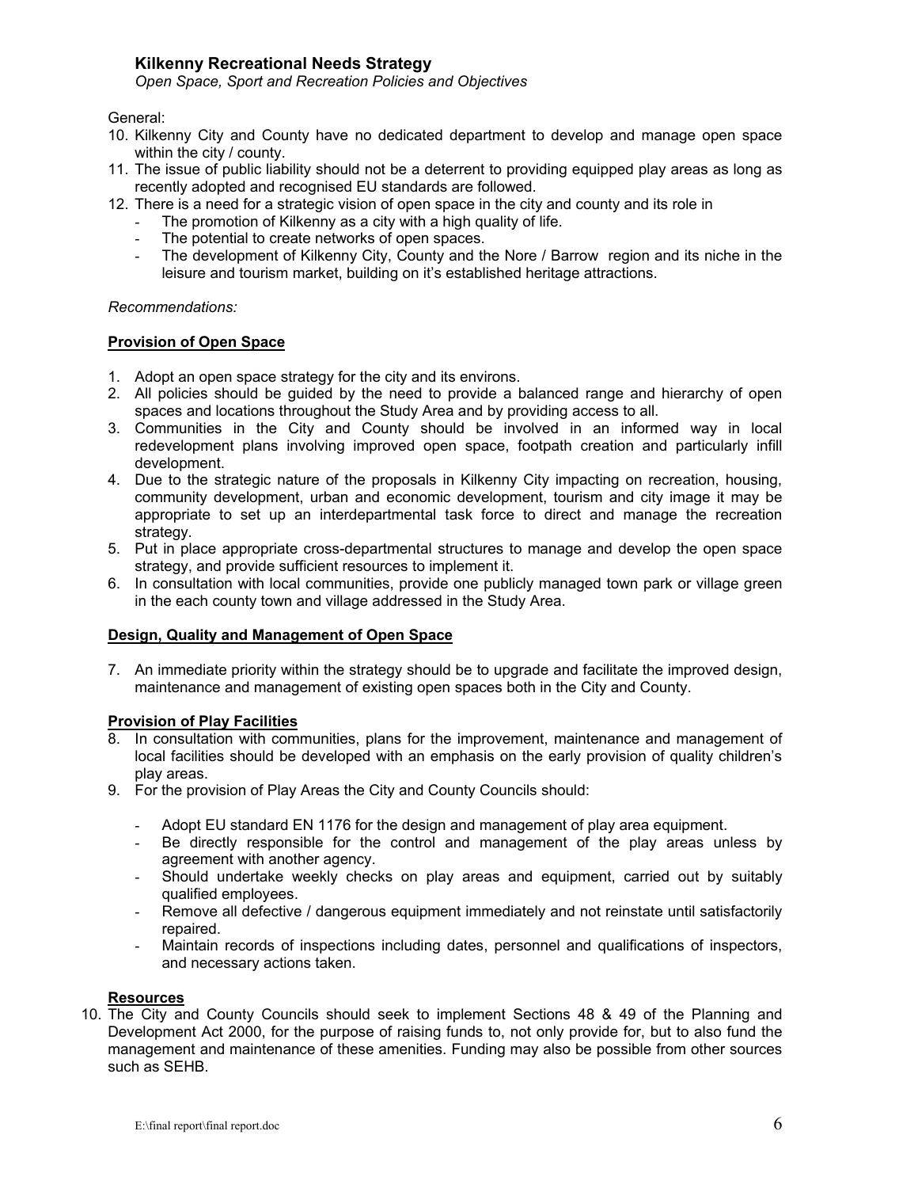General:

10. Kilkenny City and County have no dedicated department to develop and manage open space within the city / county.
11. The issue of public liability should not be a deterrent to providing equipped play areas as long as recently adopted and recognised EU standards are followed.
12. There is a need for a strategic vision of open space in the city and county and its role in
    - The promotion of Kilkenny as a city with a high quality of life.
    - The potential to create networks of open spaces.
    - The development of Kilkenny City, County and the Nore / Barrow region and its niche in the leisure and tourism market, building on it's established heritage attractions.

*Recommendations:*

**Provision of Open Space**

1. Adopt an open space strategy for the city and its environs.
2. All policies should be guided by the need to provide a balanced range and hierarchy of open spaces and locations throughout the Study Area and by providing access to all.
3. Communities in the City and County should be involved in an informed way in local redevelopment plans involving improved open space, footpath creation and particularly infill development.
4. Due to the strategic nature of the proposals in Kilkenny City impacting on recreation, housing, community development, urban and economic development, tourism and city image it may be appropriate to set up an interdepartmental task force to direct and manage the recreation strategy.
5. Put in place appropriate cross-departmental structures to manage and develop the open space strategy, and provide sufficient resources to implement it.
6. In consultation with local communities, provide one publicly managed town park or village green in the each county town and village addressed in the Study Area.

**Design, Quality and Management of Open Space**

7. An immediate priority within the strategy should be to upgrade and facilitate the improved design, maintenance and management of existing open spaces both in the City and County.

**Provision of Play Facilities**

8. In consultation with communities, plans for the improvement, maintenance and management of local facilities should be developed with an emphasis on the early provision of quality children's play areas.
9. For the provision of Play Areas the City and County Councils should:
    - Adopt EU standard EN 1176 for the design and management of play area equipment.
    - Be directly responsible for the control and management of the play areas unless by agreement with another agency.
    - Should undertake weekly checks on play areas and equipment, carried out by suitably qualified employees.
    - Remove all defective / dangerous equipment immediately and not reinstate until satisfactorily repaired.
    - Maintain records of inspections including dates, personnel and qualifications of inspectors, and necessary actions taken.

**Resources**

10. The City and County Councils should seek to implement Sections 48 & 49 of the Planning and Development Act 2000, for the purpose of raising funds to, not only provide for, but to also fund the management and maintenance of these amenities. Funding may also be possible from other sources such as SEHB.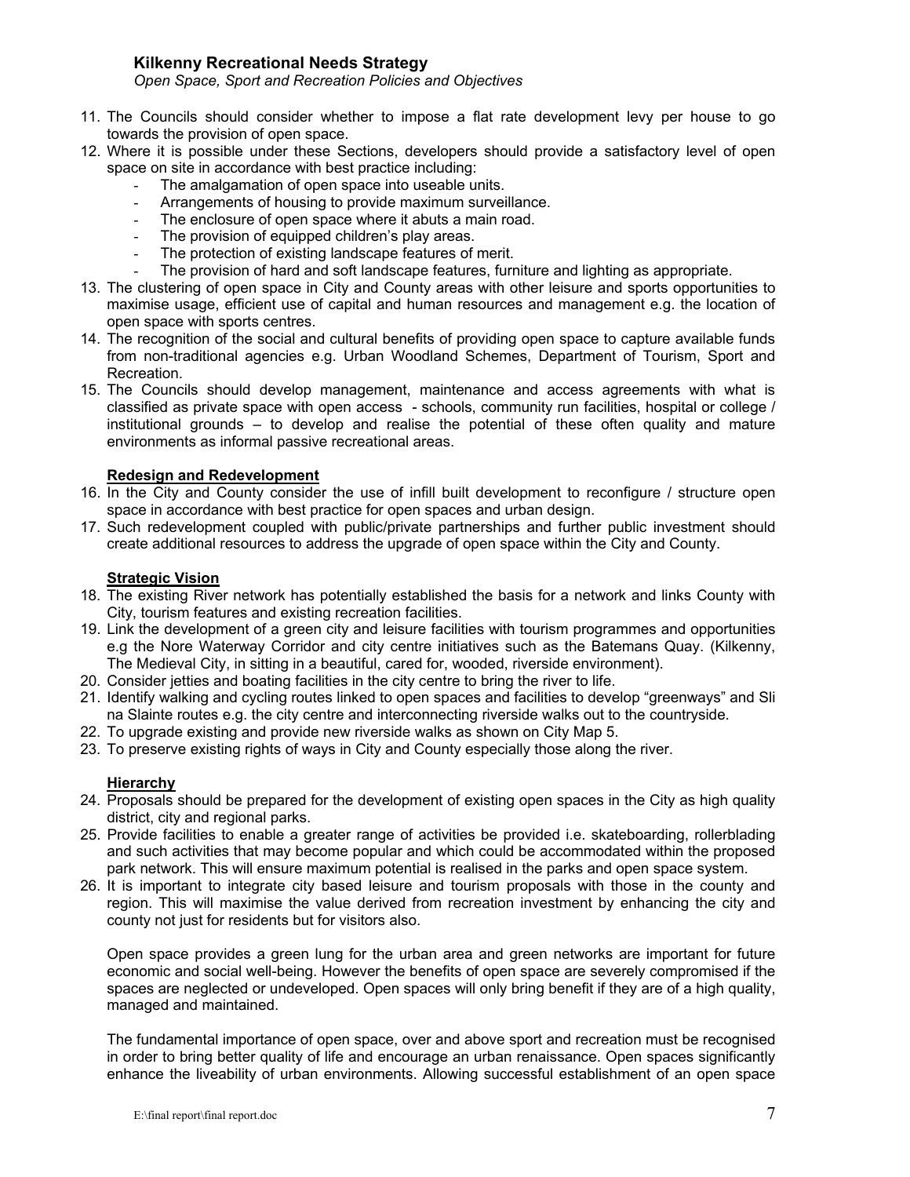11. The Councils should consider whether to impose a flat rate development levy per house to go towards the provision of open space.
12. Where it is possible under these Sections, developers should provide a satisfactory level of open space on site in accordance with best practice including:
    - The amalgamation of open space into useable units.
    - Arrangements of housing to provide maximum surveillance.
    - The enclosure of open space where it abuts a main road.
    - The provision of equipped children's play areas.
    - The protection of existing landscape features of merit.
    - The provision of hard and soft landscape features, furniture and lighting as appropriate.
13. The clustering of open space in City and County areas with other leisure and sports opportunities to maximise usage, efficient use of capital and human resources and management e.g. the location of open space with sports centres.
14. The recognition of the social and cultural benefits of providing open space to capture available funds from non-traditional agencies e.g. Urban Woodland Schemes, Department of Tourism, Sport and Recreation.
15. The Councils should develop management, maintenance and access agreements with what is classified as private space with open access - schools, community run facilities, hospital or college / institutional grounds – to develop and realise the potential of these often quality and mature environments as informal passive recreational areas.

**Redesign and Redevelopment**

16. In the City and County consider the use of infill built development to reconfigure / structure open space in accordance with best practice for open spaces and urban design.
17. Such redevelopment coupled with public/private partnerships and further public investment should create additional resources to address the upgrade of open space within the City and County.

**Strategic Vision**

18. The existing River network has potentially established the basis for a network and links County with City, tourism features and existing recreation facilities.
19. Link the development of a green city and leisure facilities with tourism programmes and opportunities e.g the Nore Waterway Corridor and city centre initiatives such as the Batemans Quay. (Kilkenny, The Medieval City, in sitting in a beautiful, cared for, wooded, riverside environment).
20. Consider jetties and boating facilities in the city centre to bring the river to life.
21. Identify walking and cycling routes linked to open spaces and facilities to develop "greenways" and Sli na Slainte routes e.g. the city centre and interconnecting riverside walks out to the countryside.
22. To upgrade existing and provide new riverside walks as shown on City Map 5.
23. To preserve existing rights of ways in City and County especially those along the river.

**Hierarchy**

24. Proposals should be prepared for the development of existing open spaces in the City as high quality district, city and regional parks.
25. Provide facilities to enable a greater range of activities be provided i.e. skateboarding, rollerblading and such activities that may become popular and which could be accommodated within the proposed park network. This will ensure maximum potential is realised in the parks and open space system.
26. It is important to integrate city based leisure and tourism proposals with those in the county and region. This will maximise the value derived from recreation investment by enhancing the city and county not just for residents but for visitors also.

Open space provides a green lung for the urban area and green networks are important for future economic and social well-being. However the benefits of open space are severely compromised if the spaces are neglected or undeveloped. Open spaces will only bring benefit if they are of a high quality, managed and maintained.

The fundamental importance of open space, over and above sport and recreation must be recognised in order to bring better quality of life and encourage an urban renaissance. Open spaces significantly enhance the liveability of urban environments. Allowing successful establishment of an open space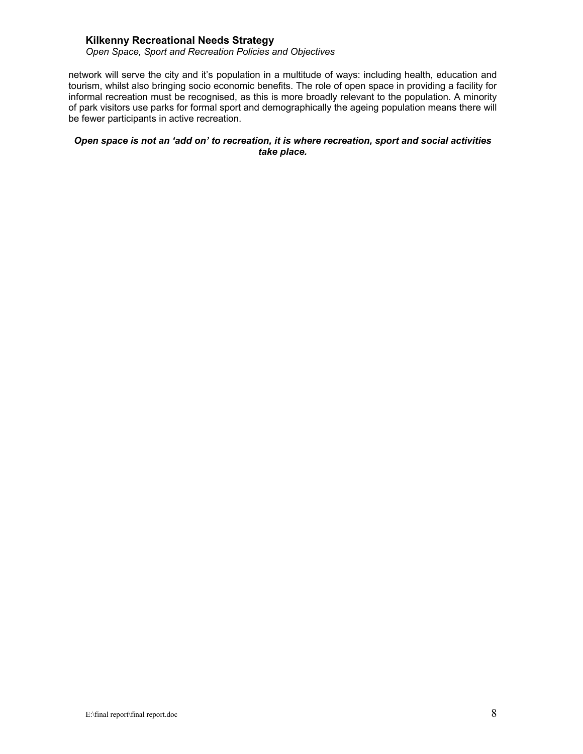network will serve the city and it's population in a multitude of ways: including health, education and tourism, whilst also bringing socio economic benefits. The role of open space in providing a facility for informal recreation must be recognised, as this is more broadly relevant to the population. A minority of park visitors use parks for formal sport and demographically the ageing population means there will be fewer participants in active recreation.

***Open space is not an 'add on' to recreation, it is where recreation, sport and social activities take place.***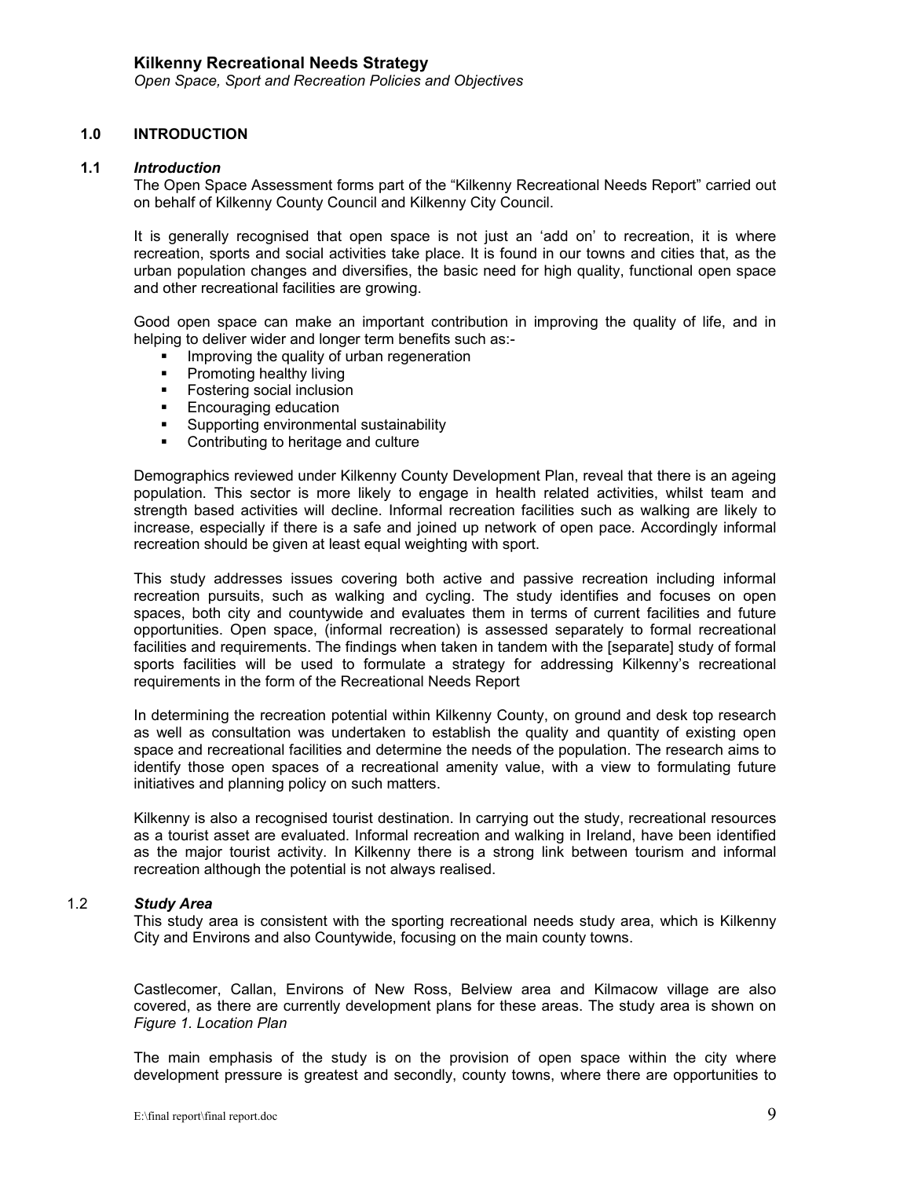## 1.0 INTRODUCTION

### 1.1 *Introduction*

The Open Space Assessment forms part of the "Kilkenny Recreational Needs Report" carried out on behalf of Kilkenny County Council and Kilkenny City Council.

It is generally recognised that open space is not just an 'add on' to recreation, it is where recreation, sports and social activities take place. It is found in our towns and cities that, as the urban population changes and diversifies, the basic need for high quality, functional open space and other recreational facilities are growing.

Good open space can make an important contribution in improving the quality of life, and in helping to deliver wider and longer term benefits such as:-

- Improving the quality of urban regeneration
- Promoting healthy living
- Fostering social inclusion
- Encouraging education
- Supporting environmental sustainability
- Contributing to heritage and culture

Demographics reviewed under Kilkenny County Development Plan, reveal that there is an ageing population. This sector is more likely to engage in health related activities, whilst team and strength based activities will decline. Informal recreation facilities such as walking are likely to increase, especially if there is a safe and joined up network of open pace. Accordingly informal recreation should be given at least equal weighting with sport.

This study addresses issues covering both active and passive recreation including informal recreation pursuits, such as walking and cycling. The study identifies and focuses on open spaces, both city and countywide and evaluates them in terms of current facilities and future opportunities. Open space, (informal recreation) is assessed separately to formal recreational facilities and requirements. The findings when taken in tandem with the [separate] study of formal sports facilities will be used to formulate a strategy for addressing Kilkenny's recreational requirements in the form of the Recreational Needs Report

In determining the recreation potential within Kilkenny County, on ground and desk top research as well as consultation was undertaken to establish the quality and quantity of existing open space and recreational facilities and determine the needs of the population. The research aims to identify those open spaces of a recreational amenity value, with a view to formulating future initiatives and planning policy on such matters.

Kilkenny is also a recognised tourist destination. In carrying out the study, recreational resources as a tourist asset are evaluated. Informal recreation and walking in Ireland, have been identified as the major tourist activity. In Kilkenny there is a strong link between tourism and informal recreation although the potential is not always realised.

### 1.2 *Study Area*

This study area is consistent with the sporting recreational needs study area, which is Kilkenny City and Environs and also Countywide, focusing on the main county towns.

Castlecomer, Callan, Environs of New Ross, Belview area and Kilmacow village are also covered, as there are currently development plans for these areas. The study area is shown on *Figure 1. Location Plan*

The main emphasis of the study is on the provision of open space within the city where development pressure is greatest and secondly, county towns, where there are opportunities to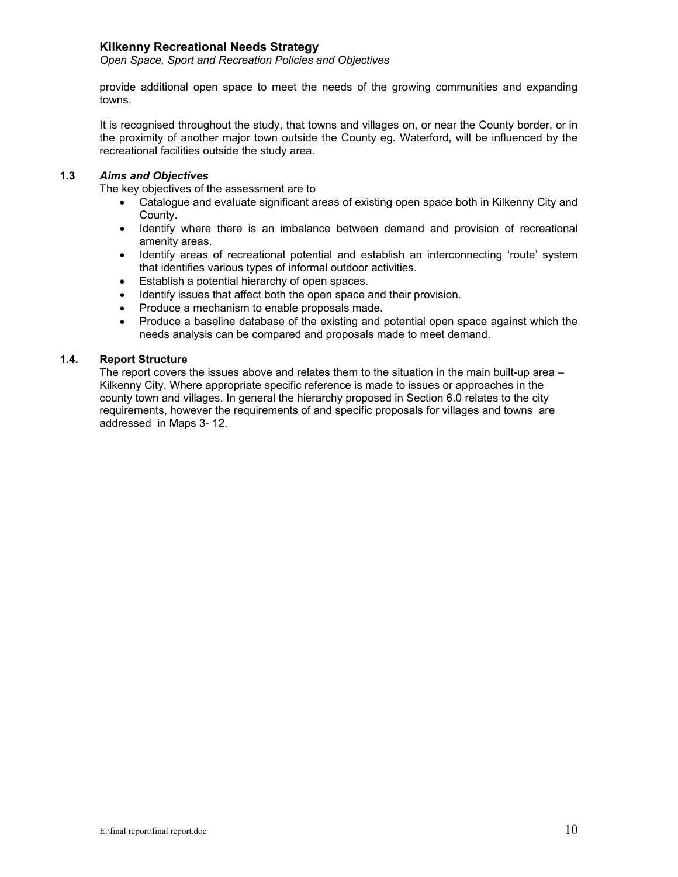provide additional open space to meet the needs of the growing communities and expanding towns.

It is recognised throughout the study, that towns and villages on, or near the County border, or in the proximity of another major town outside the County eg. Waterford, will be influenced by the recreational facilities outside the study area.

### 1.3 *Aims and Objectives*

The key objectives of the assessment are to

- Catalogue and evaluate significant areas of existing open space both in Kilkenny City and County.
- Identify where there is an imbalance between demand and provision of recreational amenity areas.
- Identify areas of recreational potential and establish an interconnecting 'route' system that identifies various types of informal outdoor activities.
- Establish a potential hierarchy of open spaces.
- Identify issues that affect both the open space and their provision.
- Produce a mechanism to enable proposals made.
- Produce a baseline database of the existing and potential open space against which the needs analysis can be compared and proposals made to meet demand.

### 1.4. Report Structure

The report covers the issues above and relates them to the situation in the main built-up area – Kilkenny City. Where appropriate specific reference is made to issues or approaches in the county town and villages. In general the hierarchy proposed in Section 6.0 relates to the city requirements, however the requirements of and specific proposals for villages and towns are addressed in Maps 3- 12.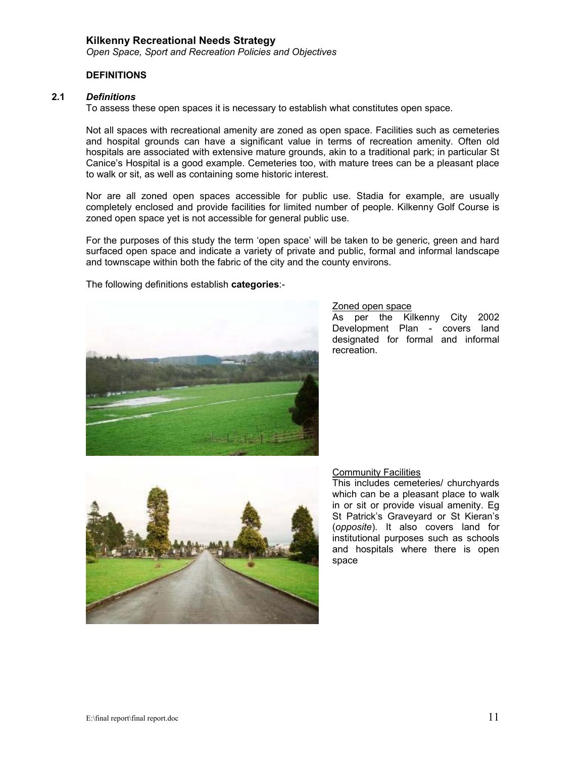**DEFINITIONS**

**2.1** ***Definitions***

To assess these open spaces it is necessary to establish what constitutes open space.

Not all spaces with recreational amenity are zoned as open space. Facilities such as cemeteries and hospital grounds can have a significant value in terms of recreation amenity. Often old hospitals are associated with extensive mature grounds, akin to a traditional park; in particular St Canice's Hospital is a good example. Cemeteries too, with mature trees can be a pleasant place to walk or sit, as well as containing some historic interest.

Nor are all zoned open spaces accessible for public use. Stadia for example, are usually completely enclosed and provide facilities for limited number of people. Kilkenny Golf Course is zoned open space yet is not accessible for general public use.

For the purposes of this study the term 'open space' will be taken to be generic, green and hard surfaced open space and indicate a variety of private and public, formal and informal landscape and townscape within both the fabric of the city and the county environs.

The following definitions establish **categories**:-

Zoned open space

As per the Kilkenny City 2002 Development Plan - covers land designated for formal and informal recreation.

Community Facilities

This includes cemeteries/ churchyards which can be a pleasant place to walk in or sit or provide visual amenity. Eg St Patrick's Graveyard or St Kieran's (*opposite*). It also covers land for institutional purposes such as schools and hospitals where there is open space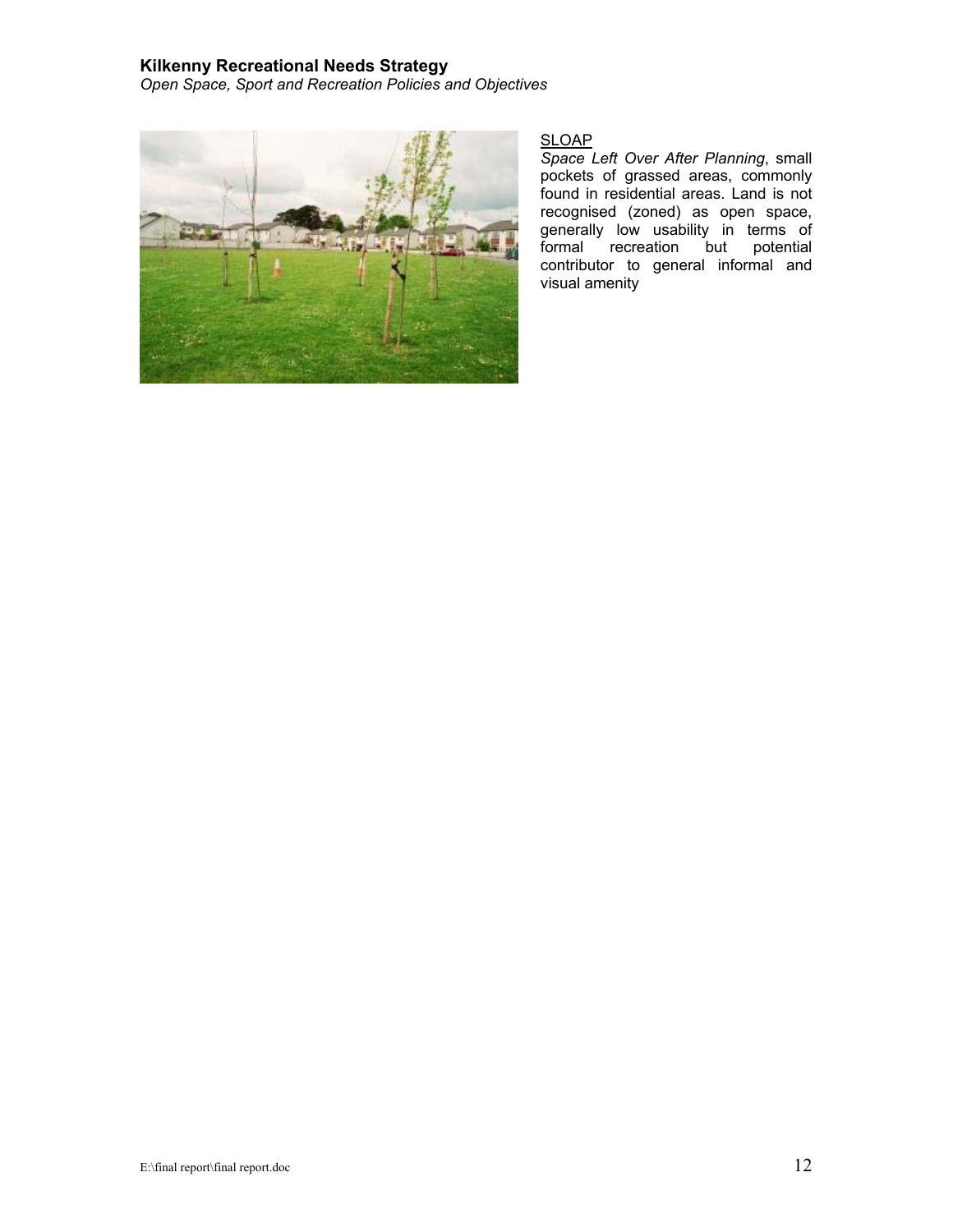SLOAP

*Space Left Over After Planning*, small pockets of grassed areas, commonly found in residential areas. Land is not recognised (zoned) as open space, generally low usability in terms of formal recreation but potential contributor to general informal and visual amenity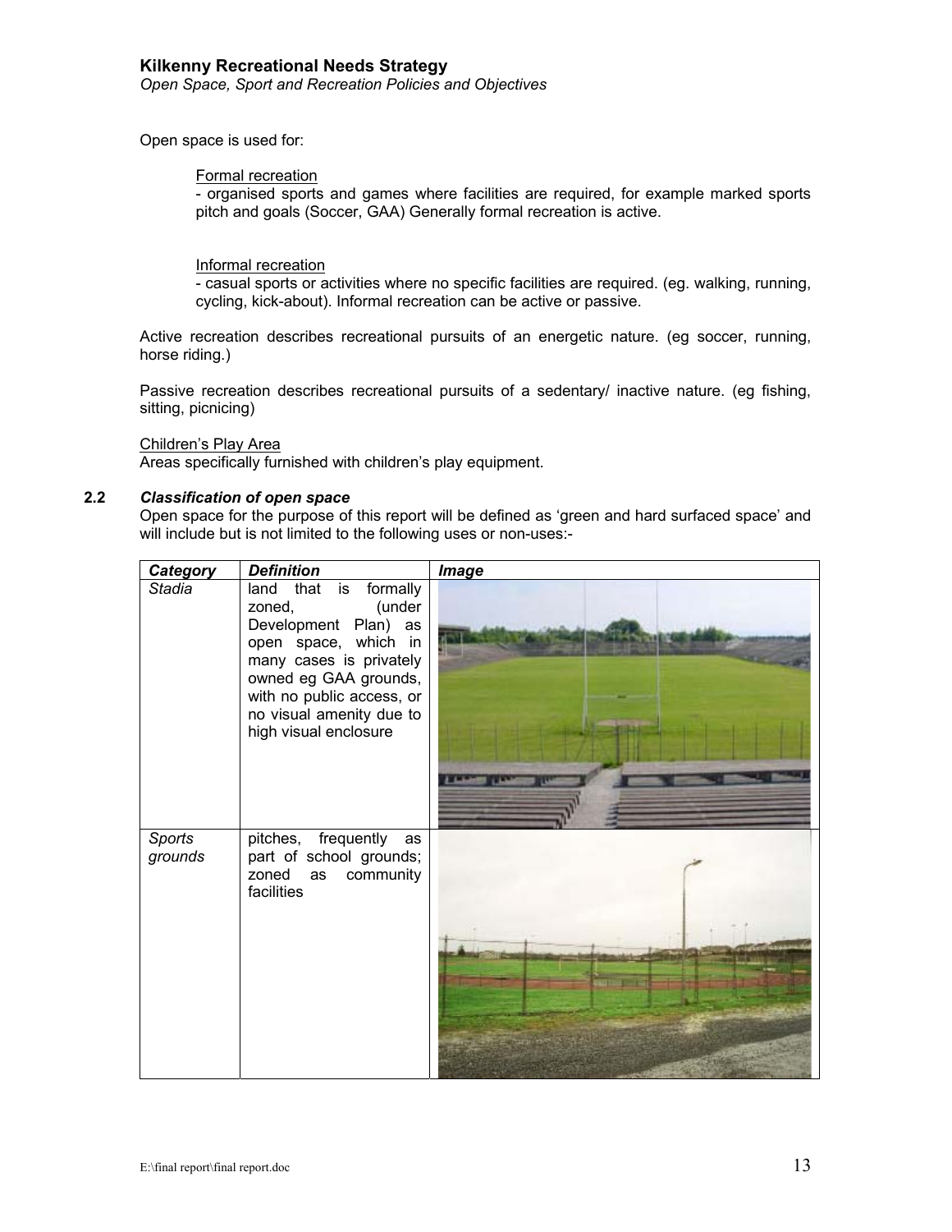Open space is used for:

Formal recreation
- organised sports and games where facilities are required, for example marked sports pitch and goals (Soccer, GAA) Generally formal recreation is active.

Informal recreation
- casual sports or activities where no specific facilities are required. (eg. walking, running, cycling, kick-about). Informal recreation can be active or passive.

Active recreation describes recreational pursuits of an energetic nature. (eg soccer, running, horse riding.)

Passive recreation describes recreational pursuits of a sedentary/ inactive nature. (eg fishing, sitting, picnicing)

Children's Play Area
Areas specifically furnished with children's play equipment.

### 2.2 *Classification of open space*

Open space for the purpose of this report will be defined as 'green and hard surfaced space' and will include but is not limited to the following uses or non-uses:-

| *Category* | *Definition* | *Image* |
|---|---|---|
| *Stadia* | land that is formally zoned, (under Development Plan) as open space, which in many cases is privately owned eg GAA grounds, with no public access, or no visual amenity due to high visual enclosure | |
| *Sports grounds* | pitches, frequently as part of school grounds; zoned as community facilities | |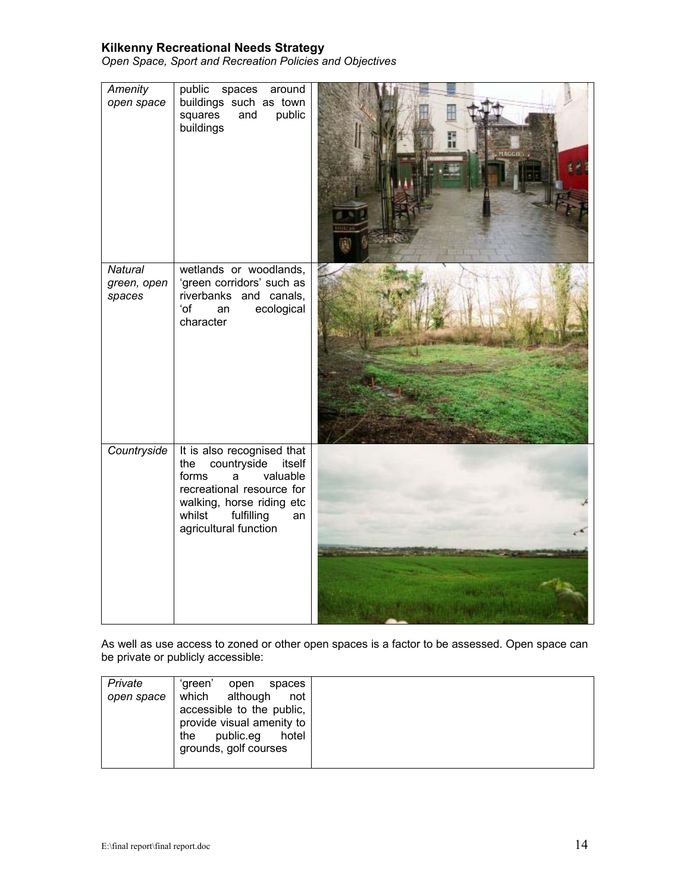| | | |
|---|---|---|
| *Amenity open space* | public spaces around buildings such as town squares and public buildings | |
| *Natural green, open spaces* | wetlands or woodlands, 'green corridors' such as riverbanks and canals, 'of an ecological character | |
| *Countryside* | It is also recognised that the countryside itself forms a valuable recreational resource for walking, horse riding etc whilst fulfilling an agricultural function | |

As well as use access to zoned or other open spaces is a factor to be assessed. Open space can be private or publicly accessible:

| | | |
|---|---|---|
| *Private open space* | 'green' open spaces which although not accessible to the public, provide visual amenity to the public.eg hotel grounds, golf courses | |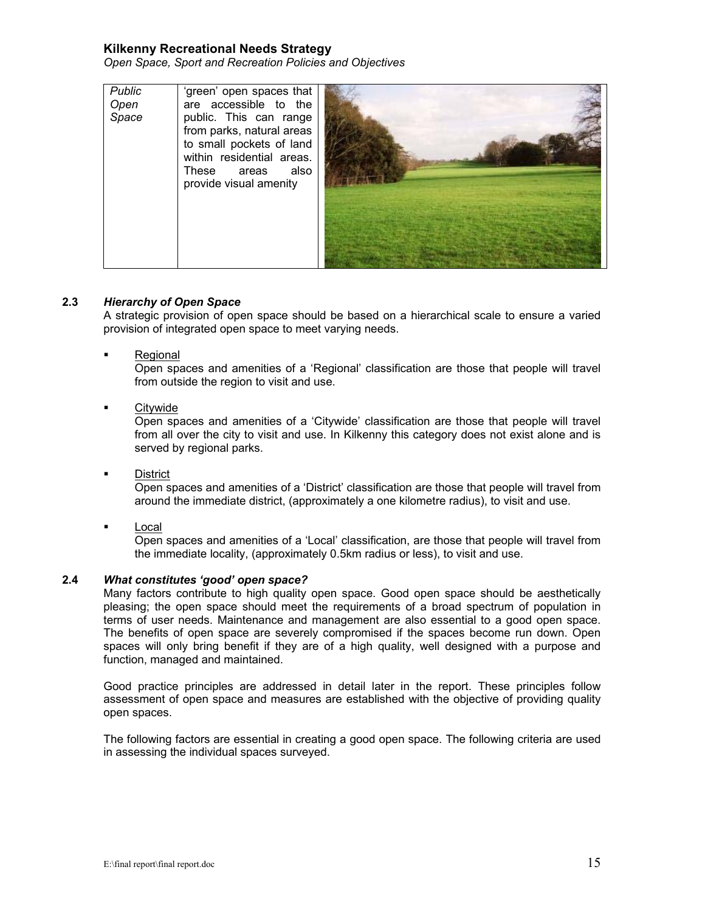| Public Open Space | 'green' open spaces that are accessible to the public. This can range from parks, natural areas to small pockets of land within residential areas. These areas also provide visual amenity | |
|---|---|---|

## 2.3 *Hierarchy of Open Space*

A strategic provision of open space should be based on a hierarchical scale to ensure a varied provision of integrated open space to meet varying needs.

- Regional

  Open spaces and amenities of a 'Regional' classification are those that people will travel from outside the region to visit and use.

- Citywide

  Open spaces and amenities of a 'Citywide' classification are those that people will travel from all over the city to visit and use. In Kilkenny this category does not exist alone and is served by regional parks.

- District

  Open spaces and amenities of a 'District' classification are those that people will travel from around the immediate district, (approximately a one kilometre radius), to visit and use.

- Local

  Open spaces and amenities of a 'Local' classification, are those that people will travel from the immediate locality, (approximately 0.5km radius or less), to visit and use.

## 2.4 *What constitutes 'good' open space?*

Many factors contribute to high quality open space. Good open space should be aesthetically pleasing; the open space should meet the requirements of a broad spectrum of population in terms of user needs. Maintenance and management are also essential to a good open space. The benefits of open space are severely compromised if the spaces become run down. Open spaces will only bring benefit if they are of a high quality, well designed with a purpose and function, managed and maintained.

Good practice principles are addressed in detail later in the report. These principles follow assessment of open space and measures are established with the objective of providing quality open spaces.

The following factors are essential in creating a good open space. The following criteria are used in assessing the individual spaces surveyed.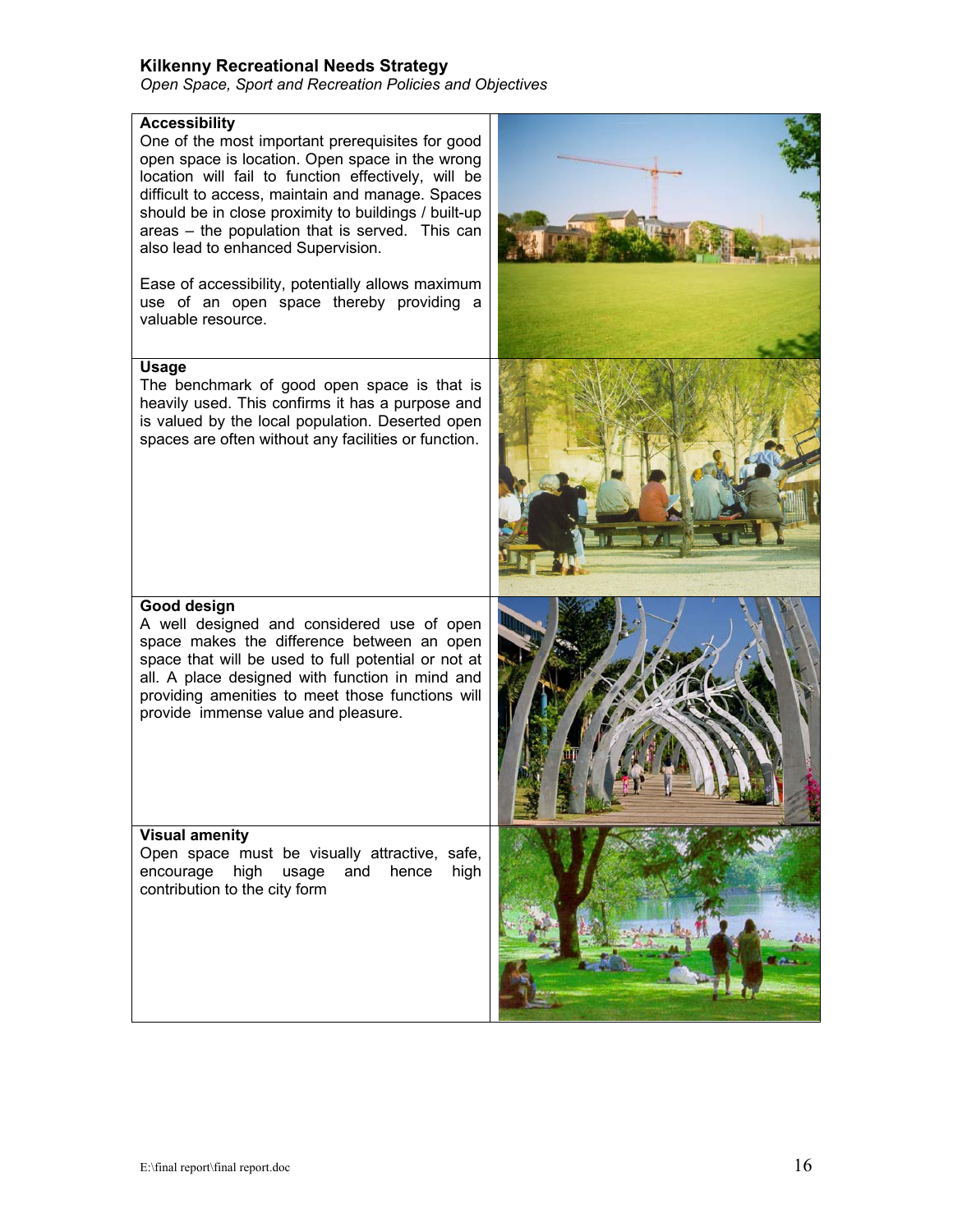**Accessibility**
One of the most important prerequisites for good open space is location. Open space in the wrong location will fail to function effectively, will be difficult to access, maintain and manage. Spaces should be in close proximity to buildings / built-up areas – the population that is served. This can also lead to enhanced Supervision.

Ease of accessibility, potentially allows maximum use of an open space thereby providing a valuable resource.

**Usage**
The benchmark of good open space is that is heavily used. This confirms it has a purpose and is valued by the local population. Deserted open spaces are often without any facilities or function.

**Good design**
A well designed and considered use of open space makes the difference between an open space that will be used to full potential or not at all. A place designed with function in mind and providing amenities to meet those functions will provide immense value and pleasure.

**Visual amenity**
Open space must be visually attractive, safe, encourage high usage and hence high contribution to the city form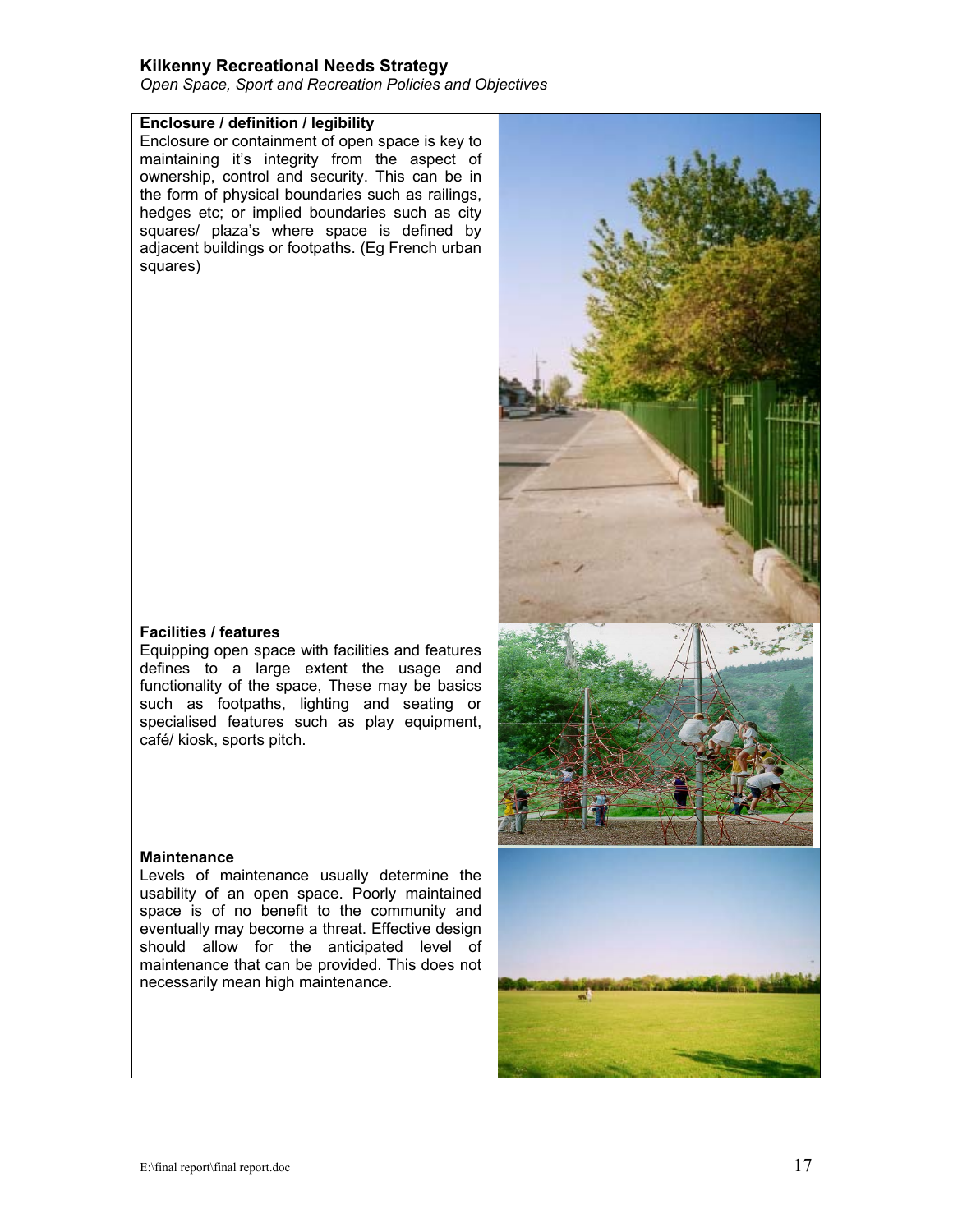**Enclosure / definition / legibility**

Enclosure or containment of open space is key to maintaining it's integrity from the aspect of ownership, control and security. This can be in the form of physical boundaries such as railings, hedges etc; or implied boundaries such as city squares/ plaza's where space is defined by adjacent buildings or footpaths. (Eg French urban squares)

**Facilities / features**

Equipping open space with facilities and features defines to a large extent the usage and functionality of the space, These may be basics such as footpaths, lighting and seating or specialised features such as play equipment, café/ kiosk, sports pitch.

**Maintenance**

Levels of maintenance usually determine the usability of an open space. Poorly maintained space is of no benefit to the community and eventually may become a threat. Effective design should allow for the anticipated level of maintenance that can be provided. This does not necessarily mean high maintenance.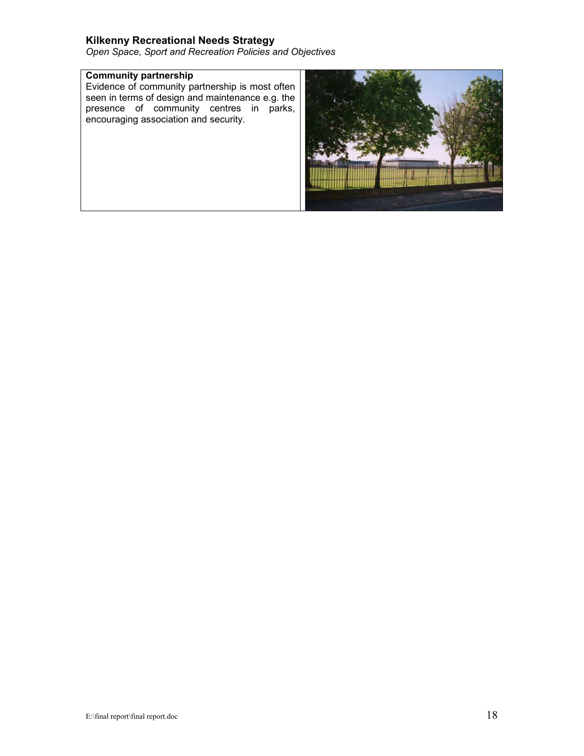**Community partnership**

Evidence of community partnership is most often seen in terms of design and maintenance e.g. the presence of community centres in parks, encouraging association and security.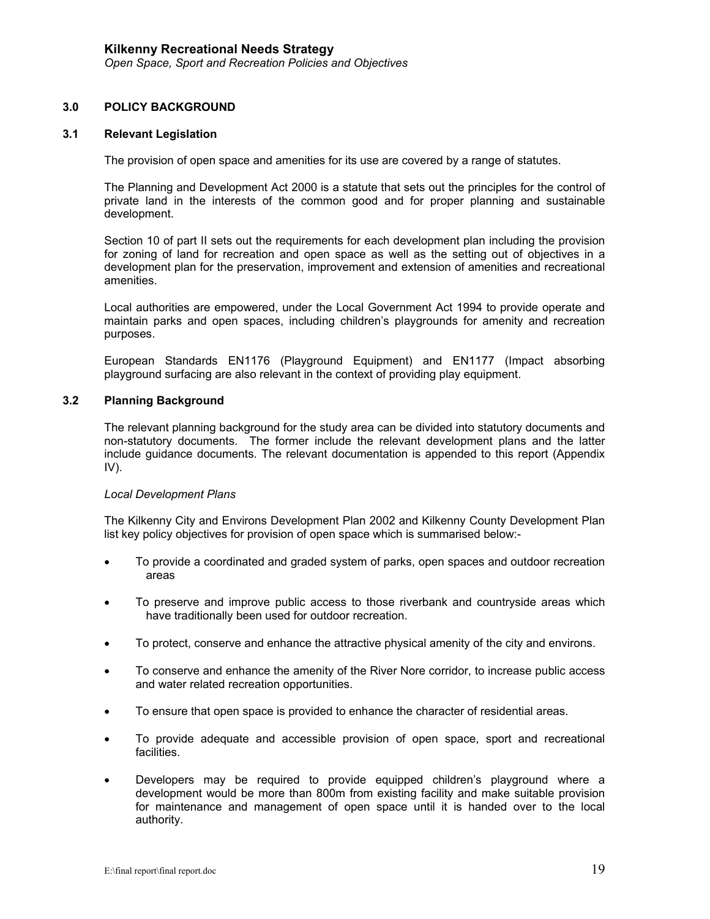## 3.0 POLICY BACKGROUND

### 3.1 Relevant Legislation

The provision of open space and amenities for its use are covered by a range of statutes.

The Planning and Development Act 2000 is a statute that sets out the principles for the control of private land in the interests of the common good and for proper planning and sustainable development.

Section 10 of part II sets out the requirements for each development plan including the provision for zoning of land for recreation and open space as well as the setting out of objectives in a development plan for the preservation, improvement and extension of amenities and recreational amenities.

Local authorities are empowered, under the Local Government Act 1994 to provide operate and maintain parks and open spaces, including children's playgrounds for amenity and recreation purposes.

European Standards EN1176 (Playground Equipment) and EN1177 (Impact absorbing playground surfacing are also relevant in the context of providing play equipment.

### 3.2 Planning Background

The relevant planning background for the study area can be divided into statutory documents and non-statutory documents. The former include the relevant development plans and the latter include guidance documents. The relevant documentation is appended to this report (Appendix IV).

*Local Development Plans*

The Kilkenny City and Environs Development Plan 2002 and Kilkenny County Development Plan list key policy objectives for provision of open space which is summarised below:-

- To provide a coordinated and graded system of parks, open spaces and outdoor recreation areas
- To preserve and improve public access to those riverbank and countryside areas which have traditionally been used for outdoor recreation.
- To protect, conserve and enhance the attractive physical amenity of the city and environs.
- To conserve and enhance the amenity of the River Nore corridor, to increase public access and water related recreation opportunities.
- To ensure that open space is provided to enhance the character of residential areas.
- To provide adequate and accessible provision of open space, sport and recreational facilities.
- Developers may be required to provide equipped children's playground where a development would be more than 800m from existing facility and make suitable provision for maintenance and management of open space until it is handed over to the local authority.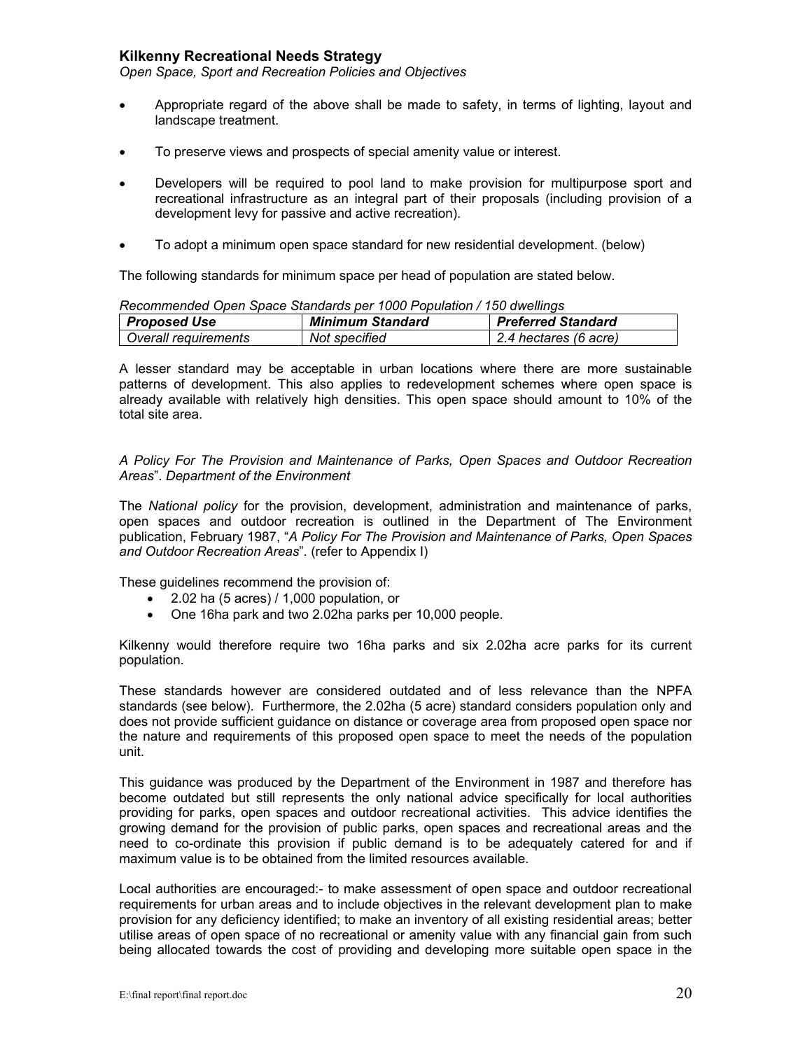- Appropriate regard of the above shall be made to safety, in terms of lighting, layout and landscape treatment.

- To preserve views and prospects of special amenity value or interest.

- Developers will be required to pool land to make provision for multipurpose sport and recreational infrastructure as an integral part of their proposals (including provision of a development levy for passive and active recreation).

- To adopt a minimum open space standard for new residential development. (below)

The following standards for minimum space per head of population are stated below.

*Recommended Open Space Standards per 1000 Population / 150 dwellings*

| ***Proposed Use*** | ***Minimum Standard*** | ***Preferred Standard*** |
|---|---|---|
| *Overall requirements* | *Not specified* | *2.4 hectares (6 acre)* |

A lesser standard may be acceptable in urban locations where there are more sustainable patterns of development. This also applies to redevelopment schemes where open space is already available with relatively high densities. This open space should amount to 10% of the total site area.

*A Policy For The Provision and Maintenance of Parks, Open Spaces and Outdoor Recreation Areas*". *Department of the Environment*

The *National policy* for the provision, development, administration and maintenance of parks, open spaces and outdoor recreation is outlined in the Department of The Environment publication, February 1987, "*A Policy For The Provision and Maintenance of Parks, Open Spaces and Outdoor Recreation Areas*". (refer to Appendix I)

These guidelines recommend the provision of:

- 2.02 ha (5 acres) / 1,000 population, or
- One 16ha park and two 2.02ha parks per 10,000 people.

Kilkenny would therefore require two 16ha parks and six 2.02ha acre parks for its current population.

These standards however are considered outdated and of less relevance than the NPFA standards (see below). Furthermore, the 2.02ha (5 acre) standard considers population only and does not provide sufficient guidance on distance or coverage area from proposed open space nor the nature and requirements of this proposed open space to meet the needs of the population unit.

This guidance was produced by the Department of the Environment in 1987 and therefore has become outdated but still represents the only national advice specifically for local authorities providing for parks, open spaces and outdoor recreational activities. This advice identifies the growing demand for the provision of public parks, open spaces and recreational areas and the need to co-ordinate this provision if public demand is to be adequately catered for and if maximum value is to be obtained from the limited resources available.

Local authorities are encouraged:- to make assessment of open space and outdoor recreational requirements for urban areas and to include objectives in the relevant development plan to make provision for any deficiency identified; to make an inventory of all existing residential areas; better utilise areas of open space of no recreational or amenity value with any financial gain from such being allocated towards the cost of providing and developing more suitable open space in the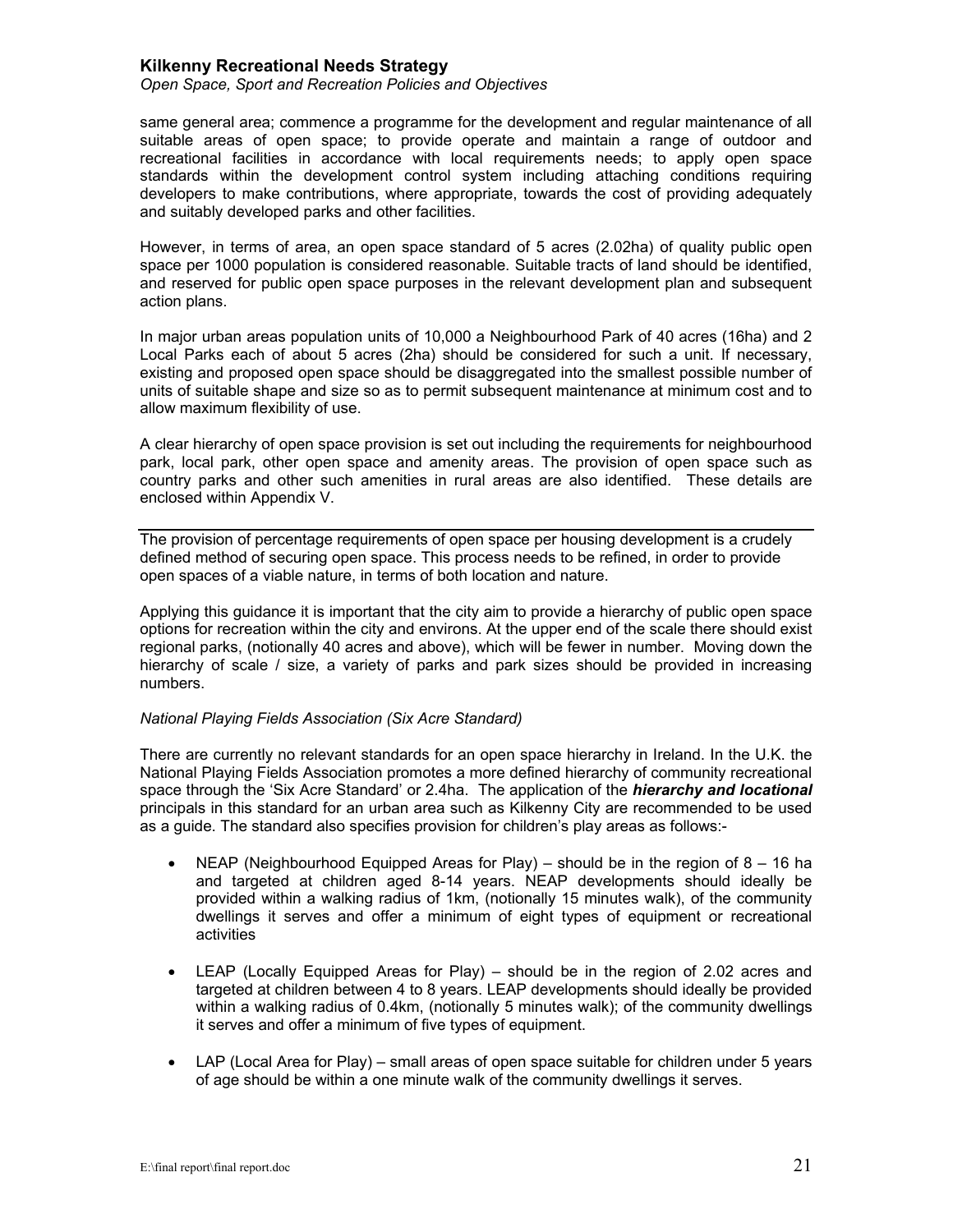same general area; commence a programme for the development and regular maintenance of all suitable areas of open space; to provide operate and maintain a range of outdoor and recreational facilities in accordance with local requirements needs; to apply open space standards within the development control system including attaching conditions requiring developers to make contributions, where appropriate, towards the cost of providing adequately and suitably developed parks and other facilities.

However, in terms of area, an open space standard of 5 acres (2.02ha) of quality public open space per 1000 population is considered reasonable. Suitable tracts of land should be identified, and reserved for public open space purposes in the relevant development plan and subsequent action plans.

In major urban areas population units of 10,000 a Neighbourhood Park of 40 acres (16ha) and 2 Local Parks each of about 5 acres (2ha) should be considered for such a unit. If necessary, existing and proposed open space should be disaggregated into the smallest possible number of units of suitable shape and size so as to permit subsequent maintenance at minimum cost and to allow maximum flexibility of use.

A clear hierarchy of open space provision is set out including the requirements for neighbourhood park, local park, other open space and amenity areas. The provision of open space such as country parks and other such amenities in rural areas are also identified. These details are enclosed within Appendix V.

---

The provision of percentage requirements of open space per housing development is a crudely defined method of securing open space. This process needs to be refined, in order to provide open spaces of a viable nature, in terms of both location and nature.

Applying this guidance it is important that the city aim to provide a hierarchy of public open space options for recreation within the city and environs. At the upper end of the scale there should exist regional parks, (notionally 40 acres and above), which will be fewer in number. Moving down the hierarchy of scale / size, a variety of parks and park sizes should be provided in increasing numbers.

*National Playing Fields Association (Six Acre Standard)*

There are currently no relevant standards for an open space hierarchy in Ireland. In the U.K. the National Playing Fields Association promotes a more defined hierarchy of community recreational space through the 'Six Acre Standard' or 2.4ha. The application of the ***hierarchy and locational*** principals in this standard for an urban area such as Kilkenny City are recommended to be used as a guide. The standard also specifies provision for children's play areas as follows:-

- NEAP (Neighbourhood Equipped Areas for Play) – should be in the region of 8 – 16 ha and targeted at children aged 8-14 years. NEAP developments should ideally be provided within a walking radius of 1km, (notionally 15 minutes walk), of the community dwellings it serves and offer a minimum of eight types of equipment or recreational activities

- LEAP (Locally Equipped Areas for Play) – should be in the region of 2.02 acres and targeted at children between 4 to 8 years. LEAP developments should ideally be provided within a walking radius of 0.4km, (notionally 5 minutes walk); of the community dwellings it serves and offer a minimum of five types of equipment.

- LAP (Local Area for Play) – small areas of open space suitable for children under 5 years of age should be within a one minute walk of the community dwellings it serves.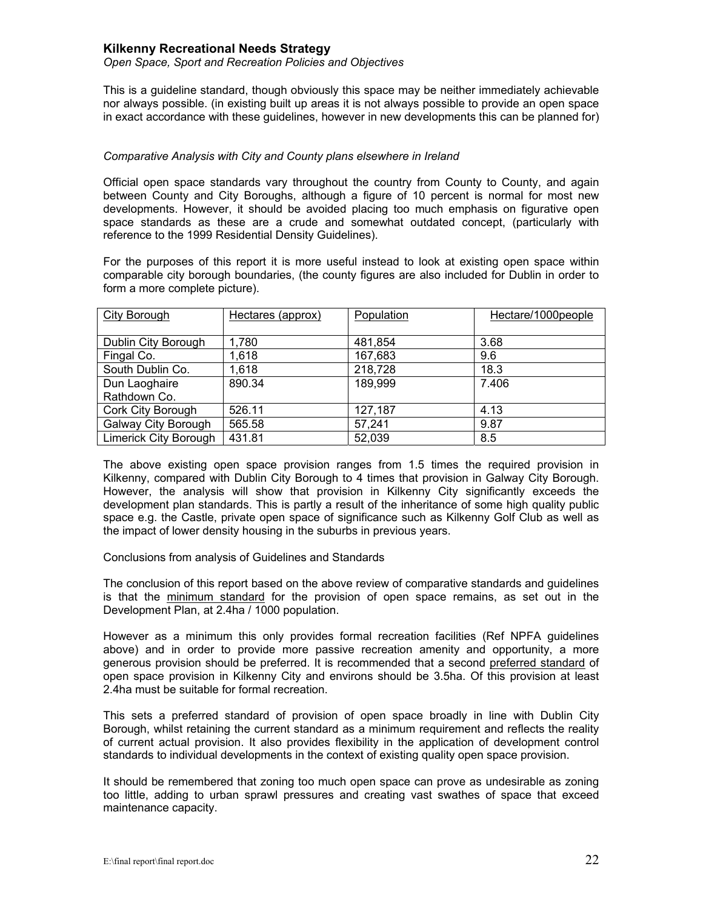This is a guideline standard, though obviously this space may be neither immediately achievable nor always possible. (in existing built up areas it is not always possible to provide an open space in exact accordance with these guidelines, however in new developments this can be planned for)

*Comparative Analysis with City and County plans elsewhere in Ireland*

Official open space standards vary throughout the country from County to County, and again between County and City Boroughs, although a figure of 10 percent is normal for most new developments. However, it should be avoided placing too much emphasis on figurative open space standards as these are a crude and somewhat outdated concept, (particularly with reference to the 1999 Residential Density Guidelines).

For the purposes of this report it is more useful instead to look at existing open space within comparable city borough boundaries, (the county figures are also included for Dublin in order to form a more complete picture).

| City Borough | Hectares (approx) | Population | Hectare/1000people |
|---|---|---|---|
| Dublin City Borough | 1,780 | 481,854 | 3.68 |
| Fingal Co. | 1,618 | 167,683 | 9.6 |
| South Dublin Co. | 1,618 | 218,728 | 18.3 |
| Dun Laoghaire Rathdown Co. | 890.34 | 189,999 | 7.406 |
| Cork City Borough | 526.11 | 127,187 | 4.13 |
| Galway City Borough | 565.58 | 57,241 | 9.87 |
| Limerick City Borough | 431.81 | 52,039 | 8.5 |

The above existing open space provision ranges from 1.5 times the required provision in Kilkenny, compared with Dublin City Borough to 4 times that provision in Galway City Borough. However, the analysis will show that provision in Kilkenny City significantly exceeds the development plan standards. This is partly a result of the inheritance of some high quality public space e.g. the Castle, private open space of significance such as Kilkenny Golf Club as well as the impact of lower density housing in the suburbs in previous years.

Conclusions from analysis of Guidelines and Standards

The conclusion of this report based on the above review of comparative standards and guidelines is that the minimum standard for the provision of open space remains, as set out in the Development Plan, at 2.4ha / 1000 population.

However as a minimum this only provides formal recreation facilities (Ref NPFA guidelines above) and in order to provide more passive recreation amenity and opportunity, a more generous provision should be preferred. It is recommended that a second preferred standard of open space provision in Kilkenny City and environs should be 3.5ha. Of this provision at least 2.4ha must be suitable for formal recreation.

This sets a preferred standard of provision of open space broadly in line with Dublin City Borough, whilst retaining the current standard as a minimum requirement and reflects the reality of current actual provision. It also provides flexibility in the application of development control standards to individual developments in the context of existing quality open space provision.

It should be remembered that zoning too much open space can prove as undesirable as zoning too little, adding to urban sprawl pressures and creating vast swathes of space that exceed maintenance capacity.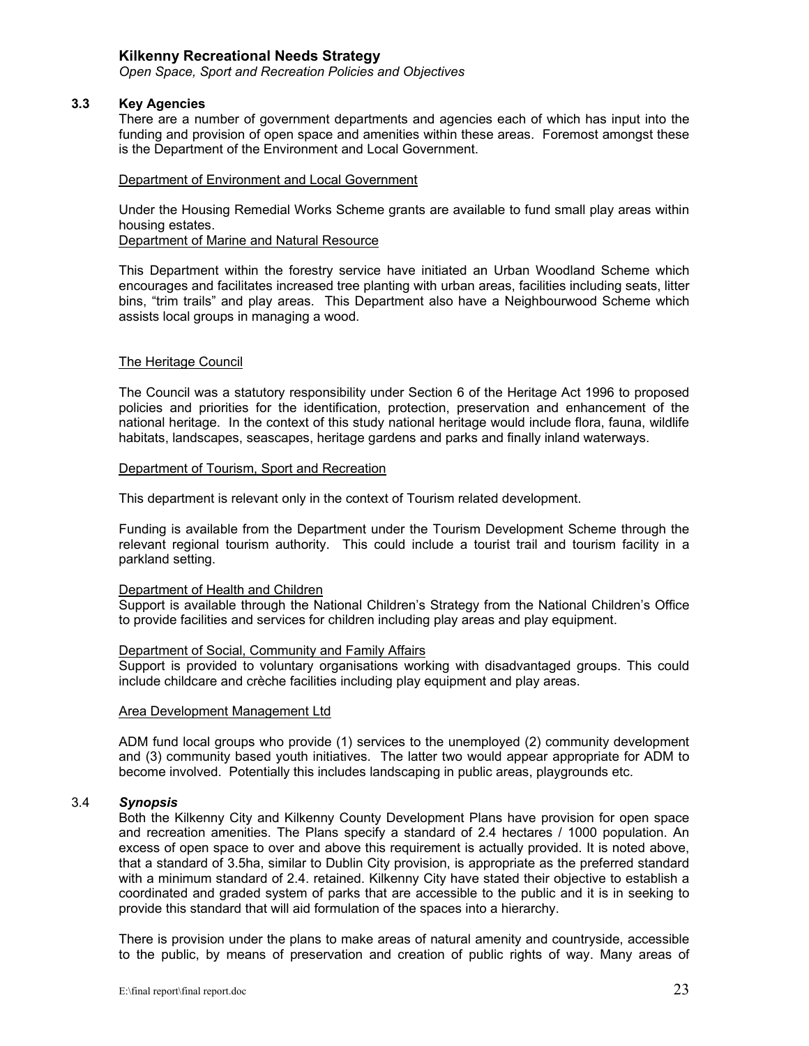### 3.3 Key Agencies

There are a number of government departments and agencies each of which has input into the funding and provision of open space and amenities within these areas. Foremost amongst these is the Department of the Environment and Local Government.

Department of Environment and Local Government

Under the Housing Remedial Works Scheme grants are available to fund small play areas within housing estates.

Department of Marine and Natural Resource

This Department within the forestry service have initiated an Urban Woodland Scheme which encourages and facilitates increased tree planting with urban areas, facilities including seats, litter bins, "trim trails" and play areas. This Department also have a Neighbourwood Scheme which assists local groups in managing a wood.

The Heritage Council

The Council was a statutory responsibility under Section 6 of the Heritage Act 1996 to proposed policies and priorities for the identification, protection, preservation and enhancement of the national heritage. In the context of this study national heritage would include flora, fauna, wildlife habitats, landscapes, seascapes, heritage gardens and parks and finally inland waterways.

Department of Tourism, Sport and Recreation

This department is relevant only in the context of Tourism related development.

Funding is available from the Department under the Tourism Development Scheme through the relevant regional tourism authority. This could include a tourist trail and tourism facility in a parkland setting.

Department of Health and Children

Support is available through the National Children's Strategy from the National Children's Office to provide facilities and services for children including play areas and play equipment.

Department of Social, Community and Family Affairs

Support is provided to voluntary organisations working with disadvantaged groups. This could include childcare and crèche facilities including play equipment and play areas.

Area Development Management Ltd

ADM fund local groups who provide (1) services to the unemployed (2) community development and (3) community based youth initiatives. The latter two would appear appropriate for ADM to become involved. Potentially this includes landscaping in public areas, playgrounds etc.

### 3.4 *Synopsis*

Both the Kilkenny City and Kilkenny County Development Plans have provision for open space and recreation amenities. The Plans specify a standard of 2.4 hectares / 1000 population. An excess of open space to over and above this requirement is actually provided. It is noted above, that a standard of 3.5ha, similar to Dublin City provision, is appropriate as the preferred standard with a minimum standard of 2.4. retained. Kilkenny City have stated their objective to establish a coordinated and graded system of parks that are accessible to the public and it is in seeking to provide this standard that will aid formulation of the spaces into a hierarchy.

There is provision under the plans to make areas of natural amenity and countryside, accessible to the public, by means of preservation and creation of public rights of way. Many areas of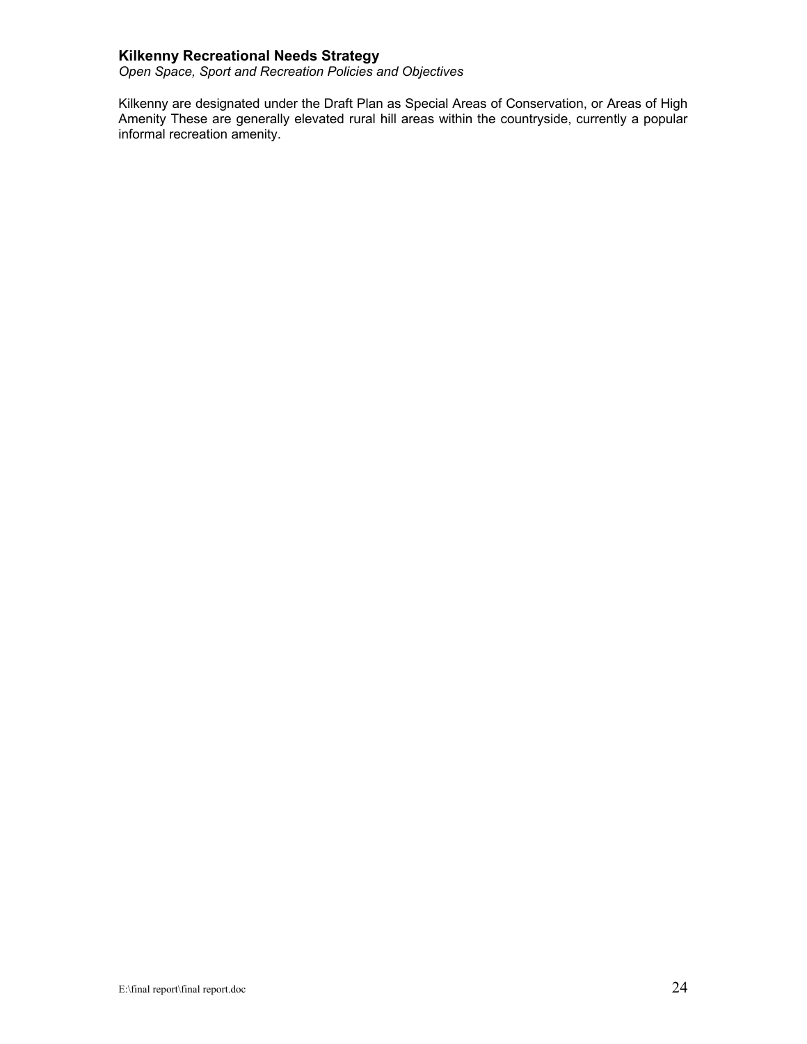Kilkenny are designated under the Draft Plan as Special Areas of Conservation, or Areas of High Amenity These are generally elevated rural hill areas within the countryside, currently a popular informal recreation amenity.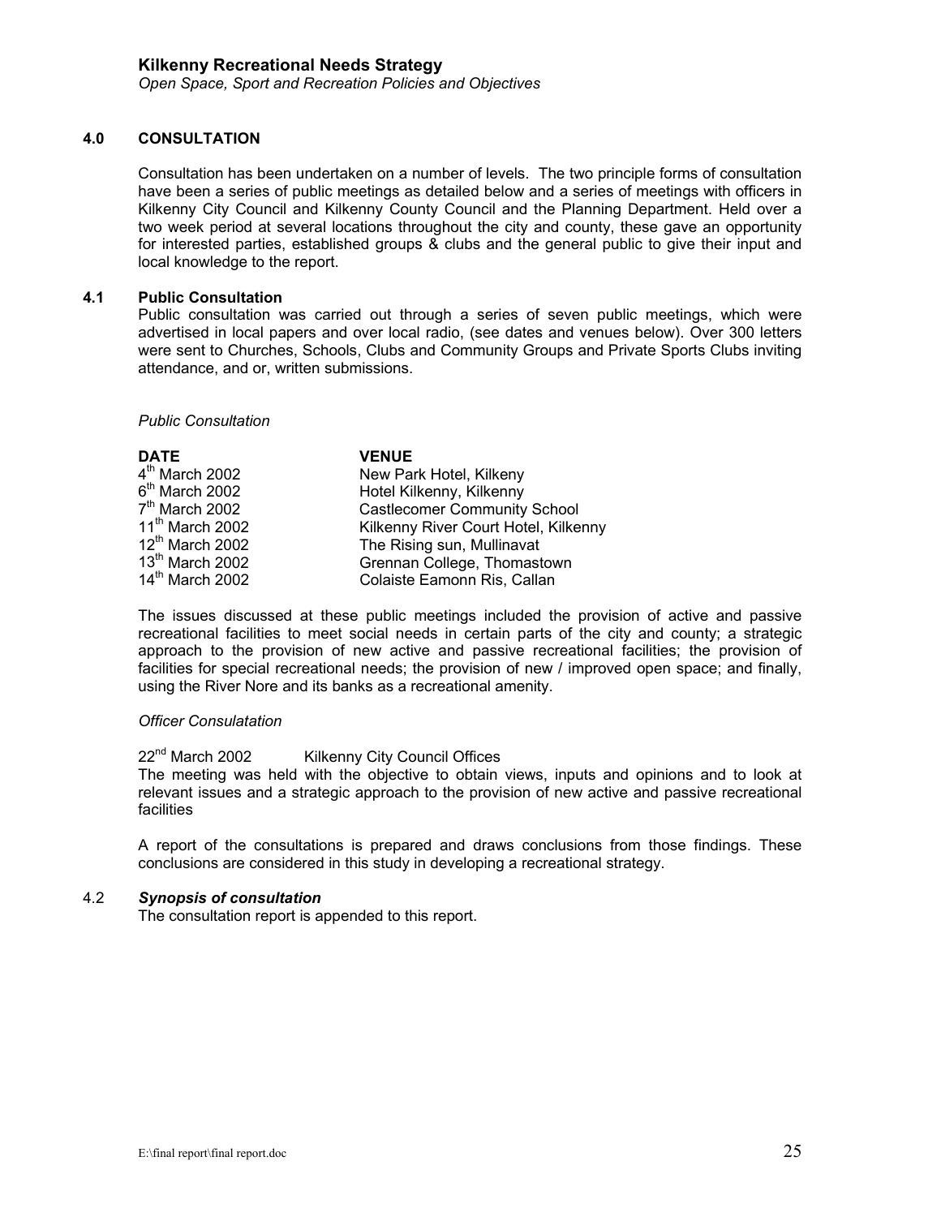## 4.0 CONSULTATION

Consultation has been undertaken on a number of levels. The two principle forms of consultation have been a series of public meetings as detailed below and a series of meetings with officers in Kilkenny City Council and Kilkenny County Council and the Planning Department. Held over a two week period at several locations throughout the city and county, these gave an opportunity for interested parties, established groups & clubs and the general public to give their input and local knowledge to the report.

### 4.1 Public Consultation

Public consultation was carried out through a series of seven public meetings, which were advertised in local papers and over local radio, (see dates and venues below). Over 300 letters were sent to Churches, Schools, Clubs and Community Groups and Private Sports Clubs inviting attendance, and or, written submissions.

*Public Consultation*

| DATE | VENUE |
|---|---|
| 4th March 2002 | New Park Hotel, Kilkeny |
| 6th March 2002 | Hotel Kilkenny, Kilkenny |
| 7th March 2002 | Castlecomer Community School |
| 11th March 2002 | Kilkenny River Court Hotel, Kilkenny |
| 12th March 2002 | The Rising sun, Mullinavat |
| 13th March 2002 | Grennan College, Thomastown |
| 14th March 2002 | Colaiste Eamonn Ris, Callan |

The issues discussed at these public meetings included the provision of active and passive recreational facilities to meet social needs in certain parts of the city and county; a strategic approach to the provision of new active and passive recreational facilities; the provision of facilities for special recreational needs; the provision of new / improved open space; and finally, using the River Nore and its banks as a recreational amenity.

*Officer Consulatation*

22nd March 2002 Kilkenny City Council Offices

The meeting was held with the objective to obtain views, inputs and opinions and to look at relevant issues and a strategic approach to the provision of new active and passive recreational facilities

A report of the consultations is prepared and draws conclusions from those findings. These conclusions are considered in this study in developing a recreational strategy.

### 4.2 *Synopsis of consultation*

The consultation report is appended to this report.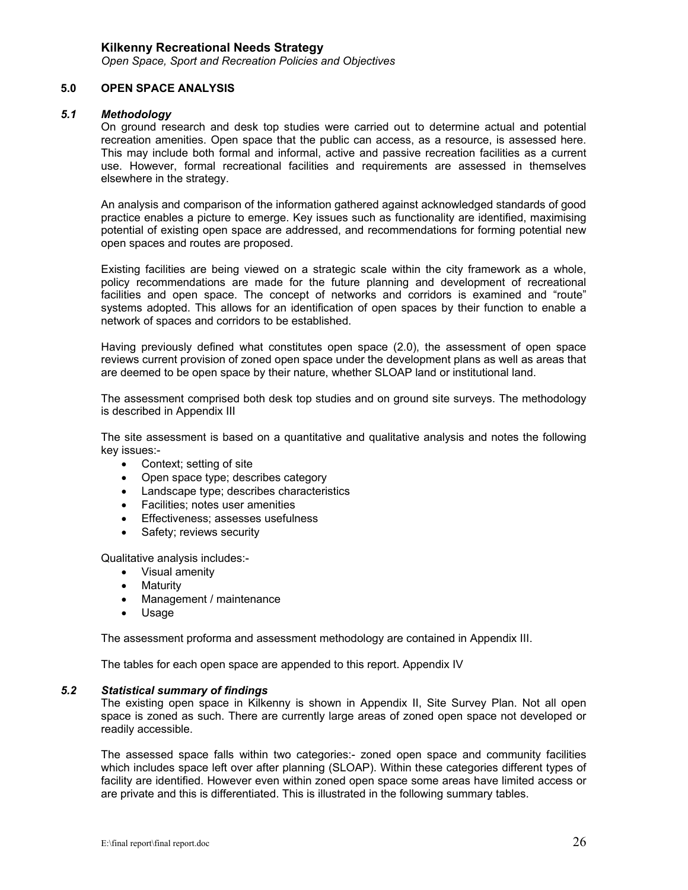## 5.0 OPEN SPACE ANALYSIS

### *5.1 Methodology*

On ground research and desk top studies were carried out to determine actual and potential recreation amenities. Open space that the public can access, as a resource, is assessed here. This may include both formal and informal, active and passive recreation facilities as a current use. However, formal recreational facilities and requirements are assessed in themselves elsewhere in the strategy.

An analysis and comparison of the information gathered against acknowledged standards of good practice enables a picture to emerge. Key issues such as functionality are identified, maximising potential of existing open space are addressed, and recommendations for forming potential new open spaces and routes are proposed.

Existing facilities are being viewed on a strategic scale within the city framework as a whole, policy recommendations are made for the future planning and development of recreational facilities and open space. The concept of networks and corridors is examined and "route" systems adopted. This allows for an identification of open spaces by their function to enable a network of spaces and corridors to be established.

Having previously defined what constitutes open space (2.0), the assessment of open space reviews current provision of zoned open space under the development plans as well as areas that are deemed to be open space by their nature, whether SLOAP land or institutional land.

The assessment comprised both desk top studies and on ground site surveys. The methodology is described in Appendix III

The site assessment is based on a quantitative and qualitative analysis and notes the following key issues:-

- Context; setting of site
- Open space type; describes category
- Landscape type; describes characteristics
- Facilities; notes user amenities
- Effectiveness; assesses usefulness
- Safety; reviews security

Qualitative analysis includes:-

- Visual amenity
- Maturity
- Management / maintenance
- Usage

The assessment proforma and assessment methodology are contained in Appendix III.

The tables for each open space are appended to this report. Appendix IV

### *5.2 Statistical summary of findings*

The existing open space in Kilkenny is shown in Appendix II, Site Survey Plan. Not all open space is zoned as such. There are currently large areas of zoned open space not developed or readily accessible.

The assessed space falls within two categories:- zoned open space and community facilities which includes space left over after planning (SLOAP). Within these categories different types of facility are identified. However even within zoned open space some areas have limited access or are private and this is differentiated. This is illustrated in the following summary tables.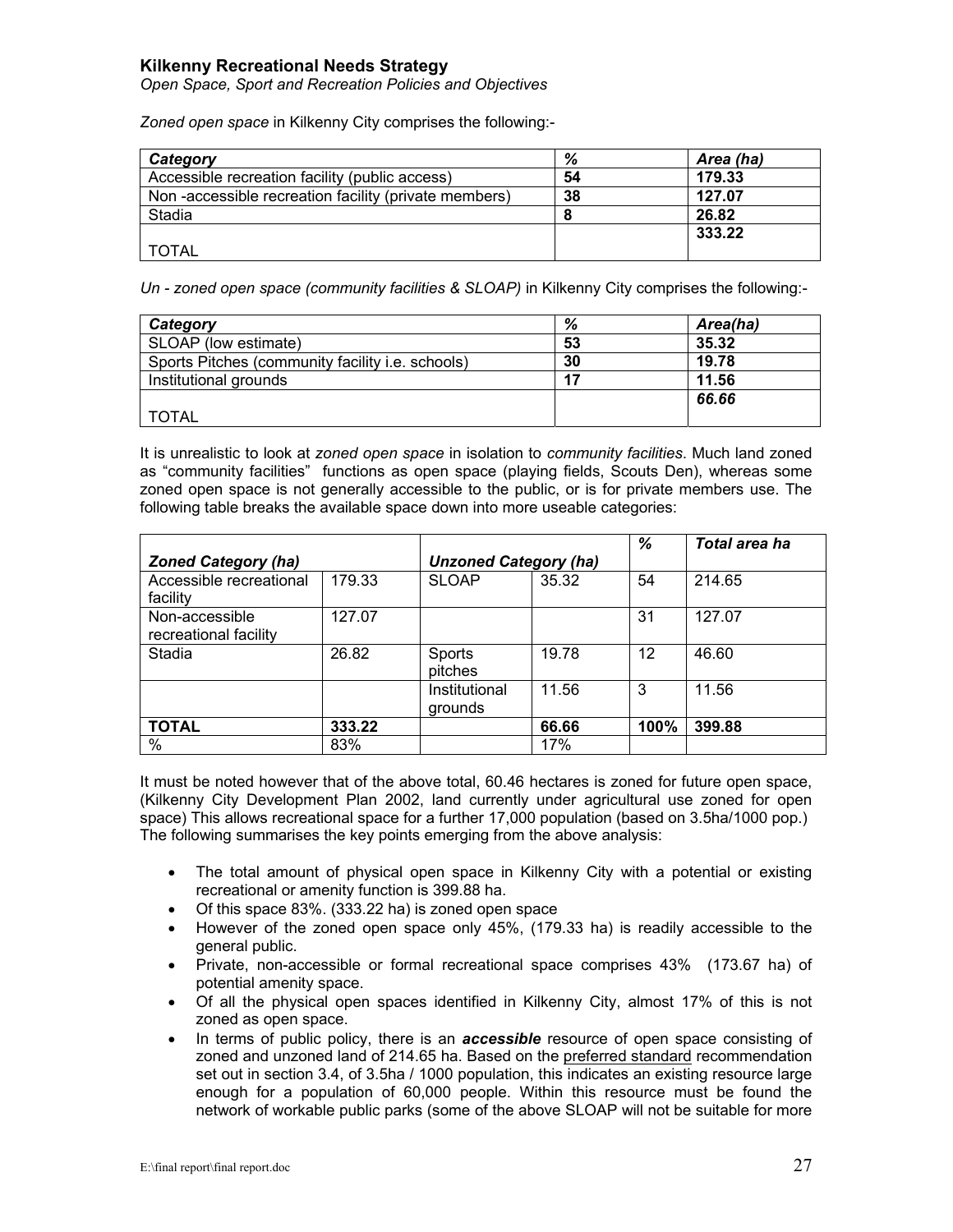**Kilkenny Recreational Needs Strategy**

*Open Space, Sport and Recreation Policies and Objectives*

*Zoned open space* in Kilkenny City comprises the following:-

| *Category* | *%* | *Area (ha)* |
|---|---|---|
| Accessible recreation facility (public access) | **54** | **179.33** |
| Non -accessible recreation facility (private members) | **38** | **127.07** |
| Stadia | **8** | **26.82** |
| TOTAL | | **333.22** |

*Un - zoned open space (community facilities & SLOAP)* in Kilkenny City comprises the following:-

| *Category* | *%* | *Area(ha)* |
|---|---|---|
| SLOAP (low estimate) | **53** | **35.32** |
| Sports Pitches (community facility i.e. schools) | **30** | **19.78** |
| Institutional grounds | **17** | **11.56** |
| TOTAL | | ***66.66*** |

It is unrealistic to look at *zoned open space* in isolation to *community facilities*. Much land zoned as "community facilities" functions as open space (playing fields, Scouts Den), whereas some zoned open space is not generally accessible to the public, or is for private members use. The following table breaks the available space down into more useable categories:

| *Zoned Category (ha)* | | *Unzoned Category (ha)* | | *%* | *Total area ha* |
|---|---|---|---|---|---|
| Accessible recreational facility | 179.33 | SLOAP | 35.32 | 54 | 214.65 |
| Non-accessible recreational facility | 127.07 | | | 31 | 127.07 |
| Stadia | 26.82 | Sports pitches | 19.78 | 12 | 46.60 |
| | | Institutional grounds | 11.56 | 3 | 11.56 |
| **TOTAL** | **333.22** | | **66.66** | **100%** | **399.88** |
| % | 83% | | 17% | | |

It must be noted however that of the above total, 60.46 hectares is zoned for future open space, (Kilkenny City Development Plan 2002, land currently under agricultural use zoned for open space) This allows recreational space for a further 17,000 population (based on 3.5ha/1000 pop.) The following summarises the key points emerging from the above analysis:

- The total amount of physical open space in Kilkenny City with a potential or existing recreational or amenity function is 399.88 ha.
- Of this space 83%. (333.22 ha) is zoned open space
- However of the zoned open space only 45%, (179.33 ha) is readily accessible to the general public.
- Private, non-accessible or formal recreational space comprises 43% (173.67 ha) of potential amenity space.
- Of all the physical open spaces identified in Kilkenny City, almost 17% of this is not zoned as open space.
- In terms of public policy, there is an ***accessible*** resource of open space consisting of zoned and unzoned land of 214.65 ha. Based on the preferred standard recommendation set out in section 3.4, of 3.5ha / 1000 population, this indicates an existing resource large enough for a population of 60,000 people. Within this resource must be found the network of workable public parks (some of the above SLOAP will not be suitable for more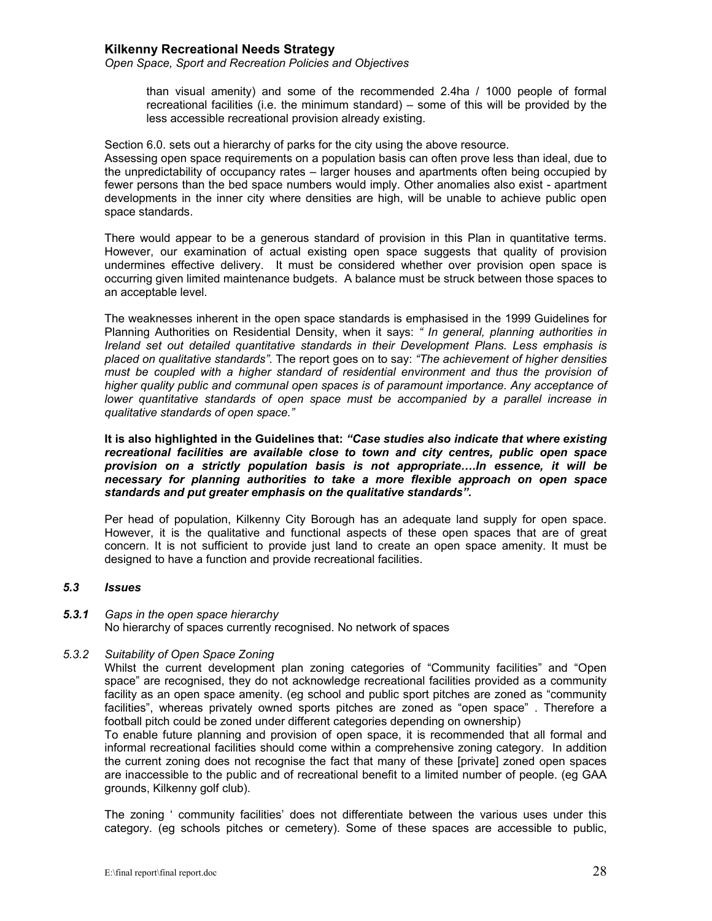than visual amenity) and some of the recommended 2.4ha / 1000 people of formal recreational facilities (i.e. the minimum standard) – some of this will be provided by the less accessible recreational provision already existing.

Section 6.0. sets out a hierarchy of parks for the city using the above resource.
Assessing open space requirements on a population basis can often prove less than ideal, due to the unpredictability of occupancy rates – larger houses and apartments often being occupied by fewer persons than the bed space numbers would imply. Other anomalies also exist - apartment developments in the inner city where densities are high, will be unable to achieve public open space standards.

There would appear to be a generous standard of provision in this Plan in quantitative terms. However, our examination of actual existing open space suggests that quality of provision undermines effective delivery. It must be considered whether over provision open space is occurring given limited maintenance budgets. A balance must be struck between those spaces to an acceptable level.

The weaknesses inherent in the open space standards is emphasised in the 1999 Guidelines for Planning Authorities on Residential Density, when it says: *" In general, planning authorities in Ireland set out detailed quantitative standards in their Development Plans. Less emphasis is placed on qualitative standards"*. The report goes on to say: *"The achievement of higher densities must be coupled with a higher standard of residential environment and thus the provision of higher quality public and communal open spaces is of paramount importance. Any acceptance of lower quantitative standards of open space must be accompanied by a parallel increase in qualitative standards of open space."*

**It is also highlighted in the Guidelines that: *"Case studies also indicate that where existing recreational facilities are available close to town and city centres, public open space provision on a strictly population basis is not appropriate….In essence, it will be necessary for planning authorities to take a more flexible approach on open space standards and put greater emphasis on the qualitative standards".***

Per head of population, Kilkenny City Borough has an adequate land supply for open space. However, it is the qualitative and functional aspects of these open spaces that are of great concern. It is not sufficient to provide just land to create an open space amenity. It must be designed to have a function and provide recreational facilities.

### *5.3 Issues*

***5.3.1*** *Gaps in the open space hierarchy*

No hierarchy of spaces currently recognised. No network of spaces

*5.3.2 Suitability of Open Space Zoning*

Whilst the current development plan zoning categories of "Community facilities" and "Open space" are recognised, they do not acknowledge recreational facilities provided as a community facility as an open space amenity. (eg school and public sport pitches are zoned as "community facilities", whereas privately owned sports pitches are zoned as "open space" . Therefore a football pitch could be zoned under different categories depending on ownership)
To enable future planning and provision of open space, it is recommended that all formal and informal recreational facilities should come within a comprehensive zoning category. In addition the current zoning does not recognise the fact that many of these [private] zoned open spaces are inaccessible to the public and of recreational benefit to a limited number of people. (eg GAA grounds, Kilkenny golf club).

The zoning ' community facilities' does not differentiate between the various uses under this category. (eg schools pitches or cemetery). Some of these spaces are accessible to public,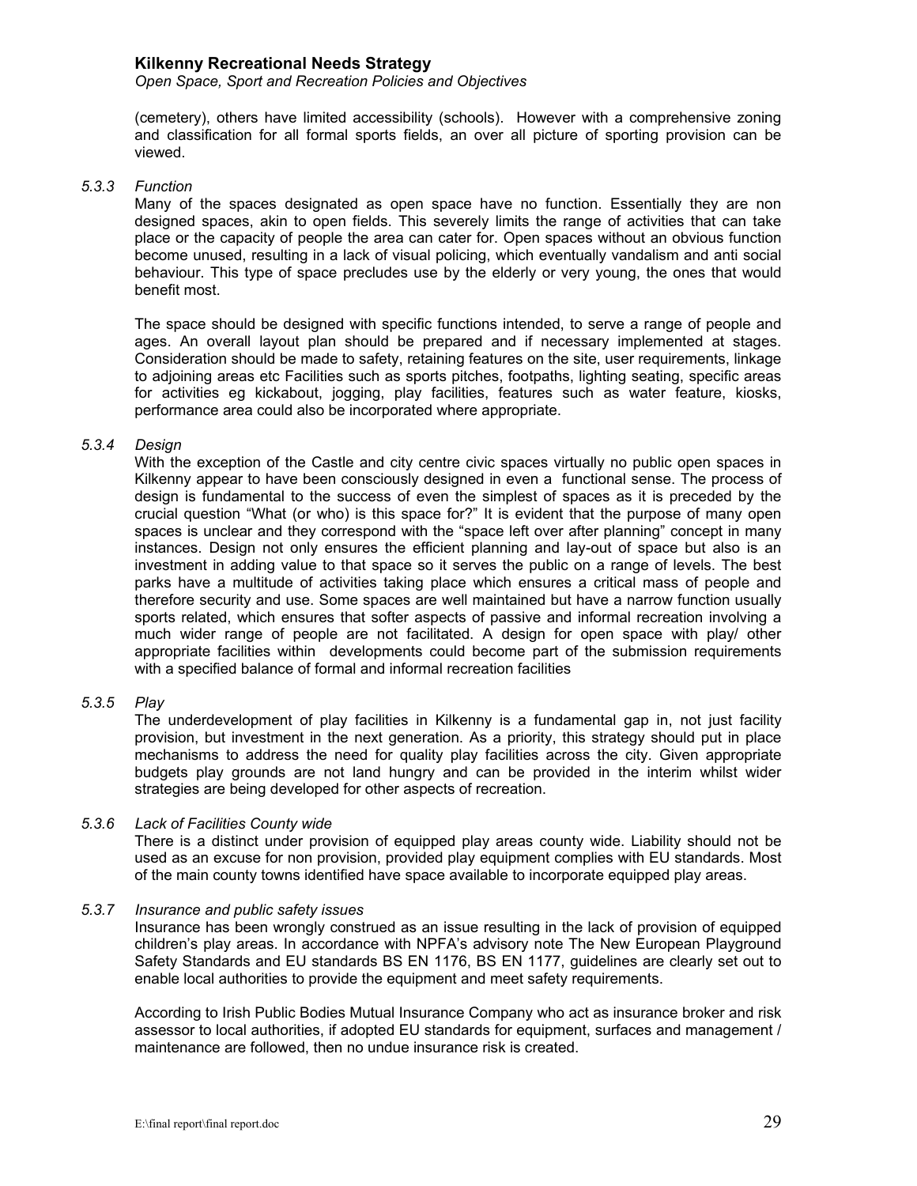(cemetery), others have limited accessibility (schools). However with a comprehensive zoning and classification for all formal sports fields, an over all picture of sporting provision can be viewed.

### *5.3.3 Function*

Many of the spaces designated as open space have no function. Essentially they are non designed spaces, akin to open fields. This severely limits the range of activities that can take place or the capacity of people the area can cater for. Open spaces without an obvious function become unused, resulting in a lack of visual policing, which eventually vandalism and anti social behaviour. This type of space precludes use by the elderly or very young, the ones that would benefit most.

The space should be designed with specific functions intended, to serve a range of people and ages. An overall layout plan should be prepared and if necessary implemented at stages. Consideration should be made to safety, retaining features on the site, user requirements, linkage to adjoining areas etc Facilities such as sports pitches, footpaths, lighting seating, specific areas for activities eg kickabout, jogging, play facilities, features such as water feature, kiosks, performance area could also be incorporated where appropriate.

### *5.3.4 Design*

With the exception of the Castle and city centre civic spaces virtually no public open spaces in Kilkenny appear to have been consciously designed in even a functional sense. The process of design is fundamental to the success of even the simplest of spaces as it is preceded by the crucial question "What (or who) is this space for?" It is evident that the purpose of many open spaces is unclear and they correspond with the "space left over after planning" concept in many instances. Design not only ensures the efficient planning and lay-out of space but also is an investment in adding value to that space so it serves the public on a range of levels. The best parks have a multitude of activities taking place which ensures a critical mass of people and therefore security and use. Some spaces are well maintained but have a narrow function usually sports related, which ensures that softer aspects of passive and informal recreation involving a much wider range of people are not facilitated. A design for open space with play/ other appropriate facilities within developments could become part of the submission requirements with a specified balance of formal and informal recreation facilities

### *5.3.5 Play*

The underdevelopment of play facilities in Kilkenny is a fundamental gap in, not just facility provision, but investment in the next generation. As a priority, this strategy should put in place mechanisms to address the need for quality play facilities across the city. Given appropriate budgets play grounds are not land hungry and can be provided in the interim whilst wider strategies are being developed for other aspects of recreation.

### *5.3.6 Lack of Facilities County wide*

There is a distinct under provision of equipped play areas county wide. Liability should not be used as an excuse for non provision, provided play equipment complies with EU standards. Most of the main county towns identified have space available to incorporate equipped play areas.

### *5.3.7 Insurance and public safety issues*

Insurance has been wrongly construed as an issue resulting in the lack of provision of equipped children's play areas. In accordance with NPFA's advisory note The New European Playground Safety Standards and EU standards BS EN 1176, BS EN 1177, guidelines are clearly set out to enable local authorities to provide the equipment and meet safety requirements.

According to Irish Public Bodies Mutual Insurance Company who act as insurance broker and risk assessor to local authorities, if adopted EU standards for equipment, surfaces and management / maintenance are followed, then no undue insurance risk is created.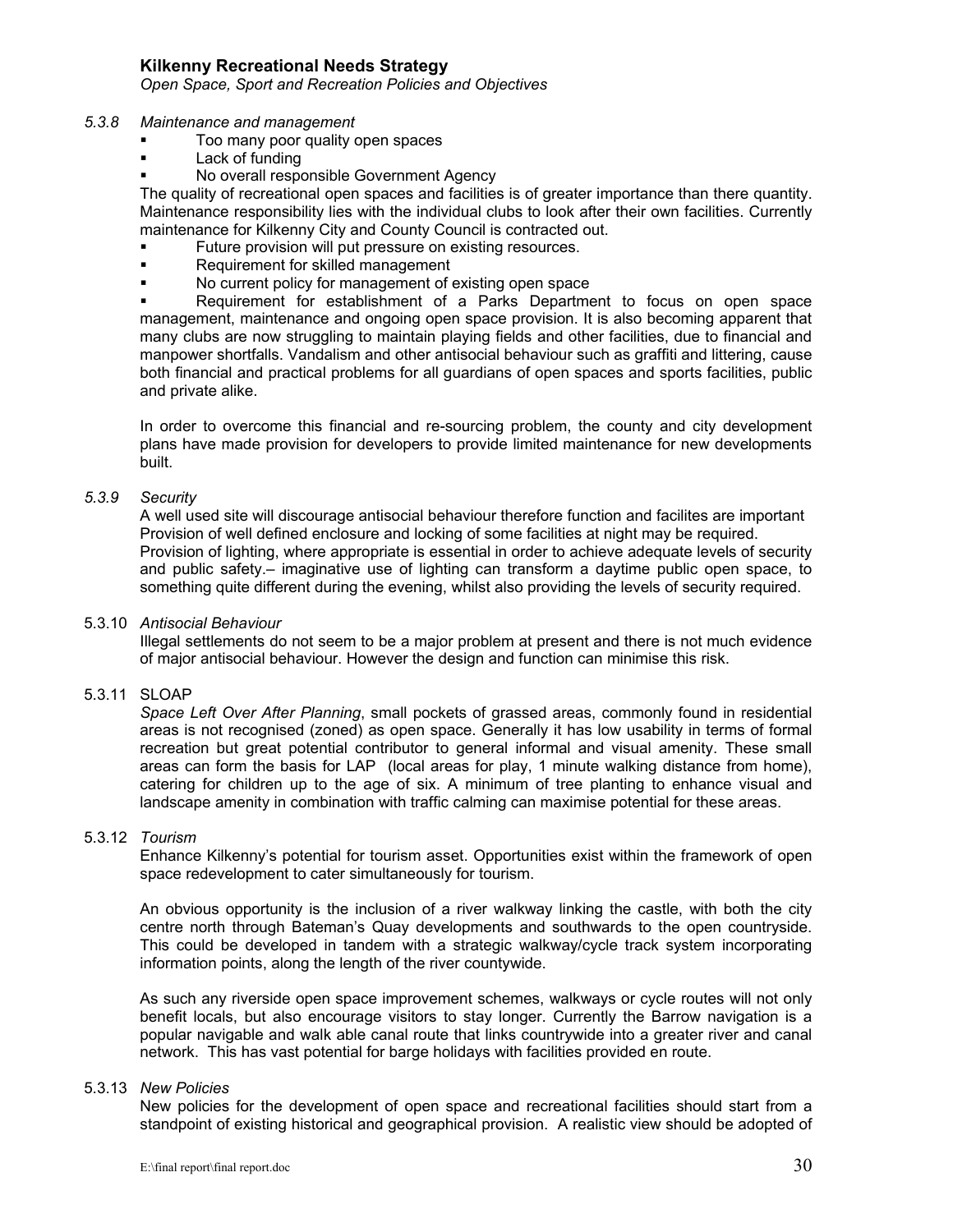*5.3.8 Maintenance and management*

- Too many poor quality open spaces
- Lack of funding
- No overall responsible Government Agency

The quality of recreational open spaces and facilities is of greater importance than there quantity. Maintenance responsibility lies with the individual clubs to look after their own facilities. Currently maintenance for Kilkenny City and County Council is contracted out.

- Future provision will put pressure on existing resources.
- Requirement for skilled management
- No current policy for management of existing open space
- Requirement for establishment of a Parks Department to focus on open space management, maintenance and ongoing open space provision. It is also becoming apparent that many clubs are now struggling to maintain playing fields and other facilities, due to financial and manpower shortfalls. Vandalism and other antisocial behaviour such as graffiti and littering, cause both financial and practical problems for all guardians of open spaces and sports facilities, public and private alike.

In order to overcome this financial and re-sourcing problem, the county and city development plans have made provision for developers to provide limited maintenance for new developments built.

*5.3.9 Security*

A well used site will discourage antisocial behaviour therefore function and facilites are important Provision of well defined enclosure and locking of some facilities at night may be required. Provision of lighting, where appropriate is essential in order to achieve adequate levels of security and public safety.– imaginative use of lighting can transform a daytime public open space, to something quite different during the evening, whilst also providing the levels of security required.

5.3.10 *Antisocial Behaviour*

Illegal settlements do not seem to be a major problem at present and there is not much evidence of major antisocial behaviour. However the design and function can minimise this risk.

5.3.11 SLOAP

*Space Left Over After Planning*, small pockets of grassed areas, commonly found in residential areas is not recognised (zoned) as open space. Generally it has low usability in terms of formal recreation but great potential contributor to general informal and visual amenity. These small areas can form the basis for LAP (local areas for play, 1 minute walking distance from home), catering for children up to the age of six. A minimum of tree planting to enhance visual and landscape amenity in combination with traffic calming can maximise potential for these areas.

5.3.12 *Tourism*

Enhance Kilkenny's potential for tourism asset. Opportunities exist within the framework of open space redevelopment to cater simultaneously for tourism.

An obvious opportunity is the inclusion of a river walkway linking the castle, with both the city centre north through Bateman's Quay developments and southwards to the open countryside. This could be developed in tandem with a strategic walkway/cycle track system incorporating information points, along the length of the river countywide.

As such any riverside open space improvement schemes, walkways or cycle routes will not only benefit locals, but also encourage visitors to stay longer. Currently the Barrow navigation is a popular navigable and walk able canal route that links countrywide into a greater river and canal network. This has vast potential for barge holidays with facilities provided en route.

5.3.13 *New Policies*

New policies for the development of open space and recreational facilities should start from a standpoint of existing historical and geographical provision. A realistic view should be adopted of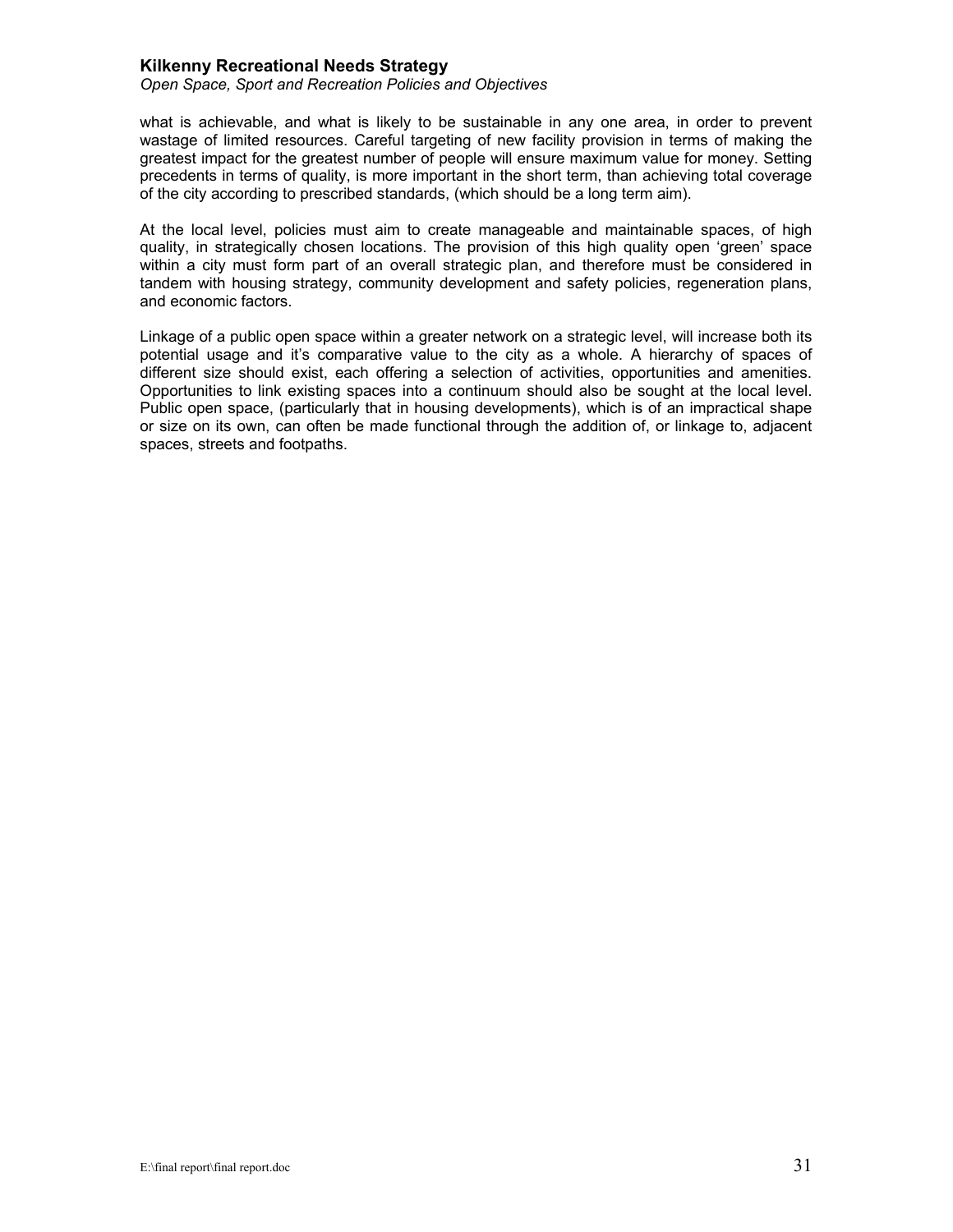what is achievable, and what is likely to be sustainable in any one area, in order to prevent wastage of limited resources. Careful targeting of new facility provision in terms of making the greatest impact for the greatest number of people will ensure maximum value for money. Setting precedents in terms of quality, is more important in the short term, than achieving total coverage of the city according to prescribed standards, (which should be a long term aim).

At the local level, policies must aim to create manageable and maintainable spaces, of high quality, in strategically chosen locations. The provision of this high quality open 'green' space within a city must form part of an overall strategic plan, and therefore must be considered in tandem with housing strategy, community development and safety policies, regeneration plans, and economic factors.

Linkage of a public open space within a greater network on a strategic level, will increase both its potential usage and it's comparative value to the city as a whole. A hierarchy of spaces of different size should exist, each offering a selection of activities, opportunities and amenities. Opportunities to link existing spaces into a continuum should also be sought at the local level. Public open space, (particularly that in housing developments), which is of an impractical shape or size on its own, can often be made functional through the addition of, or linkage to, adjacent spaces, streets and footpaths.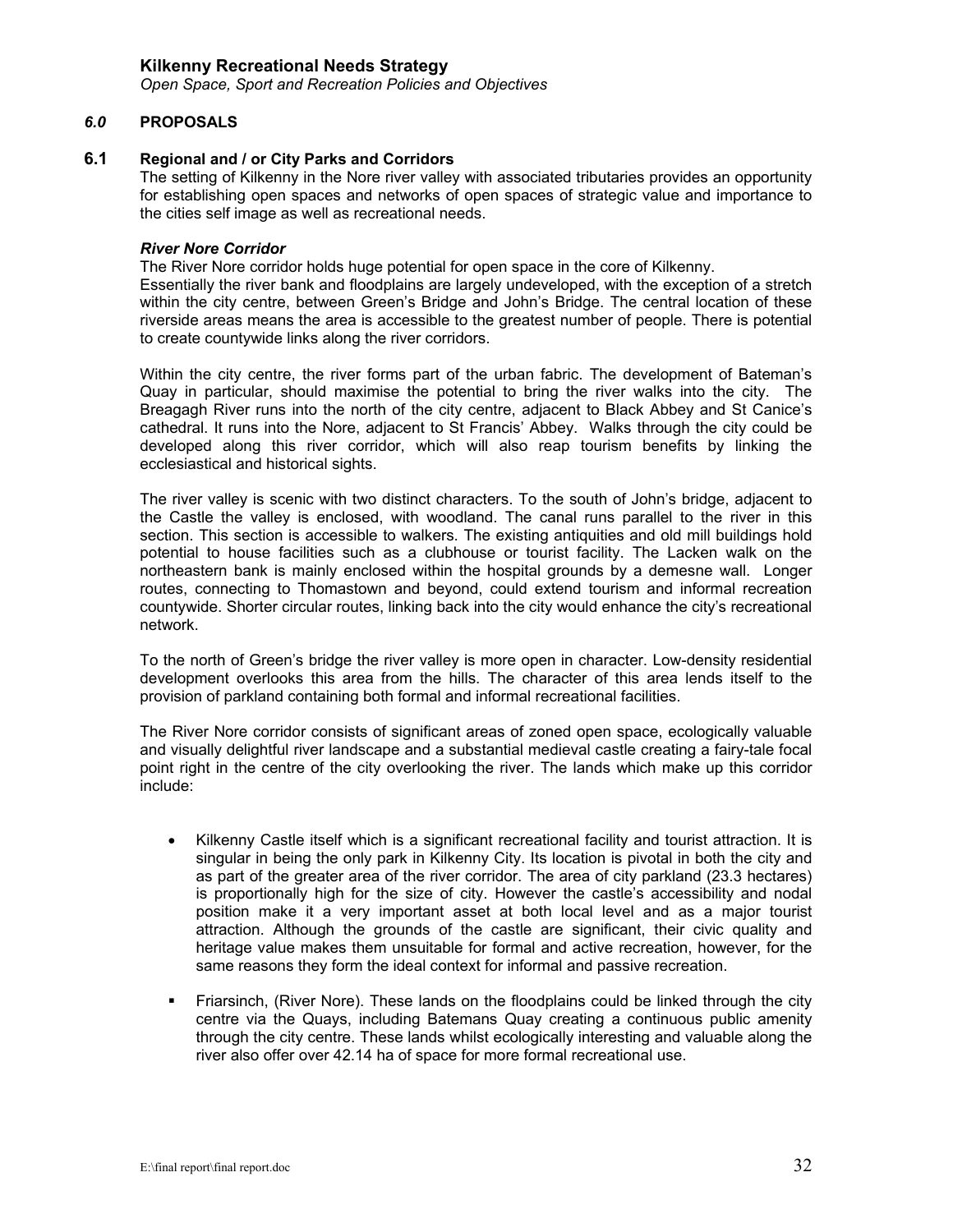## 6.0 PROPOSALS

### 6.1 Regional and / or City Parks and Corridors

The setting of Kilkenny in the Nore river valley with associated tributaries provides an opportunity for establishing open spaces and networks of open spaces of strategic value and importance to the cities self image as well as recreational needs.

***River Nore Corridor***

The River Nore corridor holds huge potential for open space in the core of Kilkenny.
Essentially the river bank and floodplains are largely undeveloped, with the exception of a stretch within the city centre, between Green's Bridge and John's Bridge. The central location of these riverside areas means the area is accessible to the greatest number of people. There is potential to create countywide links along the river corridors.

Within the city centre, the river forms part of the urban fabric. The development of Bateman's Quay in particular, should maximise the potential to bring the river walks into the city. The Breagagh River runs into the north of the city centre, adjacent to Black Abbey and St Canice's cathedral. It runs into the Nore, adjacent to St Francis' Abbey. Walks through the city could be developed along this river corridor, which will also reap tourism benefits by linking the ecclesiastical and historical sights.

The river valley is scenic with two distinct characters. To the south of John's bridge, adjacent to the Castle the valley is enclosed, with woodland. The canal runs parallel to the river in this section. This section is accessible to walkers. The existing antiquities and old mill buildings hold potential to house facilities such as a clubhouse or tourist facility. The Lacken walk on the northeastern bank is mainly enclosed within the hospital grounds by a demesne wall. Longer routes, connecting to Thomastown and beyond, could extend tourism and informal recreation countywide. Shorter circular routes, linking back into the city would enhance the city's recreational network.

To the north of Green's bridge the river valley is more open in character. Low-density residential development overlooks this area from the hills. The character of this area lends itself to the provision of parkland containing both formal and informal recreational facilities.

The River Nore corridor consists of significant areas of zoned open space, ecologically valuable and visually delightful river landscape and a substantial medieval castle creating a fairy-tale focal point right in the centre of the city overlooking the river. The lands which make up this corridor include:

- Kilkenny Castle itself which is a significant recreational facility and tourist attraction. It is singular in being the only park in Kilkenny City. Its location is pivotal in both the city and as part of the greater area of the river corridor. The area of city parkland (23.3 hectares) is proportionally high for the size of city. However the castle's accessibility and nodal position make it a very important asset at both local level and as a major tourist attraction. Although the grounds of the castle are significant, their civic quality and heritage value makes them unsuitable for formal and active recreation, however, for the same reasons they form the ideal context for informal and passive recreation.

- Friarsinch, (River Nore). These lands on the floodplains could be linked through the city centre via the Quays, including Batemans Quay creating a continuous public amenity through the city centre. These lands whilst ecologically interesting and valuable along the river also offer over 42.14 ha of space for more formal recreational use.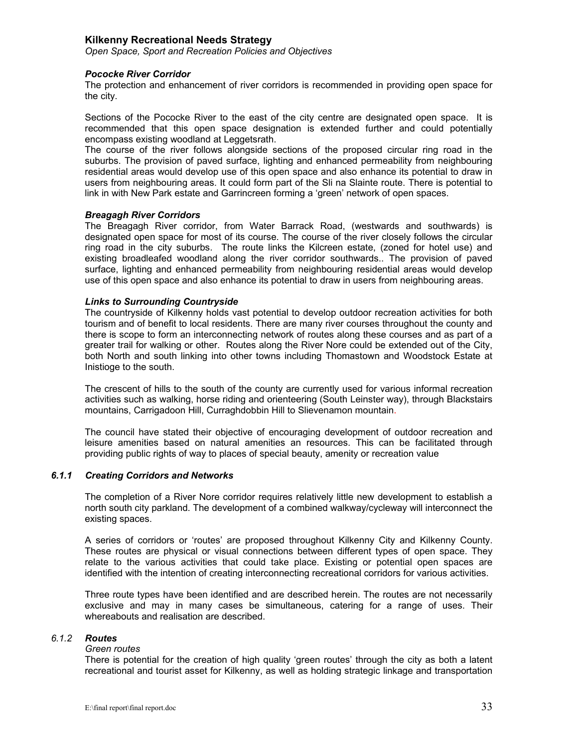#### *Pococke River Corridor*

The protection and enhancement of river corridors is recommended in providing open space for the city.

Sections of the Pococke River to the east of the city centre are designated open space. It is recommended that this open space designation is extended further and could potentially encompass existing woodland at Leggetsrath.

The course of the river follows alongside sections of the proposed circular ring road in the suburbs. The provision of paved surface, lighting and enhanced permeability from neighbouring residential areas would develop use of this open space and also enhance its potential to draw in users from neighbouring areas. It could form part of the Sli na Slainte route. There is potential to link in with New Park estate and Garrincreen forming a 'green' network of open spaces.

#### *Breagagh River Corridors*

The Breagagh River corridor, from Water Barrack Road, (westwards and southwards) is designated open space for most of its course. The course of the river closely follows the circular ring road in the city suburbs. The route links the Kilcreen estate, (zoned for hotel use) and existing broadleafed woodland along the river corridor southwards.. The provision of paved surface, lighting and enhanced permeability from neighbouring residential areas would develop use of this open space and also enhance its potential to draw in users from neighbouring areas.

#### *Links to Surrounding Countryside*

The countryside of Kilkenny holds vast potential to develop outdoor recreation activities for both tourism and of benefit to local residents. There are many river courses throughout the county and there is scope to form an interconnecting network of routes along these courses and as part of a greater trail for walking or other. Routes along the River Nore could be extended out of the City, both North and south linking into other towns including Thomastown and Woodstock Estate at Inistioge to the south.

The crescent of hills to the south of the county are currently used for various informal recreation activities such as walking, horse riding and orienteering (South Leinster way), through Blackstairs mountains, Carrigadoon Hill, Curraghdobbin Hill to Slievenamon mountain.

The council have stated their objective of encouraging development of outdoor recreation and leisure amenities based on natural amenities an resources. This can be facilitated through providing public rights of way to places of special beauty, amenity or recreation value

### *6.1.1 Creating Corridors and Networks*

The completion of a River Nore corridor requires relatively little new development to establish a north south city parkland. The development of a combined walkway/cycleway will interconnect the existing spaces.

A series of corridors or 'routes' are proposed throughout Kilkenny City and Kilkenny County. These routes are physical or visual connections between different types of open space. They relate to the various activities that could take place. Existing or potential open spaces are identified with the intention of creating interconnecting recreational corridors for various activities.

Three route types have been identified and are described herein. The routes are not necessarily exclusive and may in many cases be simultaneous, catering for a range of uses. Their whereabouts and realisation are described.

### 6.1.2 *Routes*

*Green routes*

There is potential for the creation of high quality 'green routes' through the city as both a latent recreational and tourist asset for Kilkenny, as well as holding strategic linkage and transportation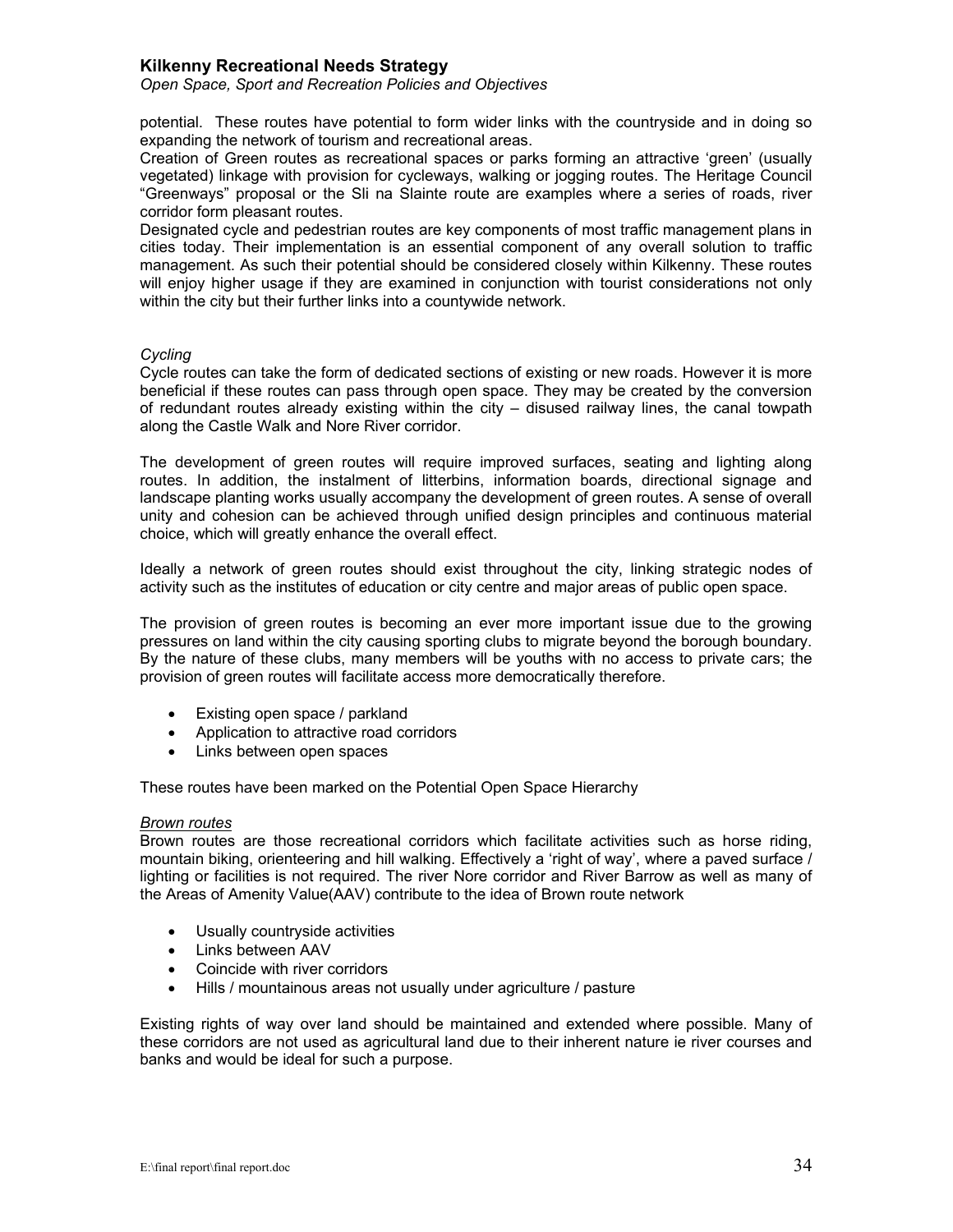potential. These routes have potential to form wider links with the countryside and in doing so expanding the network of tourism and recreational areas.
Creation of Green routes as recreational spaces or parks forming an attractive 'green' (usually vegetated) linkage with provision for cycleways, walking or jogging routes. The Heritage Council "Greenways" proposal or the Sli na Slainte route are examples where a series of roads, river corridor form pleasant routes.
Designated cycle and pedestrian routes are key components of most traffic management plans in cities today. Their implementation is an essential component of any overall solution to traffic management. As such their potential should be considered closely within Kilkenny. These routes will enjoy higher usage if they are examined in conjunction with tourist considerations not only within the city but their further links into a countywide network.

*Cycling*
Cycle routes can take the form of dedicated sections of existing or new roads. However it is more beneficial if these routes can pass through open space. They may be created by the conversion of redundant routes already existing within the city – disused railway lines, the canal towpath along the Castle Walk and Nore River corridor.

The development of green routes will require improved surfaces, seating and lighting along routes. In addition, the instalment of litterbins, information boards, directional signage and landscape planting works usually accompany the development of green routes. A sense of overall unity and cohesion can be achieved through unified design principles and continuous material choice, which will greatly enhance the overall effect.

Ideally a network of green routes should exist throughout the city, linking strategic nodes of activity such as the institutes of education or city centre and major areas of public open space.

The provision of green routes is becoming an ever more important issue due to the growing pressures on land within the city causing sporting clubs to migrate beyond the borough boundary. By the nature of these clubs, many members will be youths with no access to private cars; the provision of green routes will facilitate access more democratically therefore.

- Existing open space / parkland
- Application to attractive road corridors
- Links between open spaces

These routes have been marked on the Potential Open Space Hierarchy

*Brown routes*
Brown routes are those recreational corridors which facilitate activities such as horse riding, mountain biking, orienteering and hill walking. Effectively a 'right of way', where a paved surface / lighting or facilities is not required. The river Nore corridor and River Barrow as well as many of the Areas of Amenity Value(AAV) contribute to the idea of Brown route network

- Usually countryside activities
- Links between AAV
- Coincide with river corridors
- Hills / mountainous areas not usually under agriculture / pasture

Existing rights of way over land should be maintained and extended where possible. Many of these corridors are not used as agricultural land due to their inherent nature ie river courses and banks and would be ideal for such a purpose.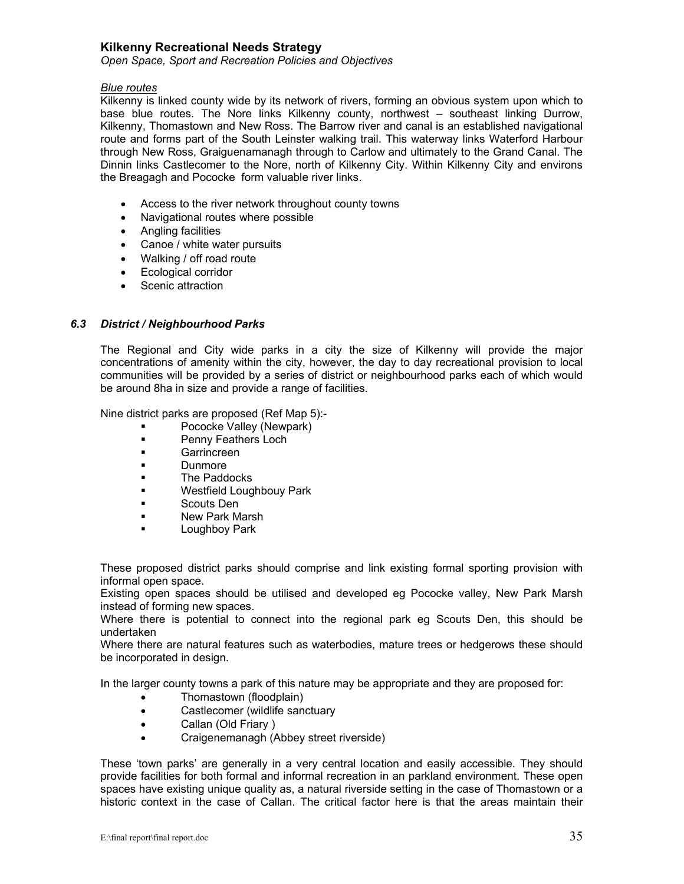*Blue routes*

Kilkenny is linked county wide by its network of rivers, forming an obvious system upon which to base blue routes. The Nore links Kilkenny county, northwest – southeast linking Durrow, Kilkenny, Thomastown and New Ross. The Barrow river and canal is an established navigational route and forms part of the South Leinster walking trail. This waterway links Waterford Harbour through New Ross, Graiguenamanagh through to Carlow and ultimately to the Grand Canal. The Dinnin links Castlecomer to the Nore, north of Kilkenny City. Within Kilkenny City and environs the Breagagh and Pococke form valuable river links.

- Access to the river network throughout county towns
- Navigational routes where possible
- Angling facilities
- Canoe / white water pursuits
- Walking / off road route
- Ecological corridor
- Scenic attraction

### *6.3 District / Neighbourhood Parks*

The Regional and City wide parks in a city the size of Kilkenny will provide the major concentrations of amenity within the city, however, the day to day recreational provision to local communities will be provided by a series of district or neighbourhood parks each of which would be around 8ha in size and provide a range of facilities.

Nine district parks are proposed (Ref Map 5):-

- Pococke Valley (Newpark)
- Penny Feathers Loch
- Garrincreen
- Dunmore
- The Paddocks
- Westfield Loughbouy Park
- Scouts Den
- New Park Marsh
- Loughboy Park

These proposed district parks should comprise and link existing formal sporting provision with informal open space.
Existing open spaces should be utilised and developed eg Pococke valley, New Park Marsh instead of forming new spaces.
Where there is potential to connect into the regional park eg Scouts Den, this should be undertaken
Where there are natural features such as waterbodies, mature trees or hedgerows these should be incorporated in design.

In the larger county towns a park of this nature may be appropriate and they are proposed for:

- Thomastown (floodplain)
- Castlecomer (wildlife sanctuary
- Callan (Old Friary )
- Craigenemanagh (Abbey street riverside)

These 'town parks' are generally in a very central location and easily accessible. They should provide facilities for both formal and informal recreation in an parkland environment. These open spaces have existing unique quality as, a natural riverside setting in the case of Thomastown or a historic context in the case of Callan. The critical factor here is that the areas maintain their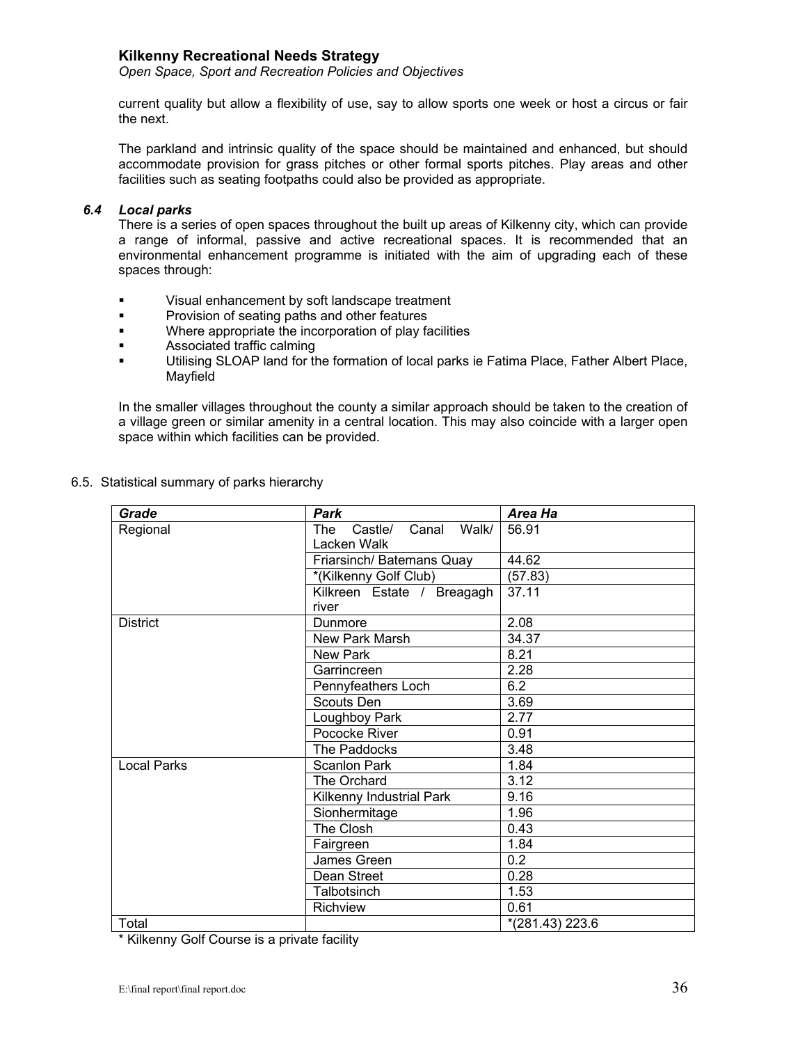current quality but allow a flexibility of use, say to allow sports one week or host a circus or fair the next.

The parkland and intrinsic quality of the space should be maintained and enhanced, but should accommodate provision for grass pitches or other formal sports pitches. Play areas and other facilities such as seating footpaths could also be provided as appropriate.

### *6.4 Local parks*

There is a series of open spaces throughout the built up areas of Kilkenny city, which can provide a range of informal, passive and active recreational spaces. It is recommended that an environmental enhancement programme is initiated with the aim of upgrading each of these spaces through:

- Visual enhancement by soft landscape treatment
- Provision of seating paths and other features
- Where appropriate the incorporation of play facilities
- Associated traffic calming
- Utilising SLOAP land for the formation of local parks ie Fatima Place, Father Albert Place, Mayfield

In the smaller villages throughout the county a similar approach should be taken to the creation of a village green or similar amenity in a central location. This may also coincide with a larger open space within which facilities can be provided.

6.5. Statistical summary of parks hierarchy

| *Grade* | *Park* | *Area Ha* |
|---|---|---|
| Regional | The Castle/ Canal Walk/ Lacken Walk | 56.91 |
| | Friarsinch/ Batemans Quay | 44.62 |
| | *(Kilkenny Golf Club) | (57.83) |
| | Kilkreen Estate / Breagagh river | 37.11 |
| District | Dunmore | 2.08 |
| | New Park Marsh | 34.37 |
| | New Park | 8.21 |
| | Garrincreen | 2.28 |
| | Pennyfeathers Loch | 6.2 |
| | Scouts Den | 3.69 |
| | Loughboy Park | 2.77 |
| | Pococke River | 0.91 |
| | The Paddocks | 3.48 |
| Local Parks | Scanlon Park | 1.84 |
| | The Orchard | 3.12 |
| | Kilkenny Industrial Park | 9.16 |
| | Sionhermitage | 1.96 |
| | The Closh | 0.43 |
| | Fairgreen | 1.84 |
| | James Green | 0.2 |
| | Dean Street | 0.28 |
| | Talbotsinch | 1.53 |
| | Richview | 0.61 |
| Total | | *(281.43) 223.6 |

* Kilkenny Golf Course is a private facility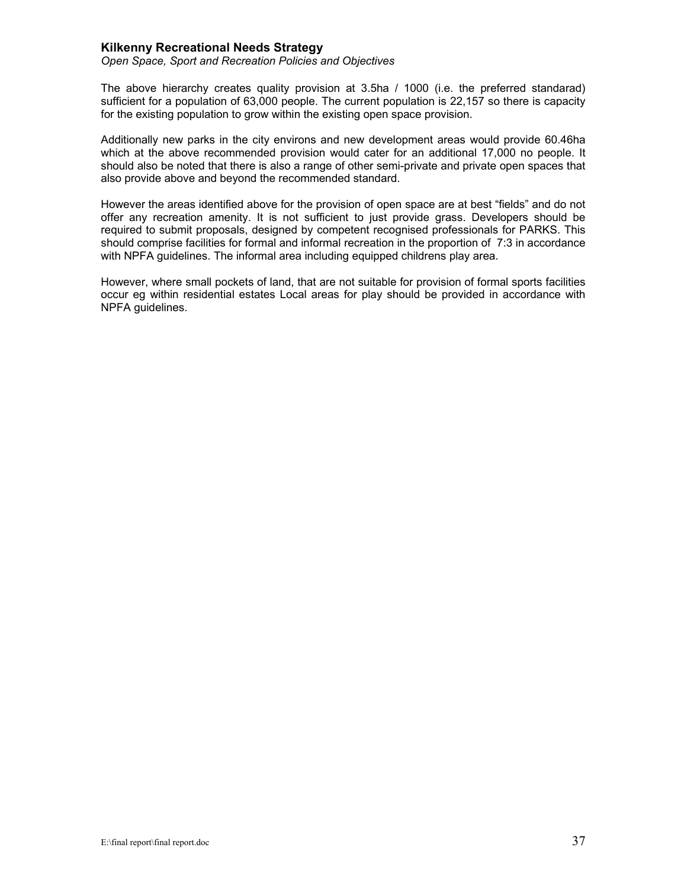The above hierarchy creates quality provision at 3.5ha / 1000 (i.e. the preferred standarad) sufficient for a population of 63,000 people. The current population is 22,157 so there is capacity for the existing population to grow within the existing open space provision.

Additionally new parks in the city environs and new development areas would provide 60.46ha which at the above recommended provision would cater for an additional 17,000 no people. It should also be noted that there is also a range of other semi-private and private open spaces that also provide above and beyond the recommended standard.

However the areas identified above for the provision of open space are at best "fields" and do not offer any recreation amenity. It is not sufficient to just provide grass. Developers should be required to submit proposals, designed by competent recognised professionals for PARKS. This should comprise facilities for formal and informal recreation in the proportion of 7:3 in accordance with NPFA guidelines. The informal area including equipped childrens play area.

However, where small pockets of land, that are not suitable for provision of formal sports facilities occur eg within residential estates Local areas for play should be provided in accordance with NPFA guidelines.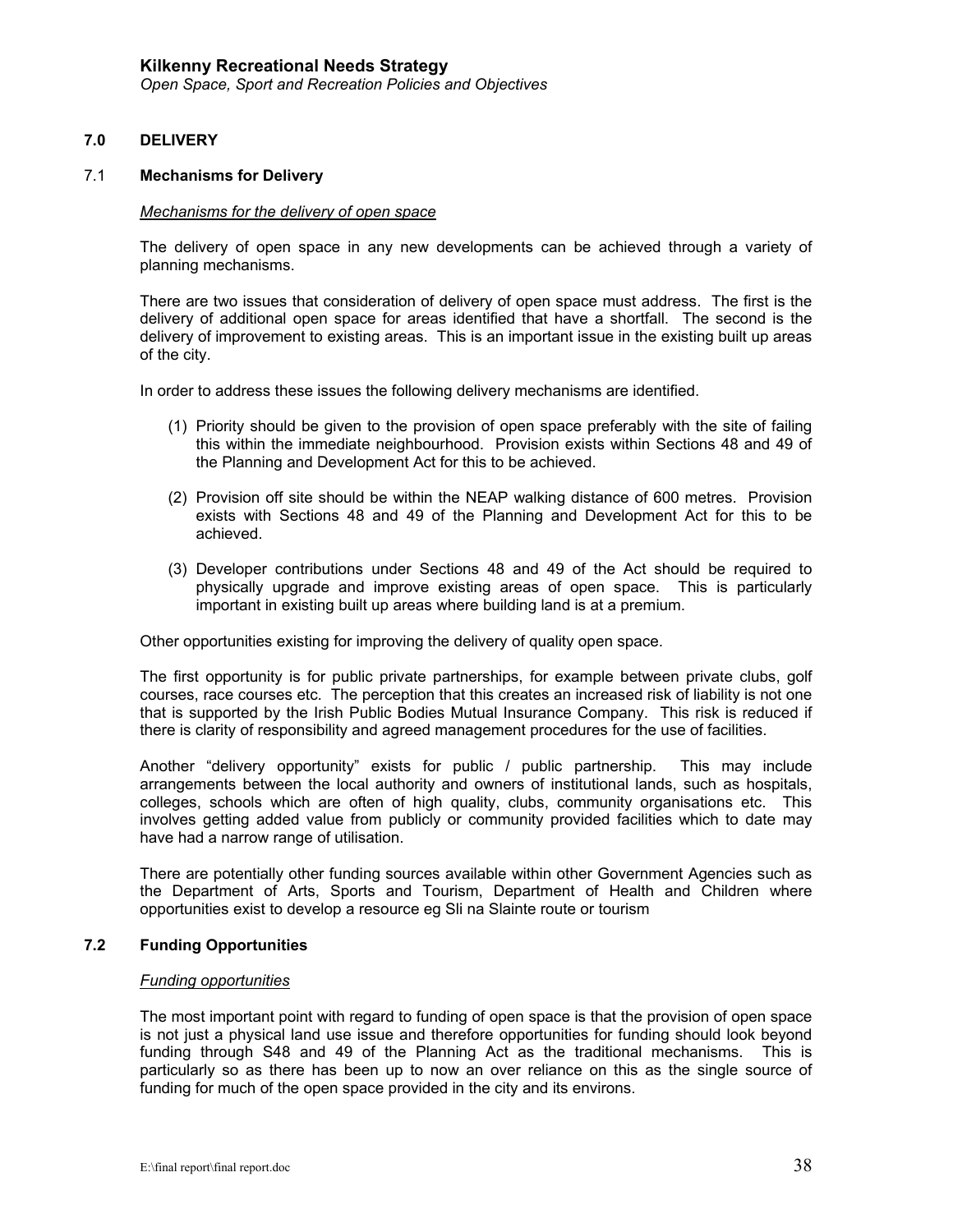## 7.0 DELIVERY

### 7.1 Mechanisms for Delivery

*Mechanisms for the delivery of open space*

The delivery of open space in any new developments can be achieved through a variety of planning mechanisms.

There are two issues that consideration of delivery of open space must address. The first is the delivery of additional open space for areas identified that have a shortfall. The second is the delivery of improvement to existing areas. This is an important issue in the existing built up areas of the city.

In order to address these issues the following delivery mechanisms are identified.

(1) Priority should be given to the provision of open space preferably with the site of failing this within the immediate neighbourhood. Provision exists within Sections 48 and 49 of the Planning and Development Act for this to be achieved.

(2) Provision off site should be within the NEAP walking distance of 600 metres. Provision exists with Sections 48 and 49 of the Planning and Development Act for this to be achieved.

(3) Developer contributions under Sections 48 and 49 of the Act should be required to physically upgrade and improve existing areas of open space. This is particularly important in existing built up areas where building land is at a premium.

Other opportunities existing for improving the delivery of quality open space.

The first opportunity is for public private partnerships, for example between private clubs, golf courses, race courses etc. The perception that this creates an increased risk of liability is not one that is supported by the Irish Public Bodies Mutual Insurance Company. This risk is reduced if there is clarity of responsibility and agreed management procedures for the use of facilities.

Another "delivery opportunity" exists for public / public partnership. This may include arrangements between the local authority and owners of institutional lands, such as hospitals, colleges, schools which are often of high quality, clubs, community organisations etc. This involves getting added value from publicly or community provided facilities which to date may have had a narrow range of utilisation.

There are potentially other funding sources available within other Government Agencies such as the Department of Arts, Sports and Tourism, Department of Health and Children where opportunities exist to develop a resource eg Sli na Slainte route or tourism

### 7.2 Funding Opportunities

*Funding opportunities*

The most important point with regard to funding of open space is that the provision of open space is not just a physical land use issue and therefore opportunities for funding should look beyond funding through S48 and 49 of the Planning Act as the traditional mechanisms. This is particularly so as there has been up to now an over reliance on this as the single source of funding for much of the open space provided in the city and its environs.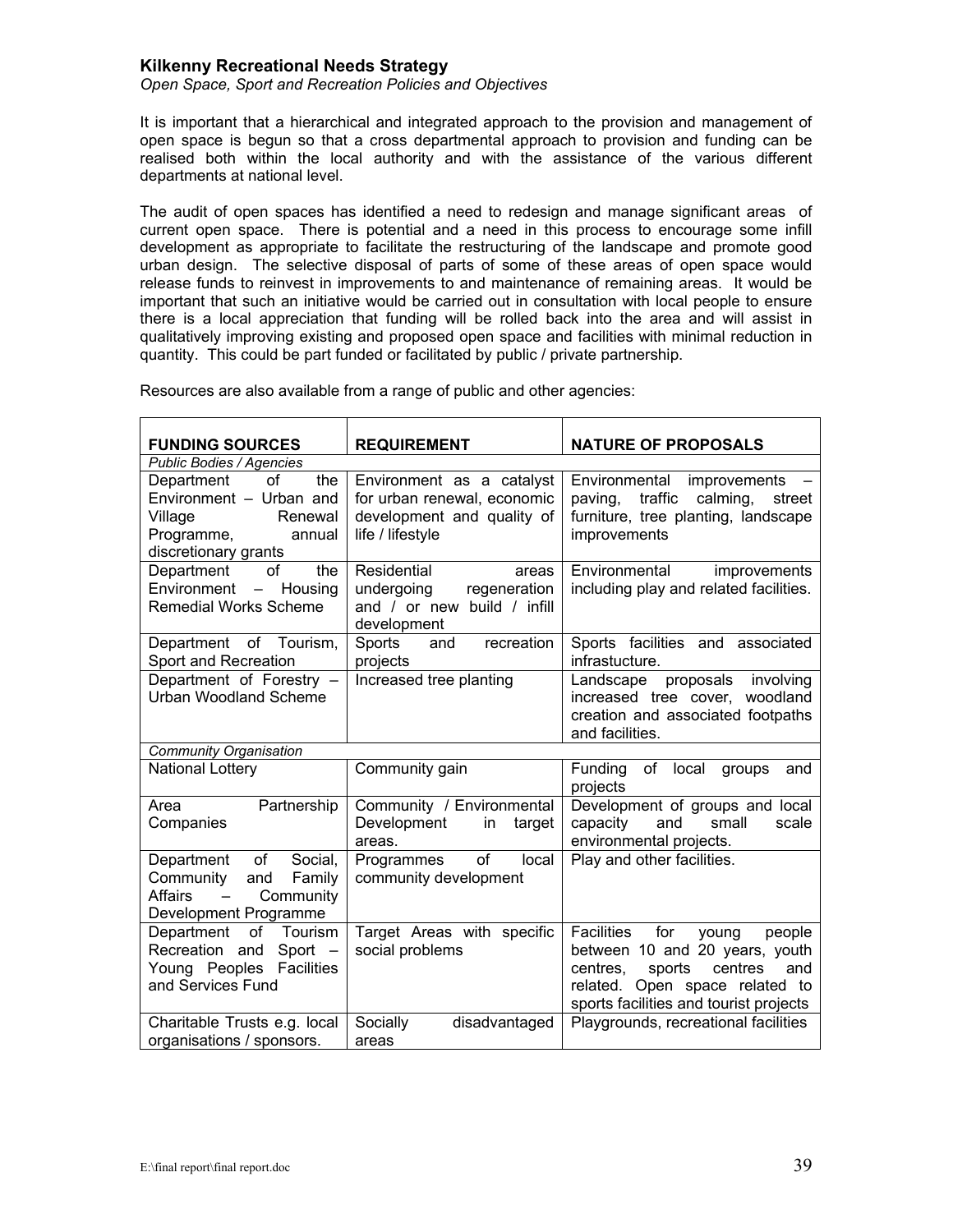**Kilkenny Recreational Needs Strategy**
*Open Space, Sport and Recreation Policies and Objectives*

It is important that a hierarchical and integrated approach to the provision and management of open space is begun so that a cross departmental approach to provision and funding can be realised both within the local authority and with the assistance of the various different departments at national level.

The audit of open spaces has identified a need to redesign and manage significant areas of current open space. There is potential and a need in this process to encourage some infill development as appropriate to facilitate the restructuring of the landscape and promote good urban design. The selective disposal of parts of some of these areas of open space would release funds to reinvest in improvements to and maintenance of remaining areas. It would be important that such an initiative would be carried out in consultation with local people to ensure there is a local appreciation that funding will be rolled back into the area and will assist in qualitatively improving existing and proposed open space and facilities with minimal reduction in quantity. This could be part funded or facilitated by public / private partnership.

Resources are also available from a range of public and other agencies:

| FUNDING SOURCES | REQUIREMENT | NATURE OF PROPOSALS |
|---|---|---|
| *Public Bodies / Agencies* | | |
| Department of the Environment – Urban and Village Renewal Programme, annual discretionary grants | Environment as a catalyst for urban renewal, economic development and quality of life / lifestyle | Environmental improvements – paving, traffic calming, street furniture, tree planting, landscape improvements |
| Department of the Environment – Housing Remedial Works Scheme | Residential areas undergoing regeneration and / or new build / infill development | Environmental improvements including play and related facilities. |
| Department of Tourism, Sport and Recreation | Sports and recreation projects | Sports facilities and associated infrastucture. |
| Department of Forestry – Urban Woodland Scheme | Increased tree planting | Landscape proposals involving increased tree cover, woodland creation and associated footpaths and facilities. |
| *Community Organisation* | | |
| National Lottery | Community gain | Funding of local groups and projects |
| Area Partnership Companies | Community / Environmental Development in target areas. | Development of groups and local capacity and small scale environmental projects. |
| Department of Social, Community and Family Affairs – Community Development Programme | Programmes of local community development | Play and other facilities. |
| Department of Tourism Recreation and Sport – Young Peoples Facilities and Services Fund | Target Areas with specific social problems | Facilities for young people between 10 and 20 years, youth centres, sports centres and related. Open space related to sports facilities and tourist projects |
| Charitable Trusts e.g. local organisations / sponsors. | Socially disadvantaged areas | Playgrounds, recreational facilities |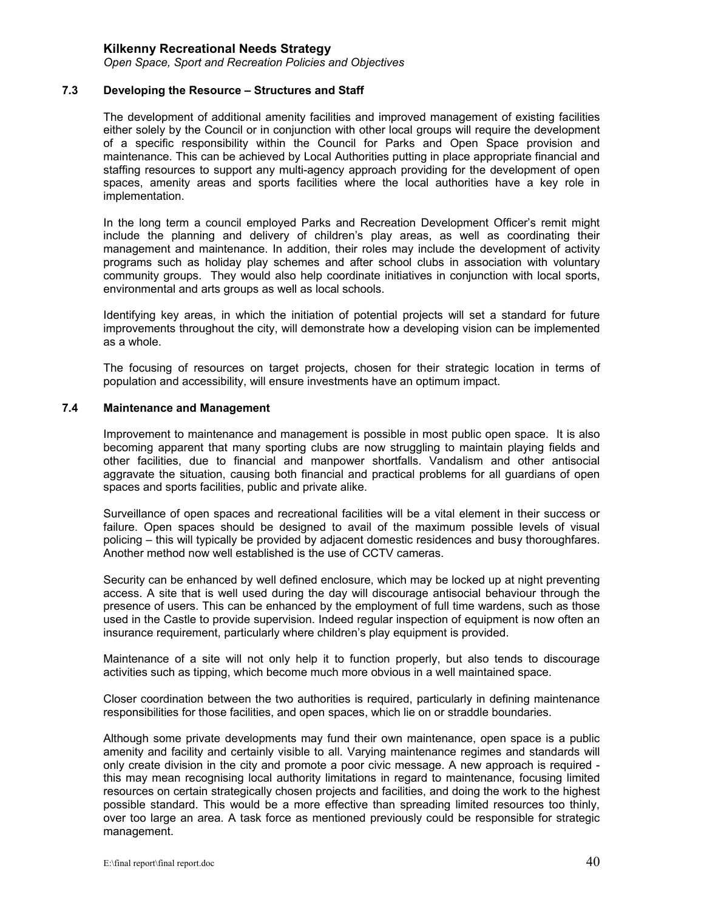### 7.3 Developing the Resource – Structures and Staff

The development of additional amenity facilities and improved management of existing facilities either solely by the Council or in conjunction with other local groups will require the development of a specific responsibility within the Council for Parks and Open Space provision and maintenance. This can be achieved by Local Authorities putting in place appropriate financial and staffing resources to support any multi-agency approach providing for the development of open spaces, amenity areas and sports facilities where the local authorities have a key role in implementation.

In the long term a council employed Parks and Recreation Development Officer's remit might include the planning and delivery of children's play areas, as well as coordinating their management and maintenance. In addition, their roles may include the development of activity programs such as holiday play schemes and after school clubs in association with voluntary community groups. They would also help coordinate initiatives in conjunction with local sports, environmental and arts groups as well as local schools.

Identifying key areas, in which the initiation of potential projects will set a standard for future improvements throughout the city, will demonstrate how a developing vision can be implemented as a whole.

The focusing of resources on target projects, chosen for their strategic location in terms of population and accessibility, will ensure investments have an optimum impact.

### 7.4 Maintenance and Management

Improvement to maintenance and management is possible in most public open space. It is also becoming apparent that many sporting clubs are now struggling to maintain playing fields and other facilities, due to financial and manpower shortfalls. Vandalism and other antisocial aggravate the situation, causing both financial and practical problems for all guardians of open spaces and sports facilities, public and private alike.

Surveillance of open spaces and recreational facilities will be a vital element in their success or failure. Open spaces should be designed to avail of the maximum possible levels of visual policing – this will typically be provided by adjacent domestic residences and busy thoroughfares. Another method now well established is the use of CCTV cameras.

Security can be enhanced by well defined enclosure, which may be locked up at night preventing access. A site that is well used during the day will discourage antisocial behaviour through the presence of users. This can be enhanced by the employment of full time wardens, such as those used in the Castle to provide supervision. Indeed regular inspection of equipment is now often an insurance requirement, particularly where children's play equipment is provided.

Maintenance of a site will not only help it to function properly, but also tends to discourage activities such as tipping, which become much more obvious in a well maintained space.

Closer coordination between the two authorities is required, particularly in defining maintenance responsibilities for those facilities, and open spaces, which lie on or straddle boundaries.

Although some private developments may fund their own maintenance, open space is a public amenity and facility and certainly visible to all. Varying maintenance regimes and standards will only create division in the city and promote a poor civic message. A new approach is required - this may mean recognising local authority limitations in regard to maintenance, focusing limited resources on certain strategically chosen projects and facilities, and doing the work to the highest possible standard. This would be a more effective than spreading limited resources too thinly, over too large an area. A task force as mentioned previously could be responsible for strategic management.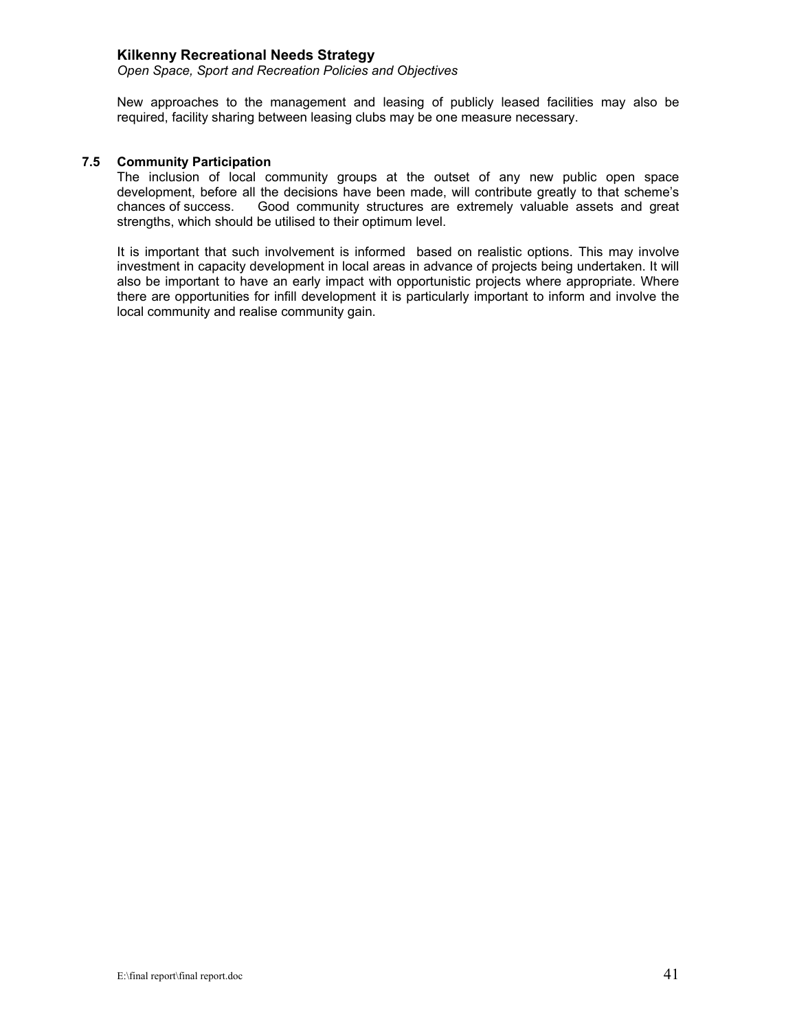New approaches to the management and leasing of publicly leased facilities may also be required, facility sharing between leasing clubs may be one measure necessary.

### 7.5 Community Participation

The inclusion of local community groups at the outset of any new public open space development, before all the decisions have been made, will contribute greatly to that scheme's chances of success. Good community structures are extremely valuable assets and great strengths, which should be utilised to their optimum level.

It is important that such involvement is informed based on realistic options. This may involve investment in capacity development in local areas in advance of projects being undertaken. It will also be important to have an early impact with opportunistic projects where appropriate. Where there are opportunities for infill development it is particularly important to inform and involve the local community and realise community gain.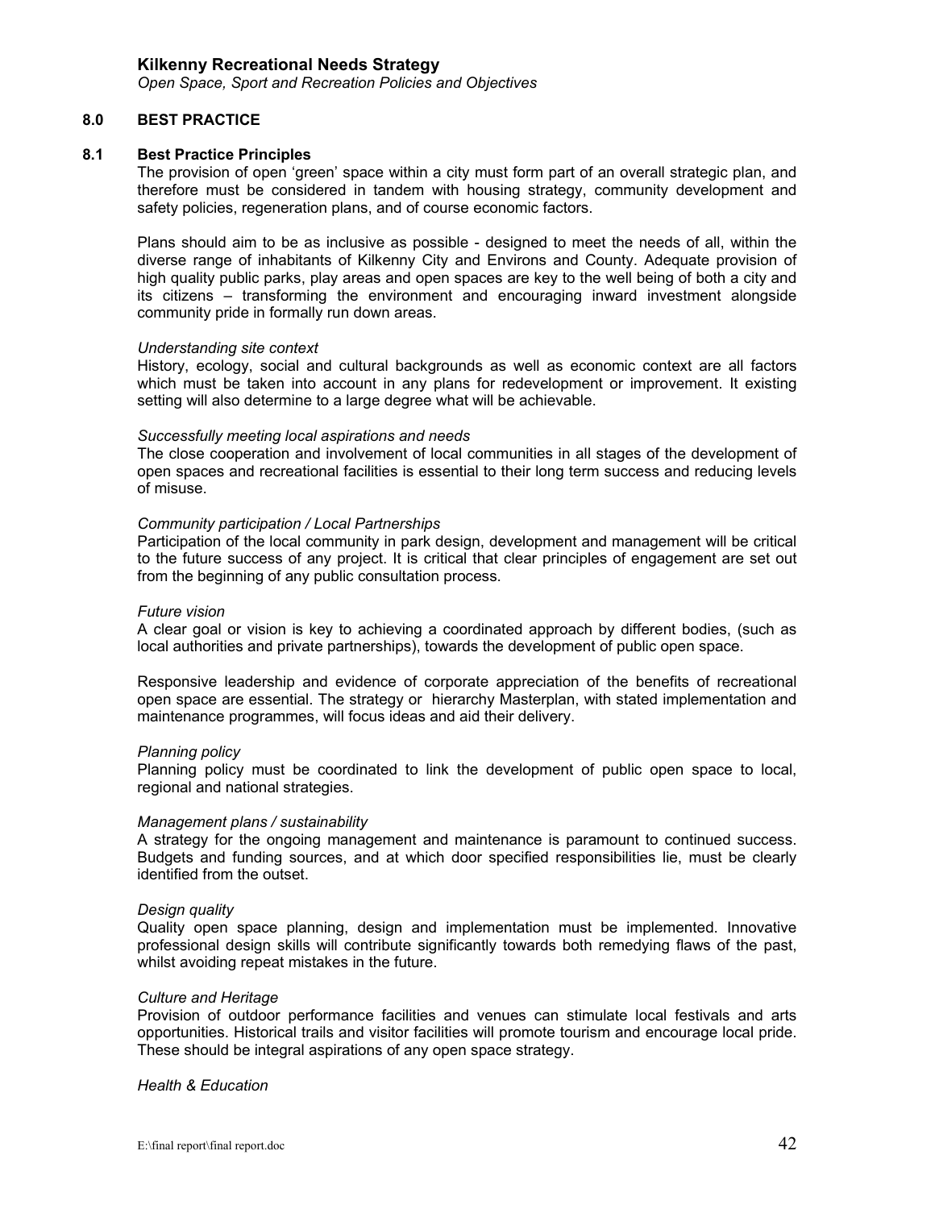## 8.0 BEST PRACTICE

### 8.1 Best Practice Principles

The provision of open 'green' space within a city must form part of an overall strategic plan, and therefore must be considered in tandem with housing strategy, community development and safety policies, regeneration plans, and of course economic factors.

Plans should aim to be as inclusive as possible - designed to meet the needs of all, within the diverse range of inhabitants of Kilkenny City and Environs and County. Adequate provision of high quality public parks, play areas and open spaces are key to the well being of both a city and its citizens – transforming the environment and encouraging inward investment alongside community pride in formally run down areas.

*Understanding site context*

History, ecology, social and cultural backgrounds as well as economic context are all factors which must be taken into account in any plans for redevelopment or improvement. It existing setting will also determine to a large degree what will be achievable.

*Successfully meeting local aspirations and needs*

The close cooperation and involvement of local communities in all stages of the development of open spaces and recreational facilities is essential to their long term success and reducing levels of misuse.

*Community participation / Local Partnerships*

Participation of the local community in park design, development and management will be critical to the future success of any project. It is critical that clear principles of engagement are set out from the beginning of any public consultation process.

*Future vision*

A clear goal or vision is key to achieving a coordinated approach by different bodies, (such as local authorities and private partnerships), towards the development of public open space.

Responsive leadership and evidence of corporate appreciation of the benefits of recreational open space are essential. The strategy or hierarchy Masterplan, with stated implementation and maintenance programmes, will focus ideas and aid their delivery.

*Planning policy*

Planning policy must be coordinated to link the development of public open space to local, regional and national strategies.

*Management plans / sustainability*

A strategy for the ongoing management and maintenance is paramount to continued success. Budgets and funding sources, and at which door specified responsibilities lie, must be clearly identified from the outset.

*Design quality*

Quality open space planning, design and implementation must be implemented. Innovative professional design skills will contribute significantly towards both remedying flaws of the past, whilst avoiding repeat mistakes in the future.

*Culture and Heritage*

Provision of outdoor performance facilities and venues can stimulate local festivals and arts opportunities. Historical trails and visitor facilities will promote tourism and encourage local pride. These should be integral aspirations of any open space strategy.

*Health & Education*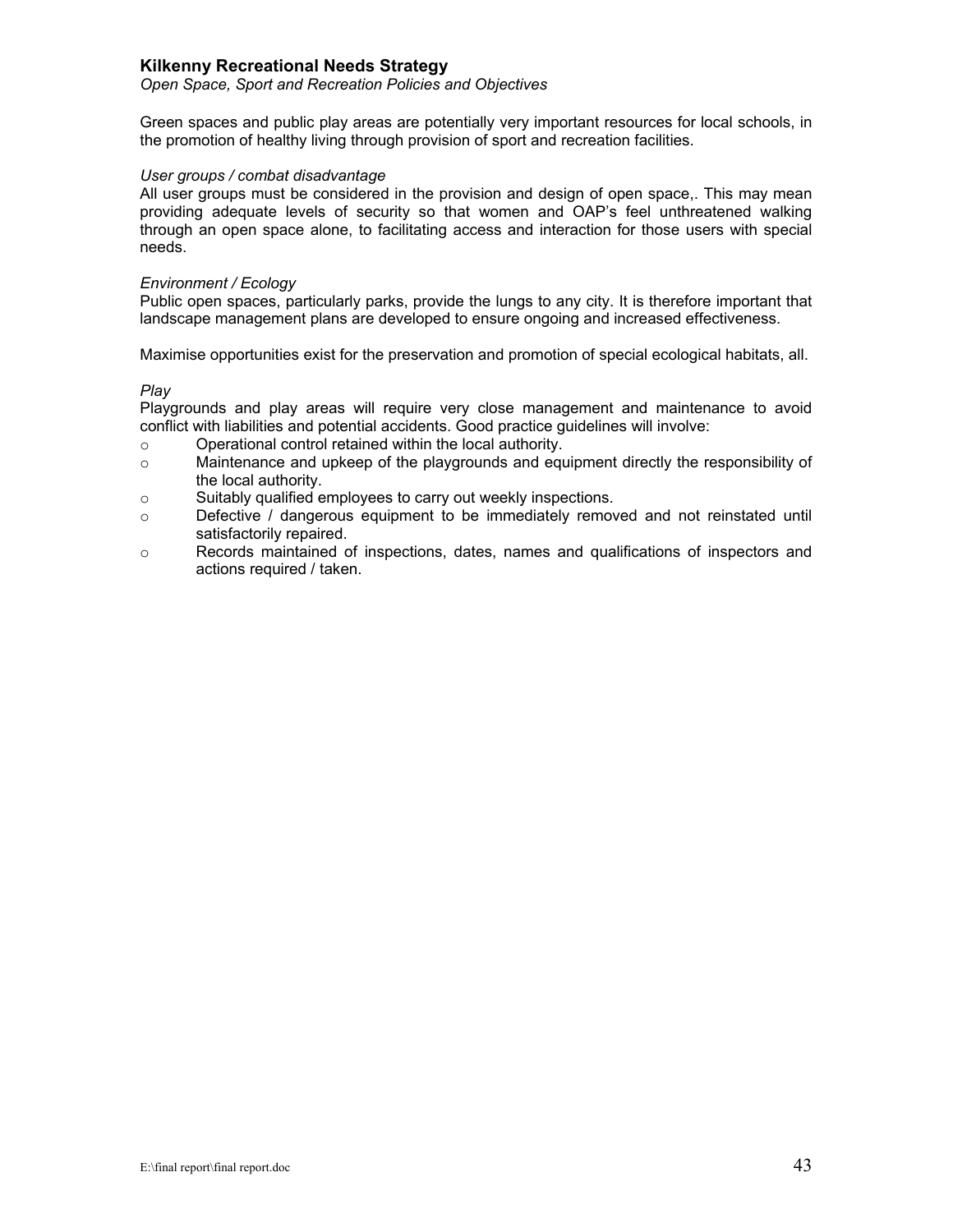Green spaces and public play areas are potentially very important resources for local schools, in the promotion of healthy living through provision of sport and recreation facilities.

*User groups / combat disadvantage*

All user groups must be considered in the provision and design of open space,. This may mean providing adequate levels of security so that women and OAP's feel unthreatened walking through an open space alone, to facilitating access and interaction for those users with special needs.

*Environment / Ecology*

Public open spaces, particularly parks, provide the lungs to any city. It is therefore important that landscape management plans are developed to ensure ongoing and increased effectiveness.

Maximise opportunities exist for the preservation and promotion of special ecological habitats, all.

*Play*

Playgrounds and play areas will require very close management and maintenance to avoid conflict with liabilities and potential accidents. Good practice guidelines will involve:

- Operational control retained within the local authority.
- Maintenance and upkeep of the playgrounds and equipment directly the responsibility of the local authority.
- Suitably qualified employees to carry out weekly inspections.
- Defective / dangerous equipment to be immediately removed and not reinstated until satisfactorily repaired.
- Records maintained of inspections, dates, names and qualifications of inspectors and actions required / taken.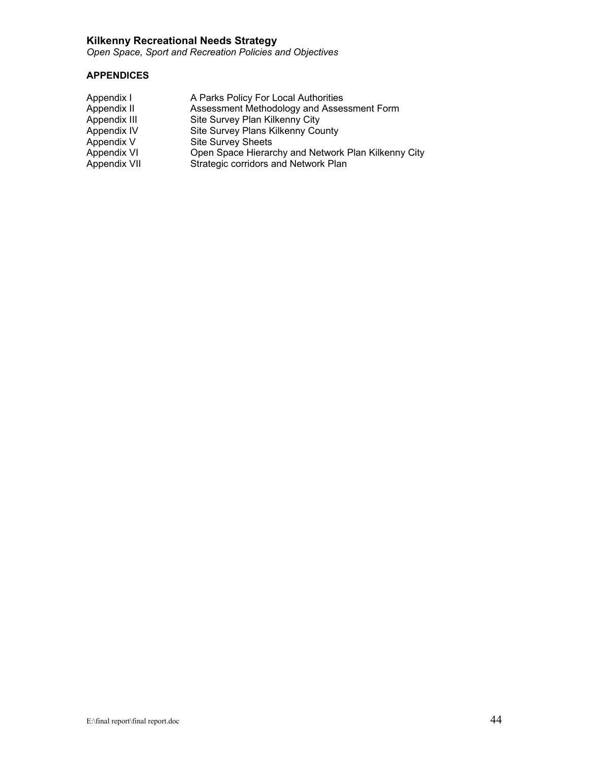## APPENDICES

| | |
|---|---|
| Appendix I | A Parks Policy For Local Authorities |
| Appendix II | Assessment Methodology and Assessment Form |
| Appendix III | Site Survey Plan Kilkenny City |
| Appendix IV | Site Survey Plans Kilkenny County |
| Appendix V | Site Survey Sheets |
| Appendix VI | Open Space Hierarchy and Network Plan Kilkenny City |
| Appendix VII | Strategic corridors and Network Plan |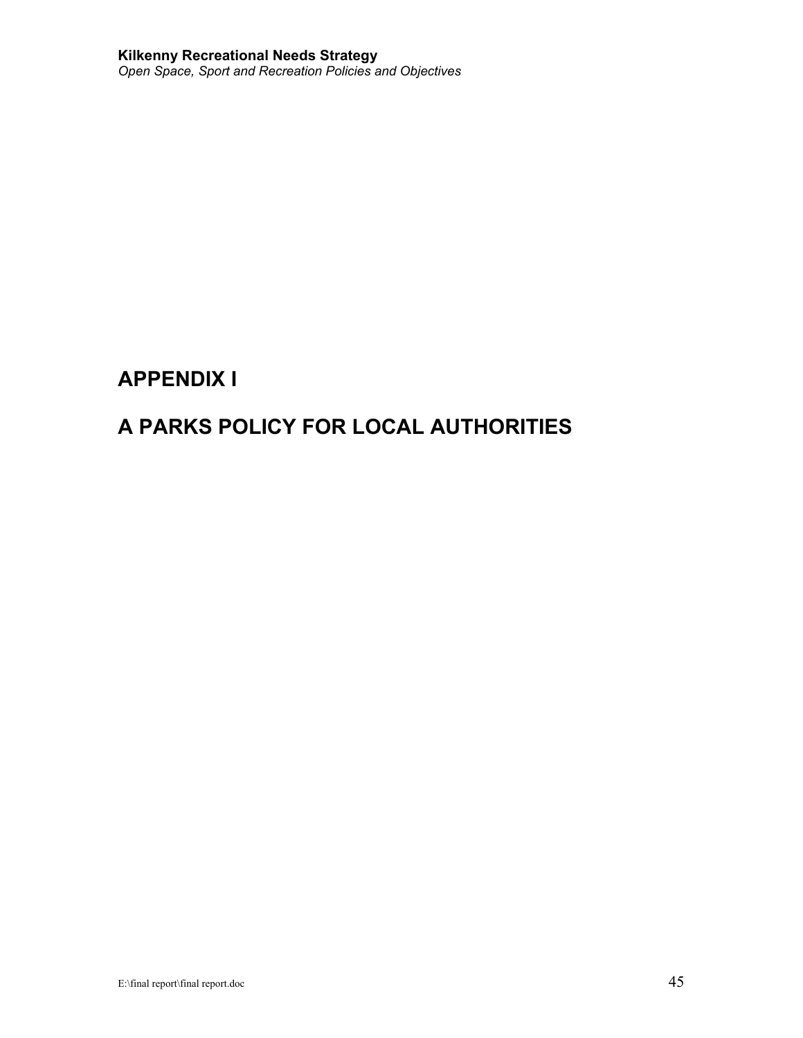# APPENDIX I

# A PARKS POLICY FOR LOCAL AUTHORITIES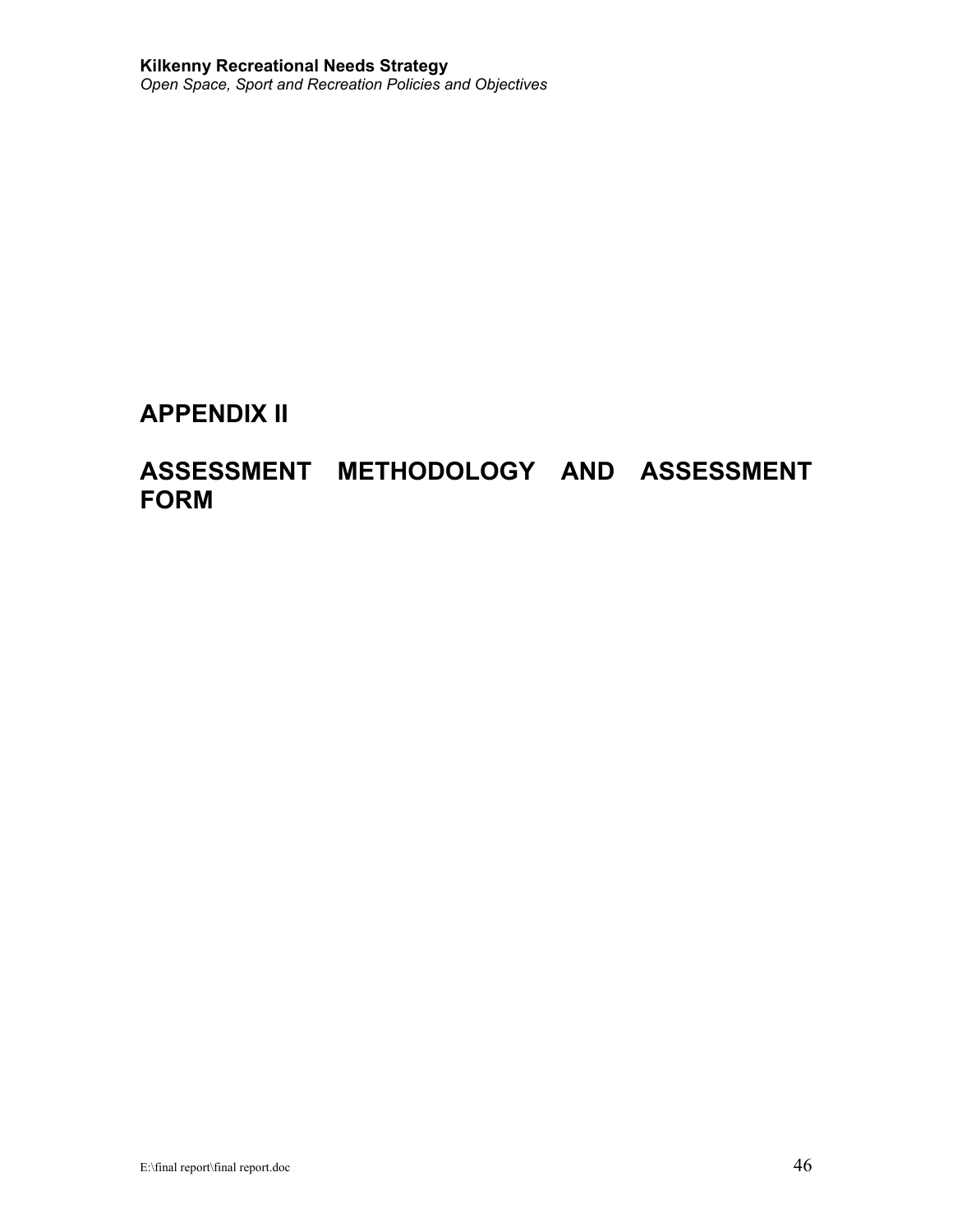# APPENDIX II

# ASSESSMENT METHODOLOGY AND ASSESSMENT FORM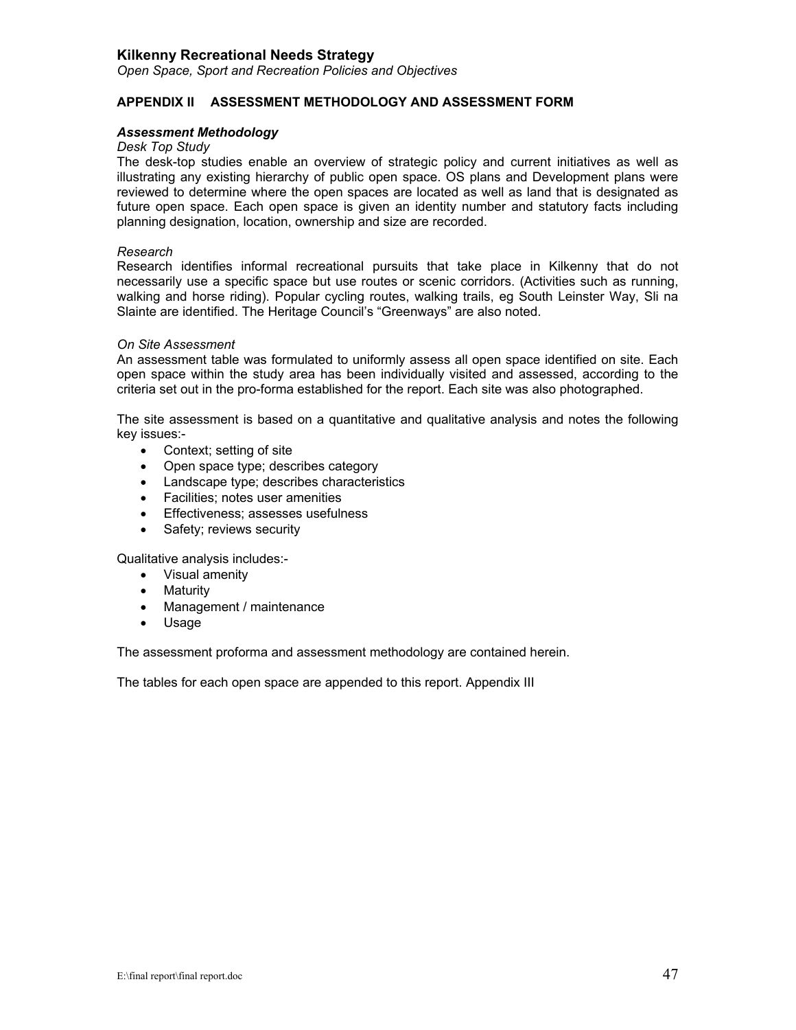## APPENDIX II ASSESSMENT METHODOLOGY AND ASSESSMENT FORM

### *Assessment Methodology*

*Desk Top Study*

The desk-top studies enable an overview of strategic policy and current initiatives as well as illustrating any existing hierarchy of public open space. OS plans and Development plans were reviewed to determine where the open spaces are located as well as land that is designated as future open space. Each open space is given an identity number and statutory facts including planning designation, location, ownership and size are recorded.

*Research*

Research identifies informal recreational pursuits that take place in Kilkenny that do not necessarily use a specific space but use routes or scenic corridors. (Activities such as running, walking and horse riding). Popular cycling routes, walking trails, eg South Leinster Way, Sli na Slainte are identified. The Heritage Council's "Greenways" are also noted.

*On Site Assessment*

An assessment table was formulated to uniformly assess all open space identified on site. Each open space within the study area has been individually visited and assessed, according to the criteria set out in the pro-forma established for the report. Each site was also photographed.

The site assessment is based on a quantitative and qualitative analysis and notes the following key issues:-

- Context; setting of site
- Open space type; describes category
- Landscape type; describes characteristics
- Facilities; notes user amenities
- Effectiveness; assesses usefulness
- Safety; reviews security

Qualitative analysis includes:-

- Visual amenity
- Maturity
- Management / maintenance
- Usage

The assessment proforma and assessment methodology are contained herein.

The tables for each open space are appended to this report. Appendix III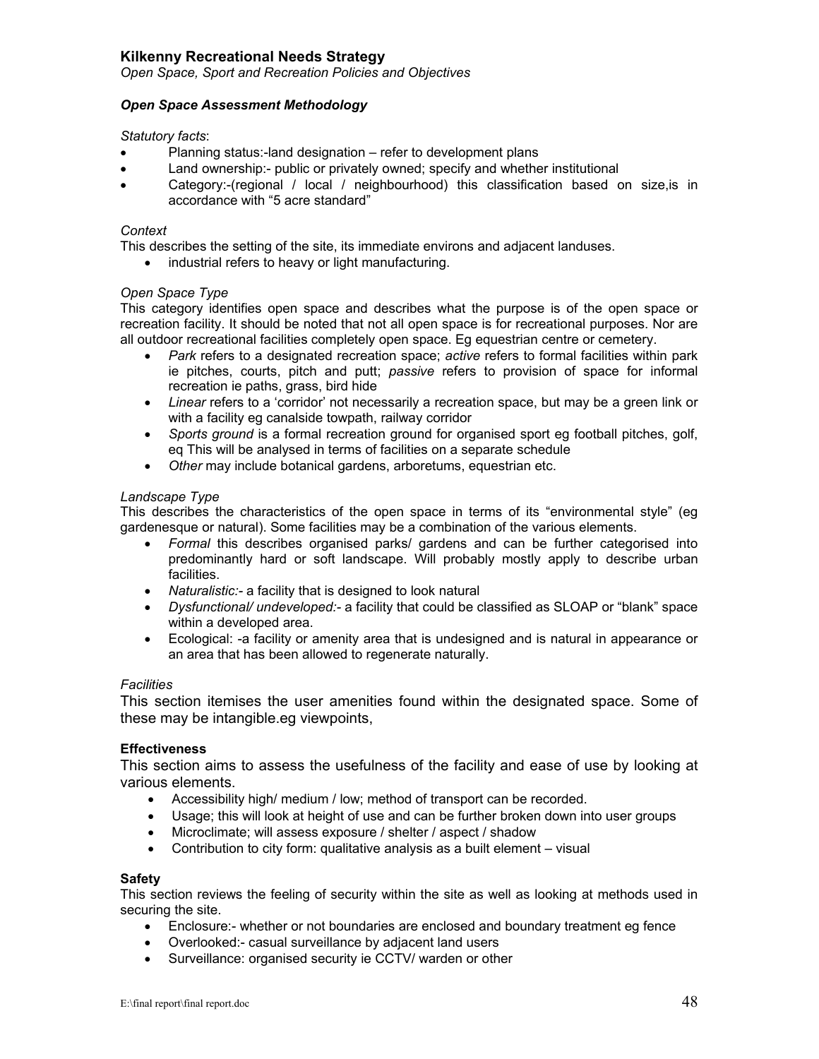## Kilkenny Recreational Needs Strategy

*Open Space, Sport and Recreation Policies and Objectives*

### *Open Space Assessment Methodology*

*Statutory facts*:

- Planning status:-land designation – refer to development plans
- Land ownership:- public or privately owned; specify and whether institutional
- Category:-(regional / local / neighbourhood) this classification based on size,is in accordance with "5 acre standard"

*Context*

This describes the setting of the site, its immediate environs and adjacent landuses.

- industrial refers to heavy or light manufacturing.

*Open Space Type*

This category identifies open space and describes what the purpose is of the open space or recreation facility. It should be noted that not all open space is for recreational purposes. Nor are all outdoor recreational facilities completely open space. Eg equestrian centre or cemetery.

- *Park* refers to a designated recreation space; *active* refers to formal facilities within park ie pitches, courts, pitch and putt; *passive* refers to provision of space for informal recreation ie paths, grass, bird hide
- *Linear* refers to a 'corridor' not necessarily a recreation space, but may be a green link or with a facility eg canalside towpath, railway corridor
- *Sports ground* is a formal recreation ground for organised sport eg football pitches, golf, eq This will be analysed in terms of facilities on a separate schedule
- *Other* may include botanical gardens, arboretums, equestrian etc.

*Landscape Type*

This describes the characteristics of the open space in terms of its "environmental style" (eg gardenesque or natural). Some facilities may be a combination of the various elements.

- *Formal* this describes organised parks/ gardens and can be further categorised into predominantly hard or soft landscape. Will probably mostly apply to describe urban facilities.
- *Naturalistic:*- a facility that is designed to look natural
- *Dysfunctional/ undeveloped:*- a facility that could be classified as SLOAP or "blank" space within a developed area.
- Ecological: -a facility or amenity area that is undesigned and is natural in appearance or an area that has been allowed to regenerate naturally.

*Facilities*

This section itemises the user amenities found within the designated space. Some of these may be intangible.eg viewpoints,

**Effectiveness**

This section aims to assess the usefulness of the facility and ease of use by looking at various elements.

- Accessibility high/ medium / low; method of transport can be recorded.
- Usage; this will look at height of use and can be further broken down into user groups
- Microclimate; will assess exposure / shelter / aspect / shadow
- Contribution to city form: qualitative analysis as a built element – visual

**Safety**

This section reviews the feeling of security within the site as well as looking at methods used in securing the site.

- Enclosure:- whether or not boundaries are enclosed and boundary treatment eg fence
- Overlooked:- casual surveillance by adjacent land users
- Surveillance: organised security ie CCTV/ warden or other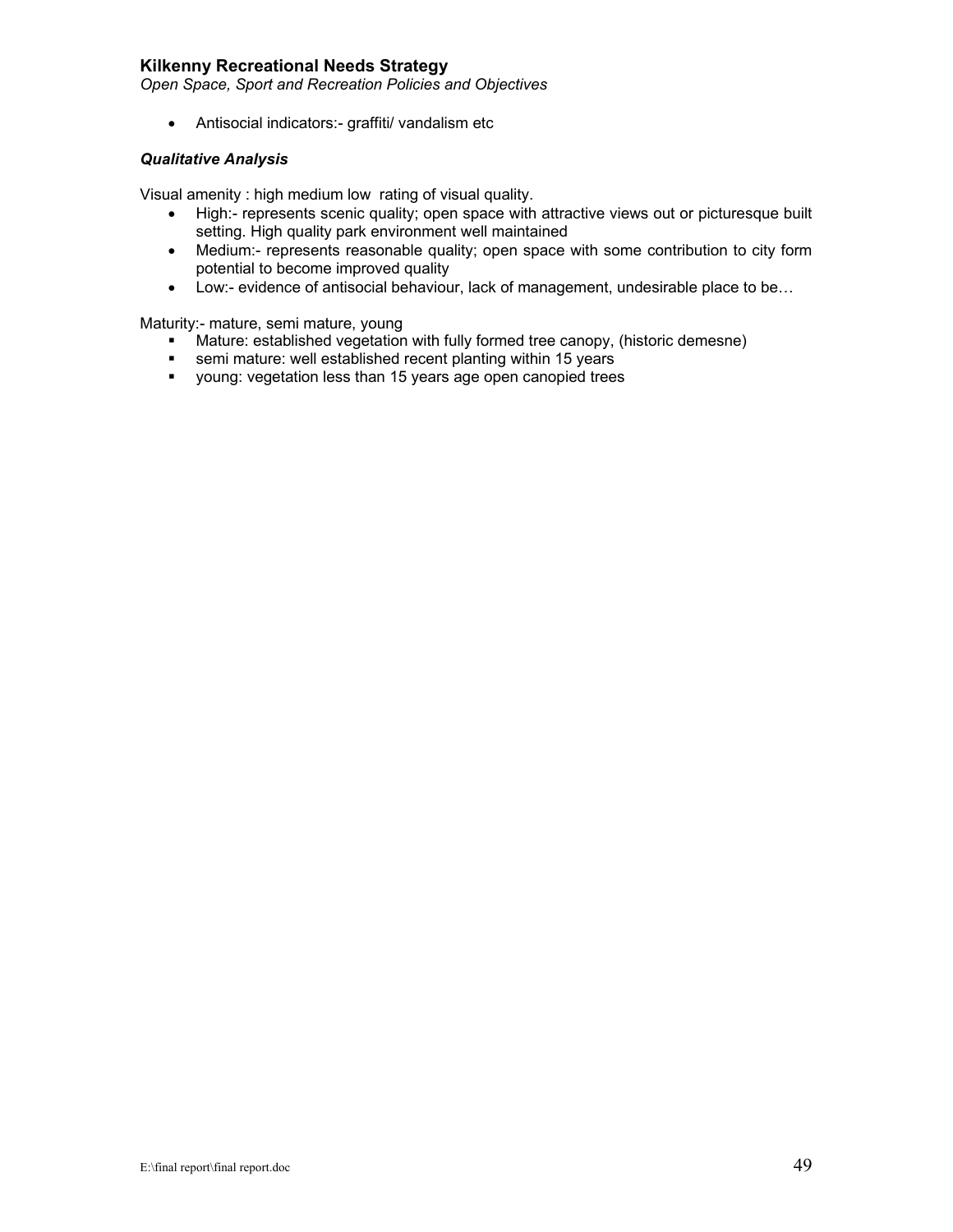- Antisocial indicators:- graffiti/ vandalism etc

***Qualitative Analysis***

Visual amenity : high medium low rating of visual quality.

- High:- represents scenic quality; open space with attractive views out or picturesque built setting. High quality park environment well maintained
- Medium:- represents reasonable quality; open space with some contribution to city form potential to become improved quality
- Low:- evidence of antisocial behaviour, lack of management, undesirable place to be…

Maturity:- mature, semi mature, young

- Mature: established vegetation with fully formed tree canopy, (historic demesne)
- semi mature: well established recent planting within 15 years
- young: vegetation less than 15 years age open canopied trees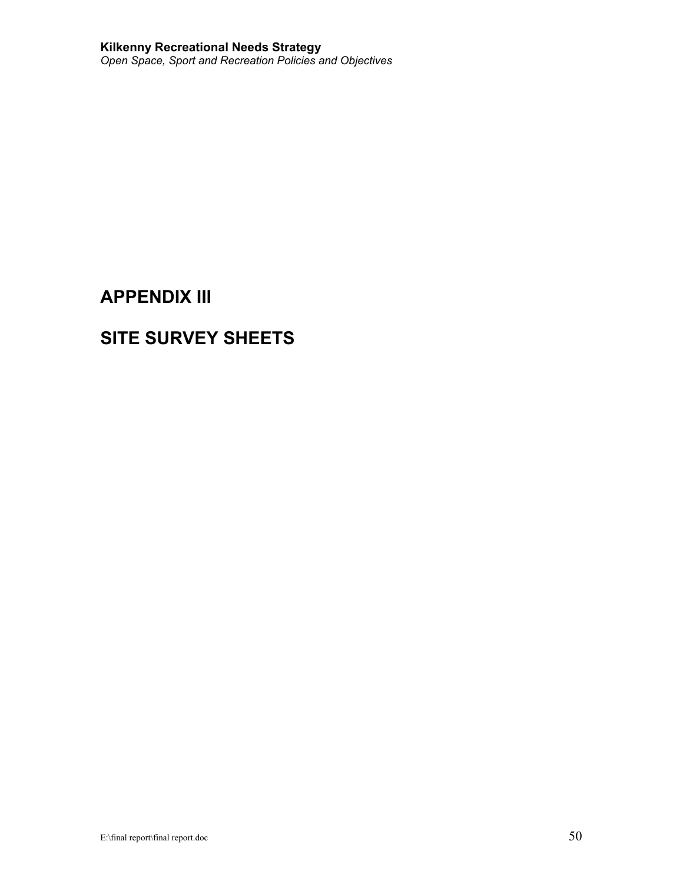# APPENDIX III

# SITE SURVEY SHEETS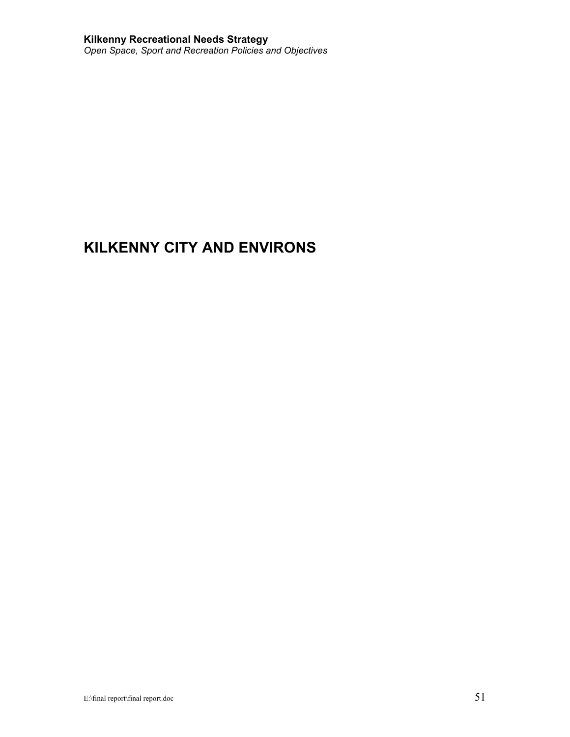# KILKENNY CITY AND ENVIRONS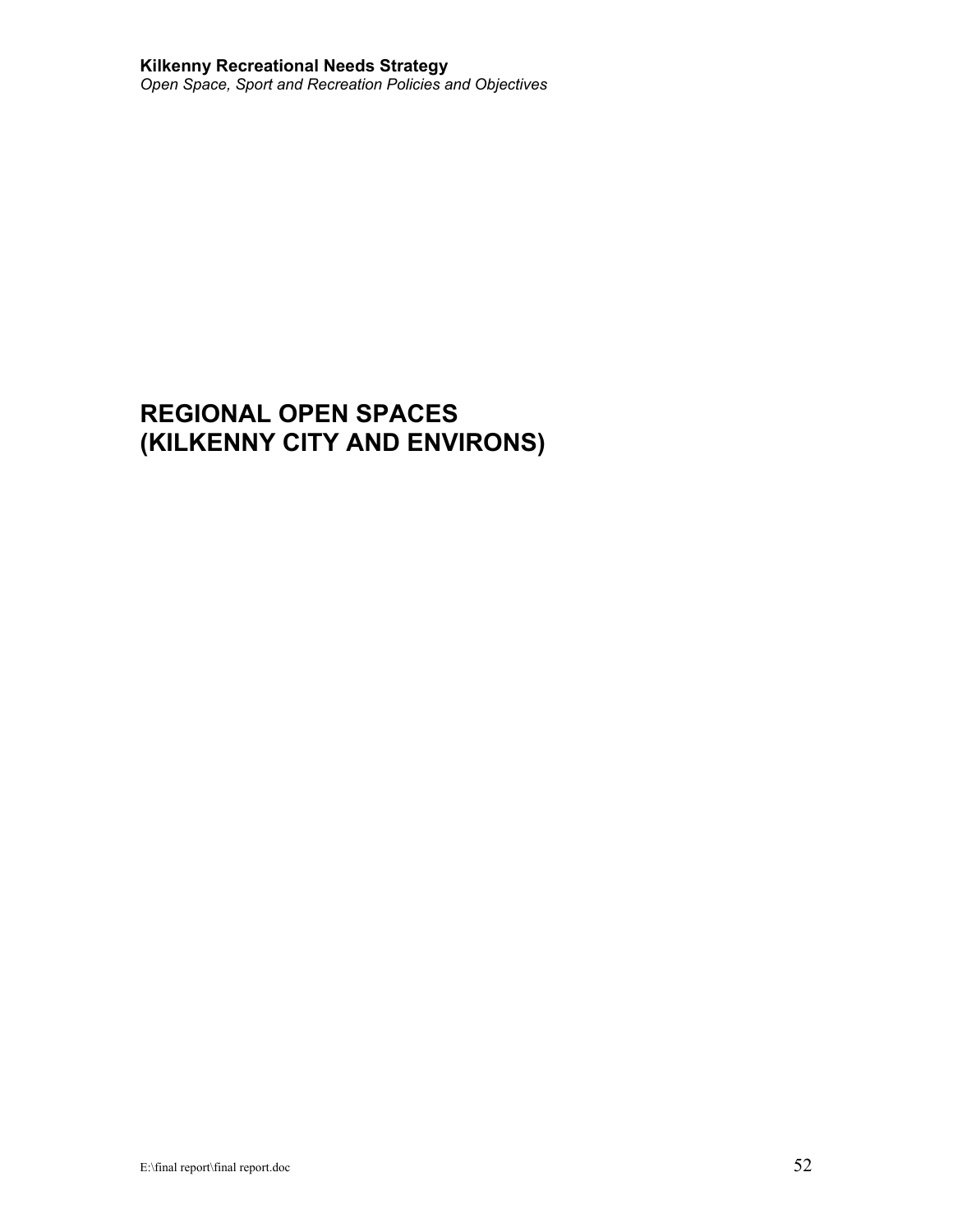# REGIONAL OPEN SPACES (KILKENNY CITY AND ENVIRONS)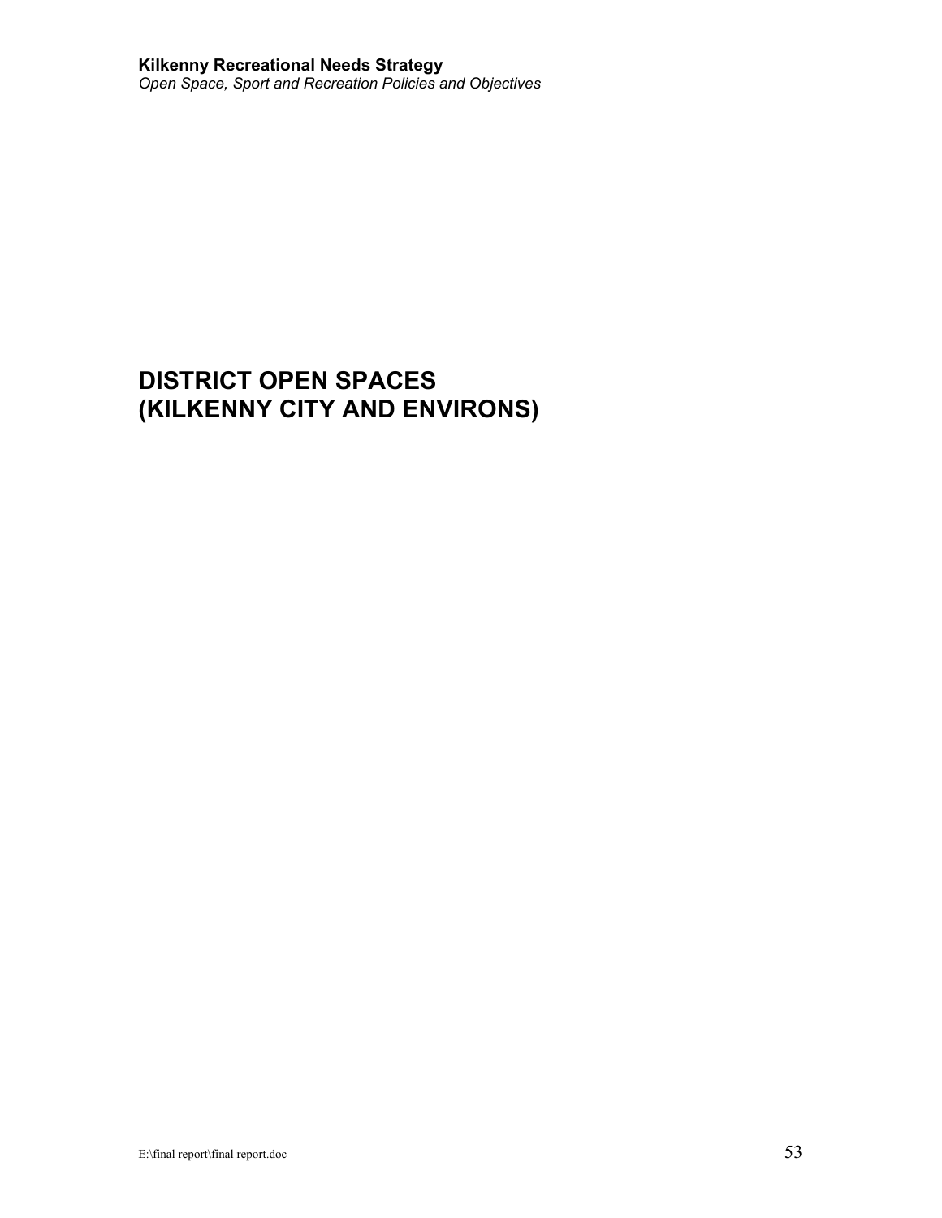# DISTRICT OPEN SPACES (KILKENNY CITY AND ENVIRONS)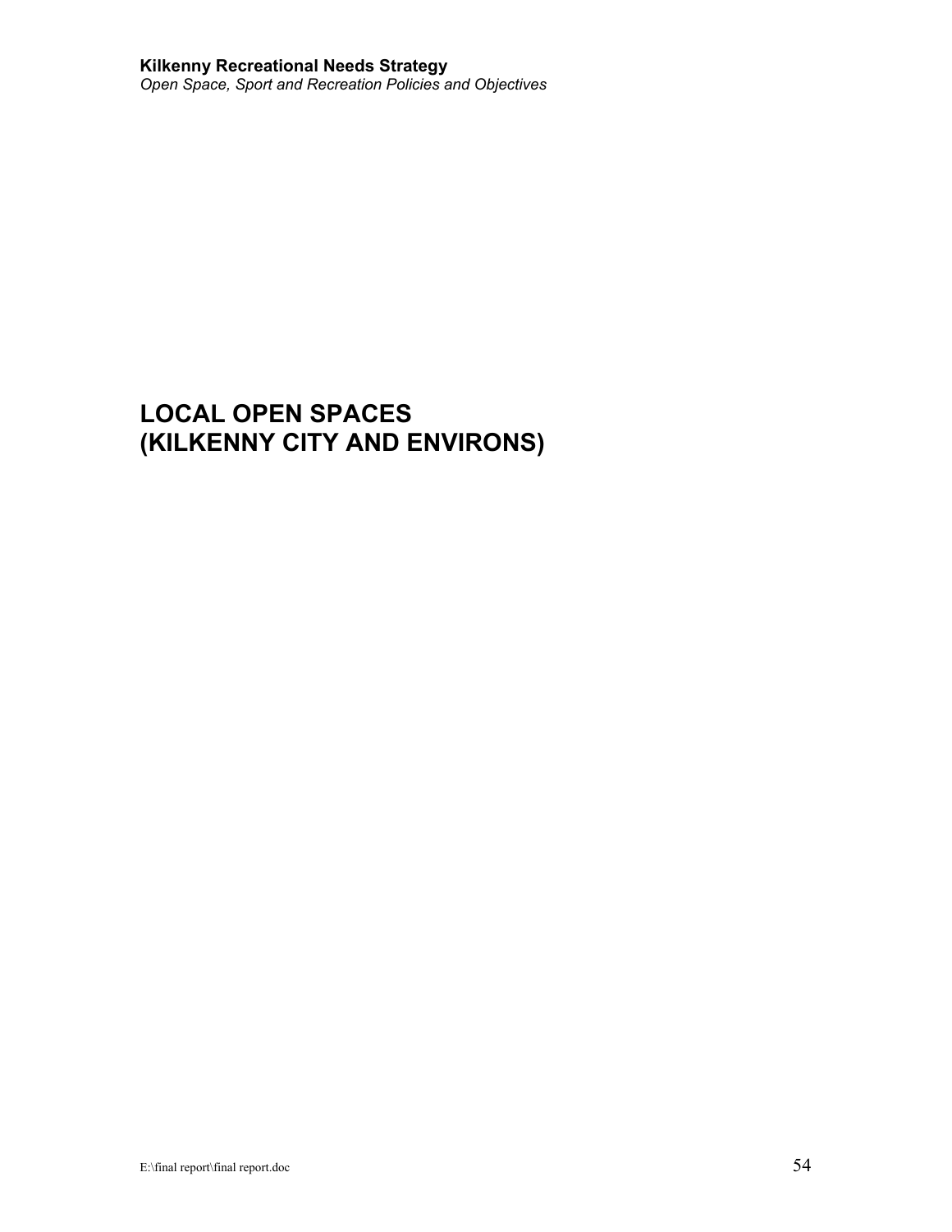# LOCAL OPEN SPACES
# (KILKENNY CITY AND ENVIRONS)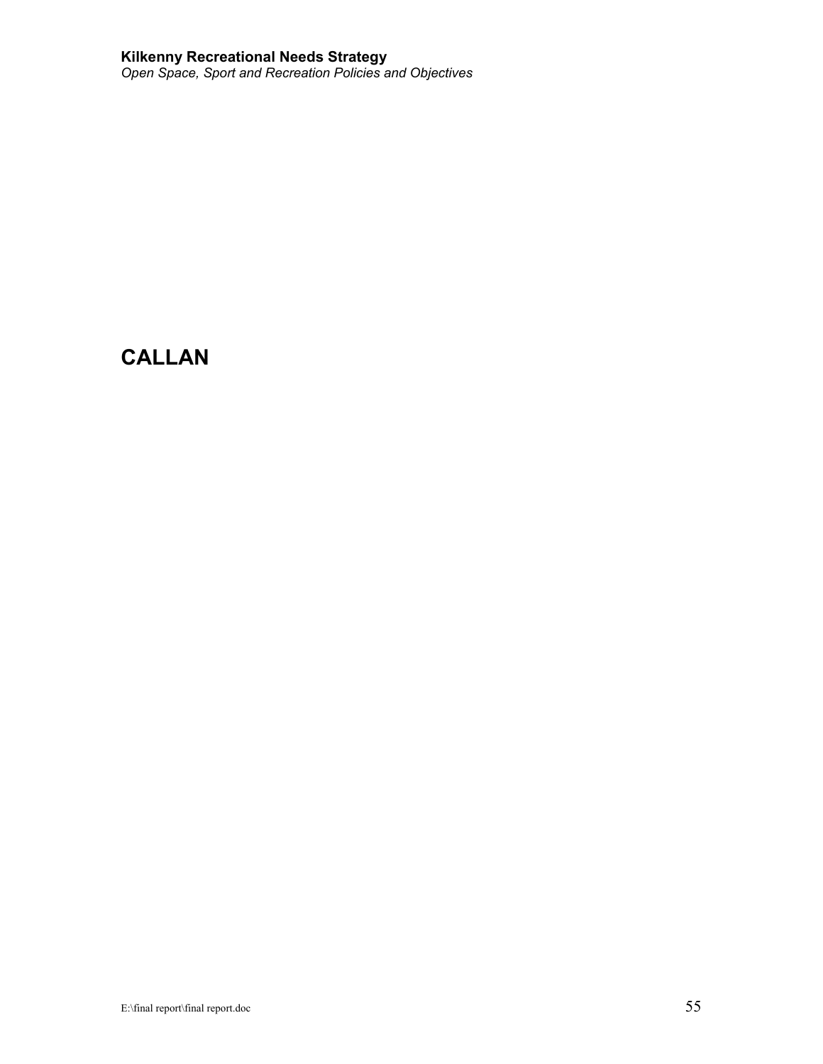# CALLAN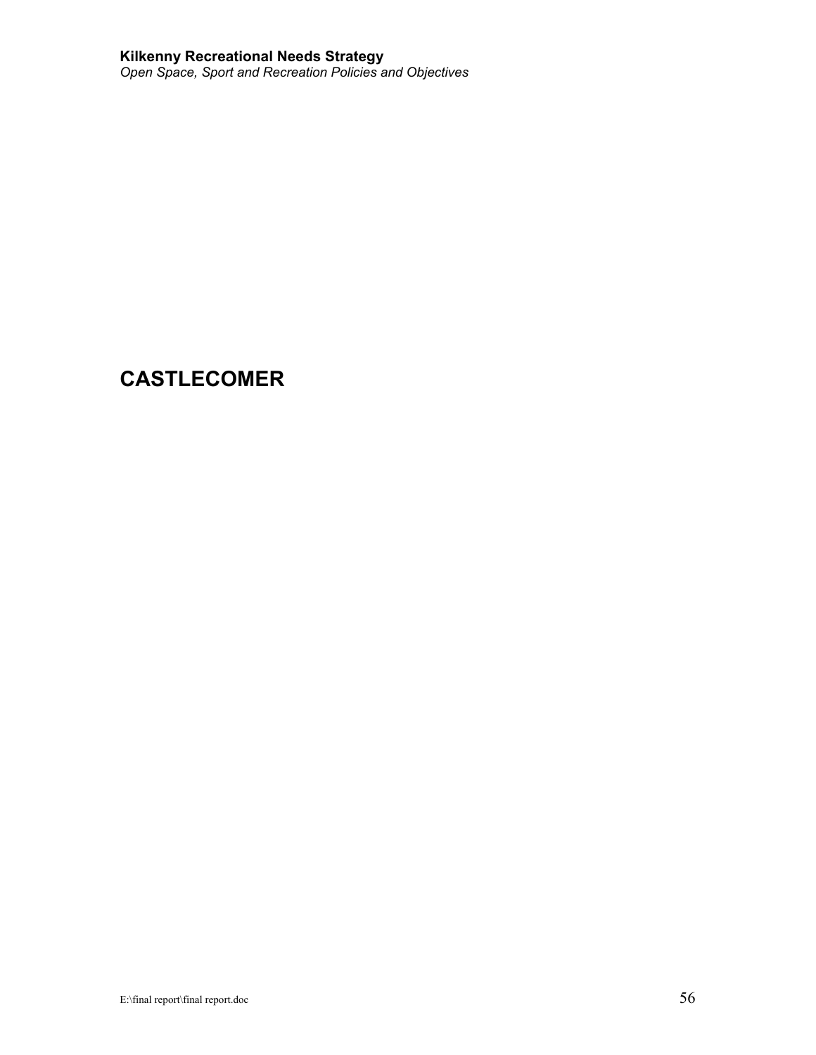# CASTLECOMER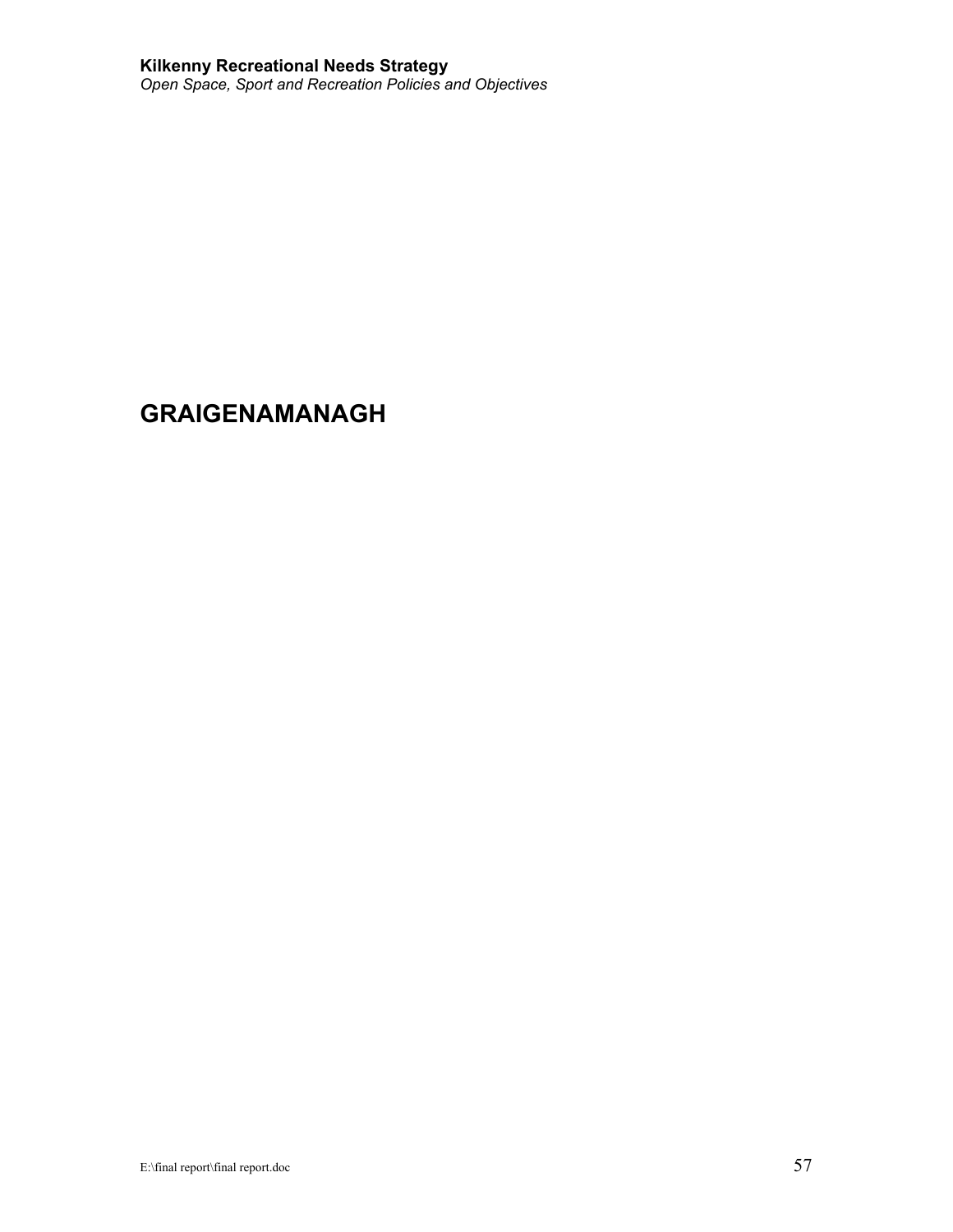# GRAIGENAMANAGH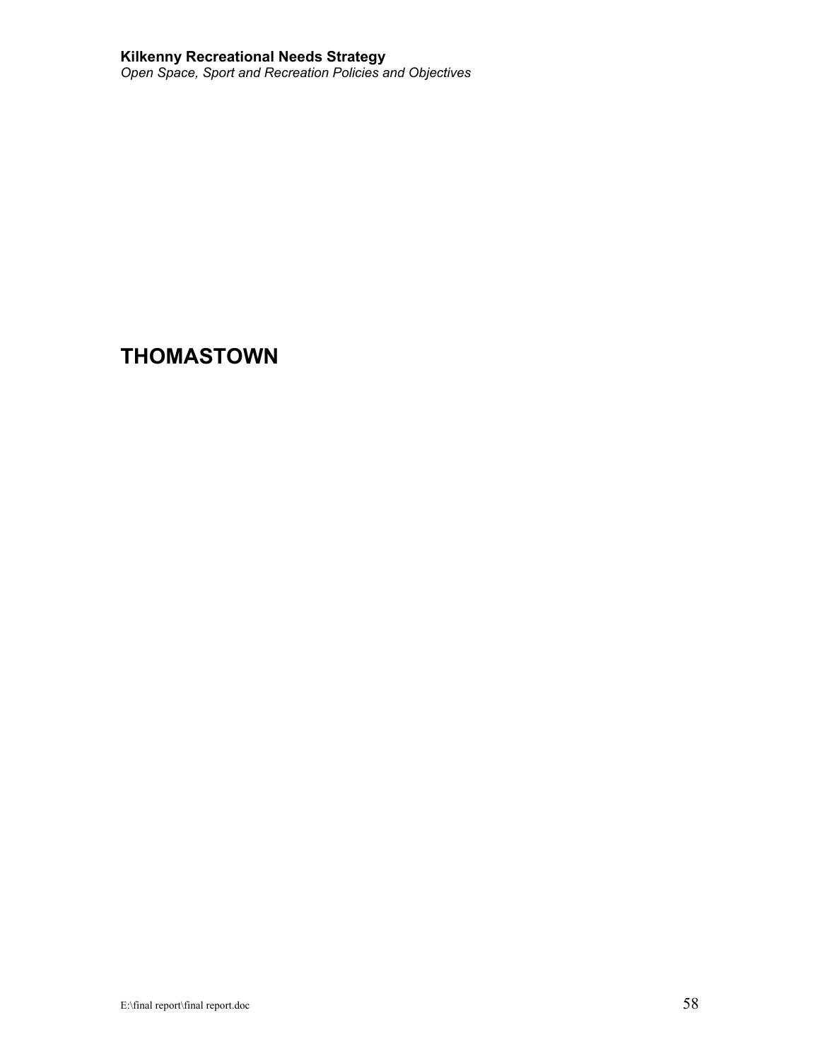# THOMASTOWN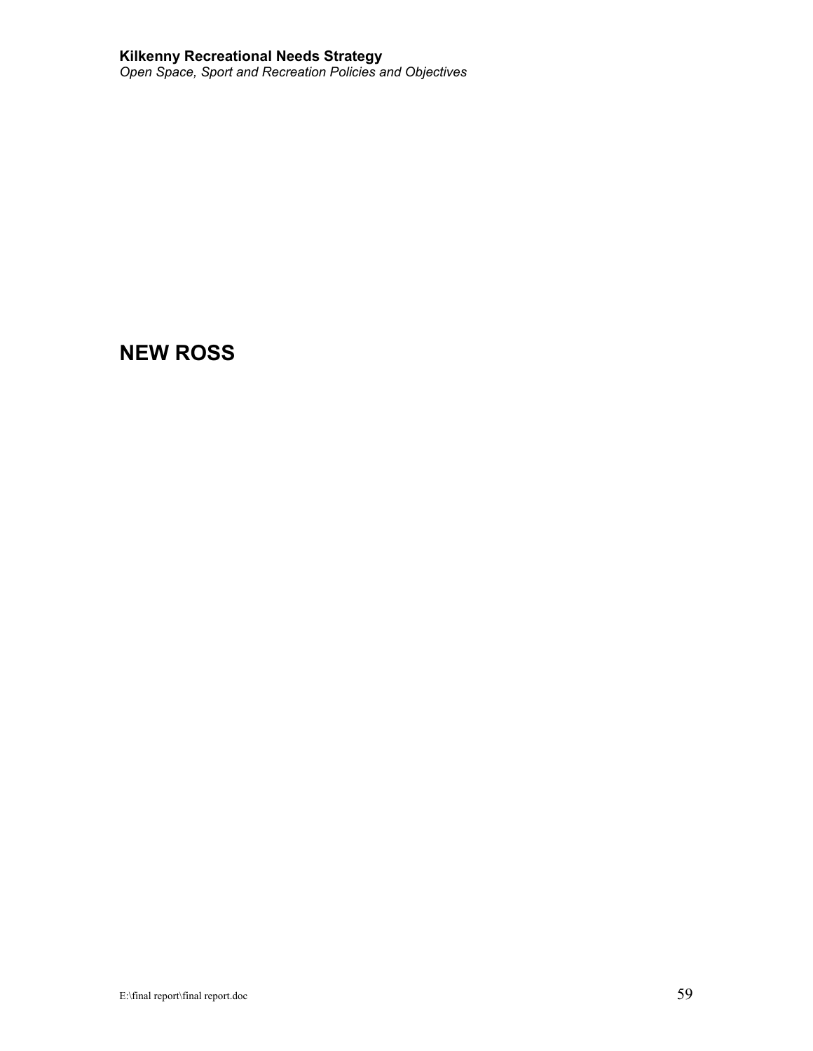# NEW ROSS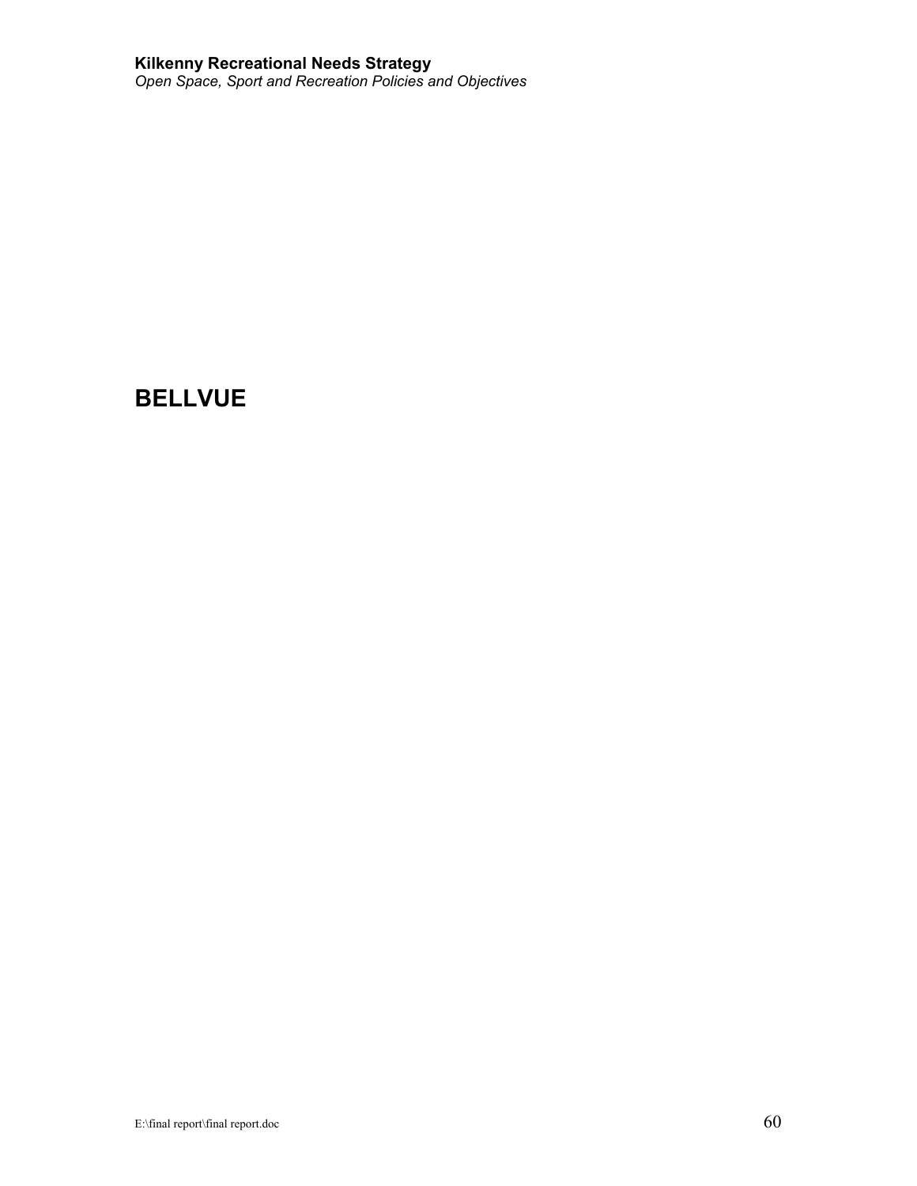# BELLVUE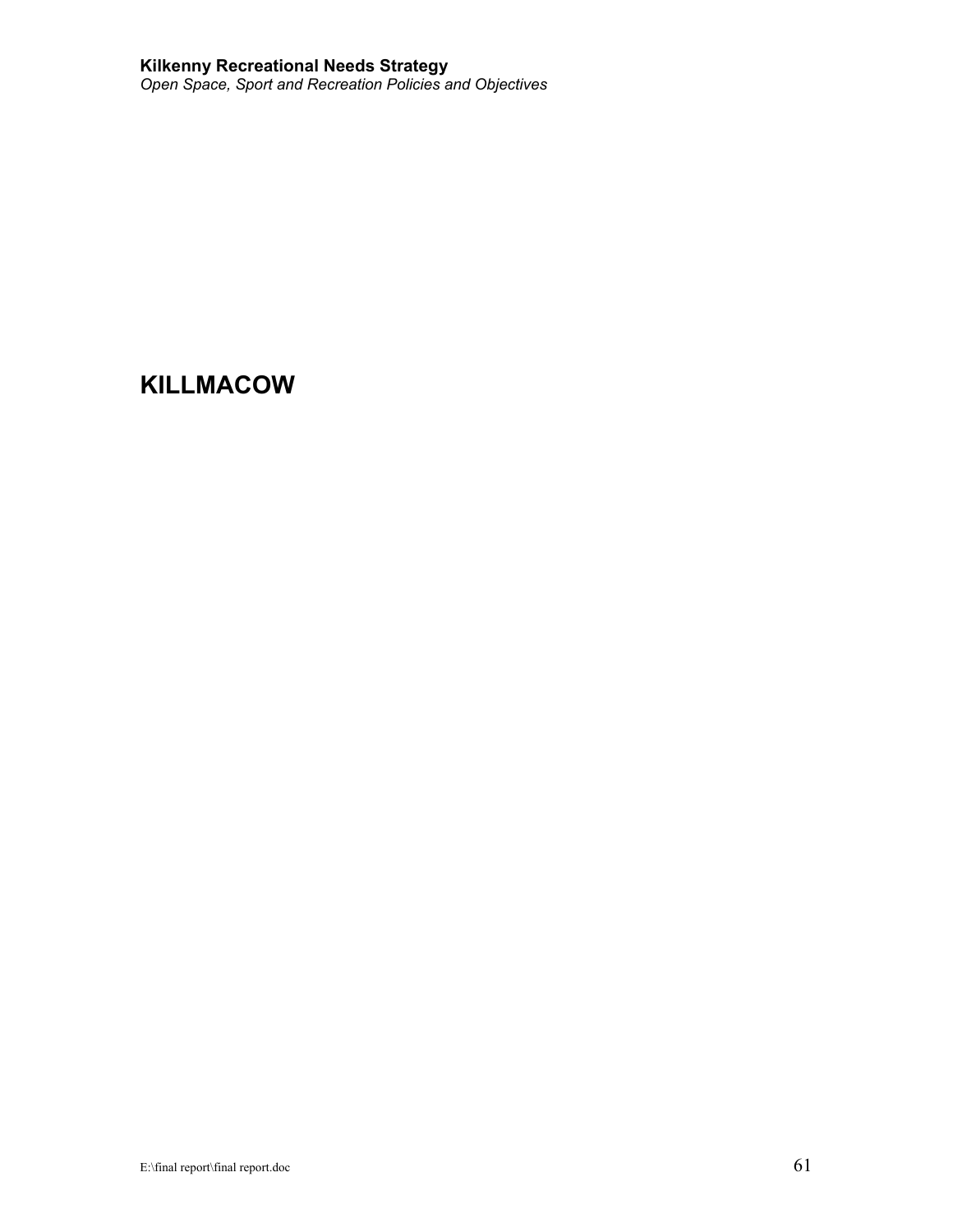# KILLMACOW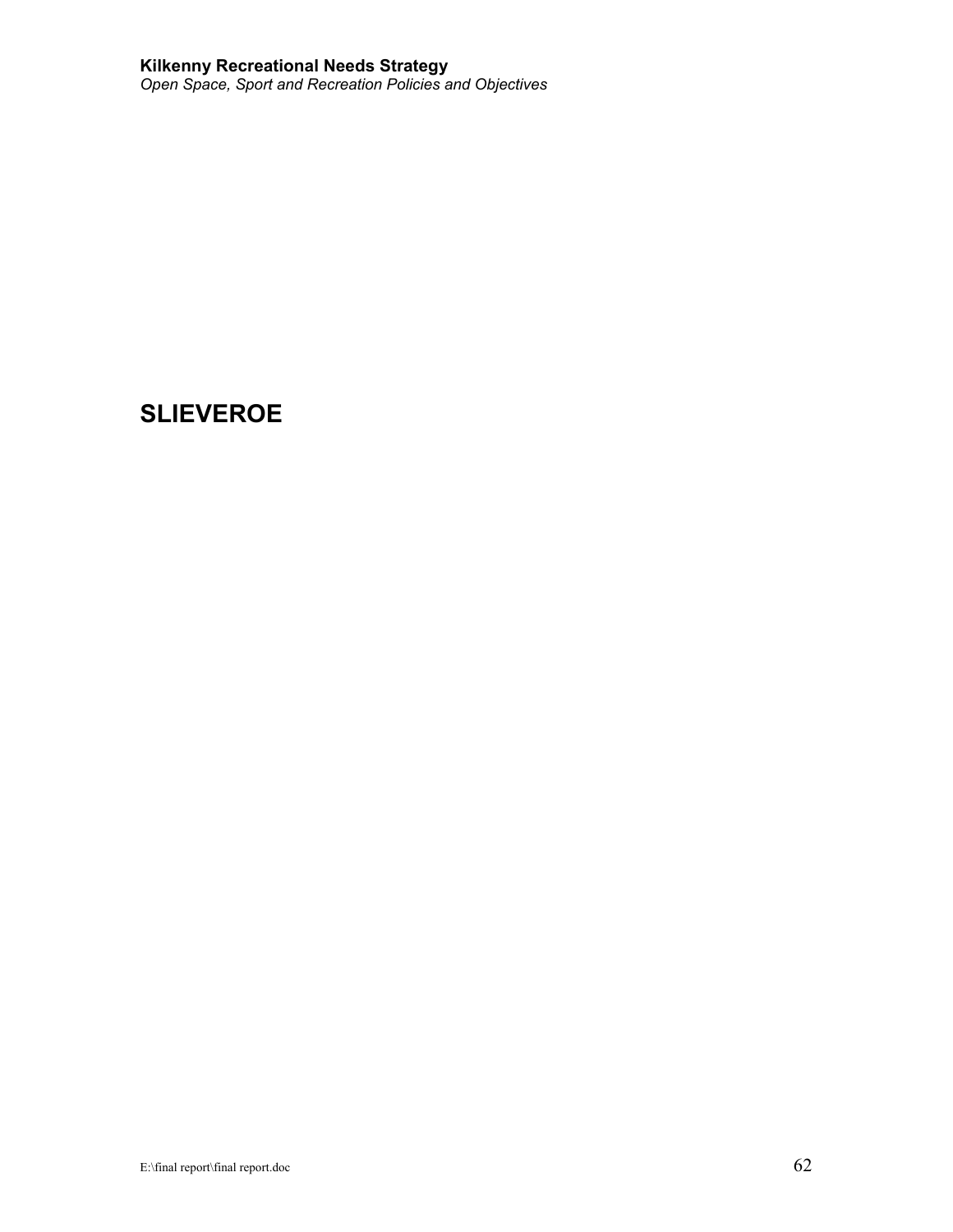# SLIEVEROE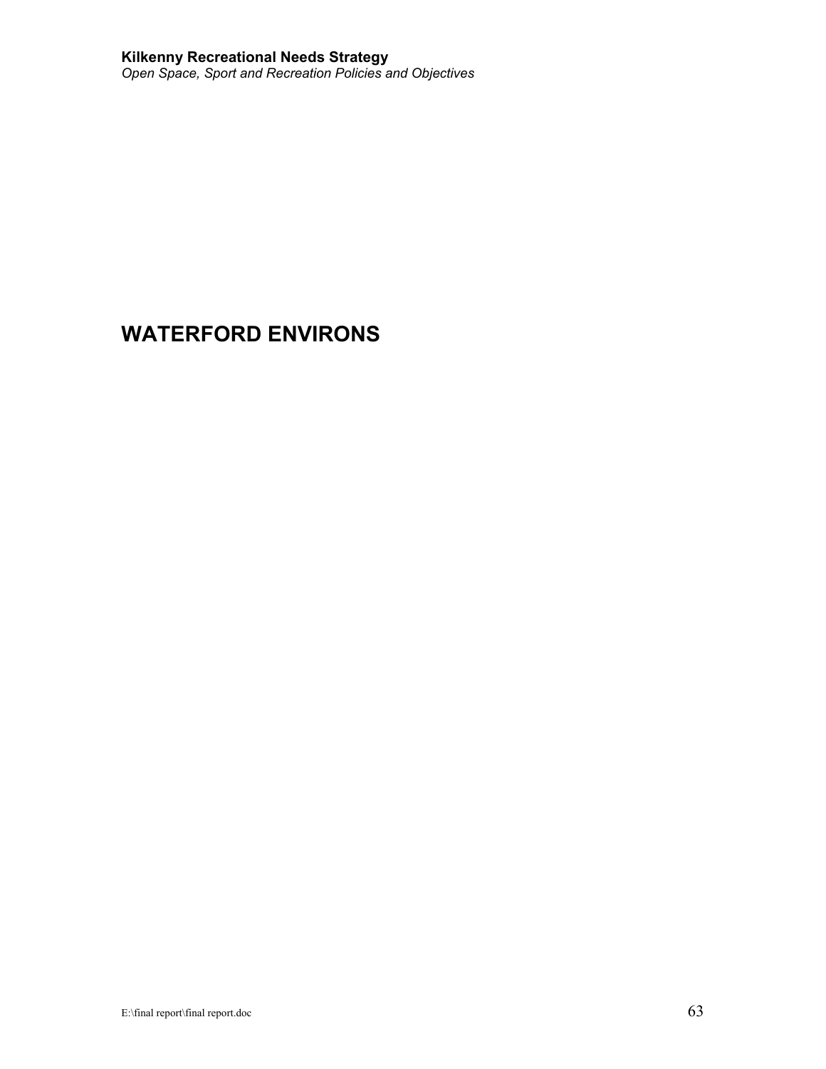# WATERFORD ENVIRONS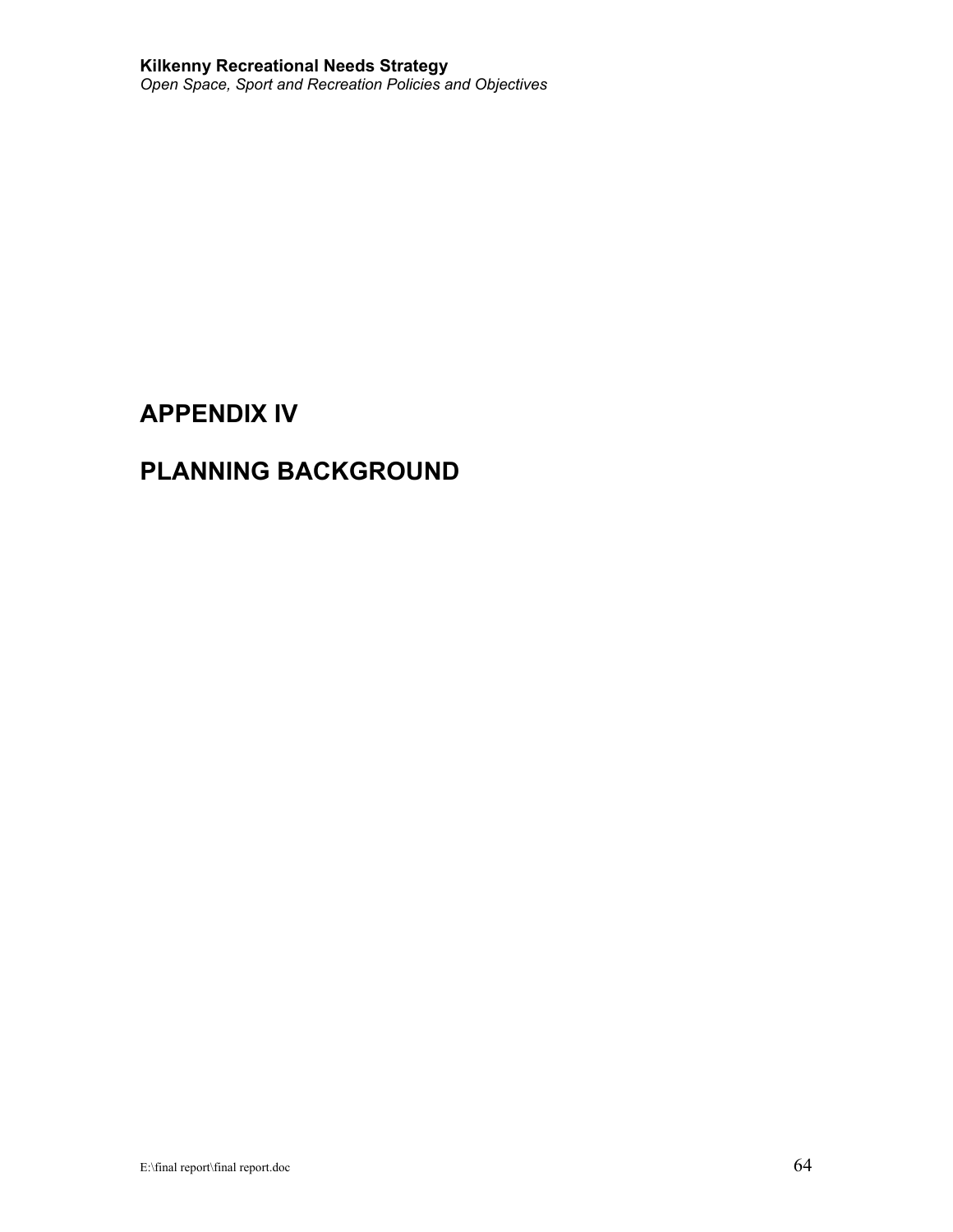# APPENDIX IV

# PLANNING BACKGROUND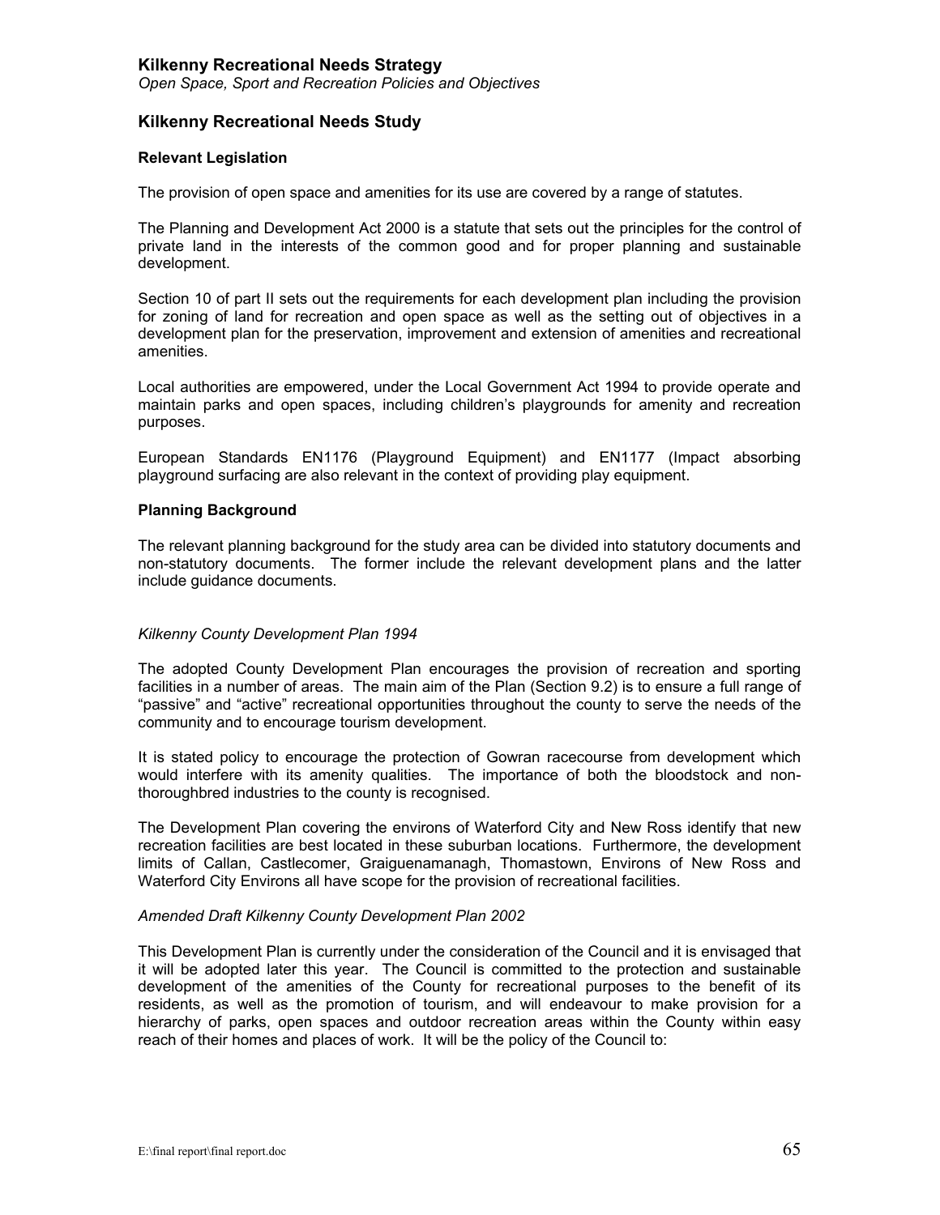## Kilkenny Recreational Needs Study

### Relevant Legislation

The provision of open space and amenities for its use are covered by a range of statutes.

The Planning and Development Act 2000 is a statute that sets out the principles for the control of private land in the interests of the common good and for proper planning and sustainable development.

Section 10 of part II sets out the requirements for each development plan including the provision for zoning of land for recreation and open space as well as the setting out of objectives in a development plan for the preservation, improvement and extension of amenities and recreational amenities.

Local authorities are empowered, under the Local Government Act 1994 to provide operate and maintain parks and open spaces, including children's playgrounds for amenity and recreation purposes.

European Standards EN1176 (Playground Equipment) and EN1177 (Impact absorbing playground surfacing are also relevant in the context of providing play equipment.

### Planning Background

The relevant planning background for the study area can be divided into statutory documents and non-statutory documents. The former include the relevant development plans and the latter include guidance documents.

*Kilkenny County Development Plan 1994*

The adopted County Development Plan encourages the provision of recreation and sporting facilities in a number of areas. The main aim of the Plan (Section 9.2) is to ensure a full range of "passive" and "active" recreational opportunities throughout the county to serve the needs of the community and to encourage tourism development.

It is stated policy to encourage the protection of Gowran racecourse from development which would interfere with its amenity qualities. The importance of both the bloodstock and non-thoroughbred industries to the county is recognised.

The Development Plan covering the environs of Waterford City and New Ross identify that new recreation facilities are best located in these suburban locations. Furthermore, the development limits of Callan, Castlecomer, Graiguenamanagh, Thomastown, Environs of New Ross and Waterford City Environs all have scope for the provision of recreational facilities.

*Amended Draft Kilkenny County Development Plan 2002*

This Development Plan is currently under the consideration of the Council and it is envisaged that it will be adopted later this year. The Council is committed to the protection and sustainable development of the amenities of the County for recreational purposes to the benefit of its residents, as well as the promotion of tourism, and will endeavour to make provision for a hierarchy of parks, open spaces and outdoor recreation areas within the County within easy reach of their homes and places of work. It will be the policy of the Council to: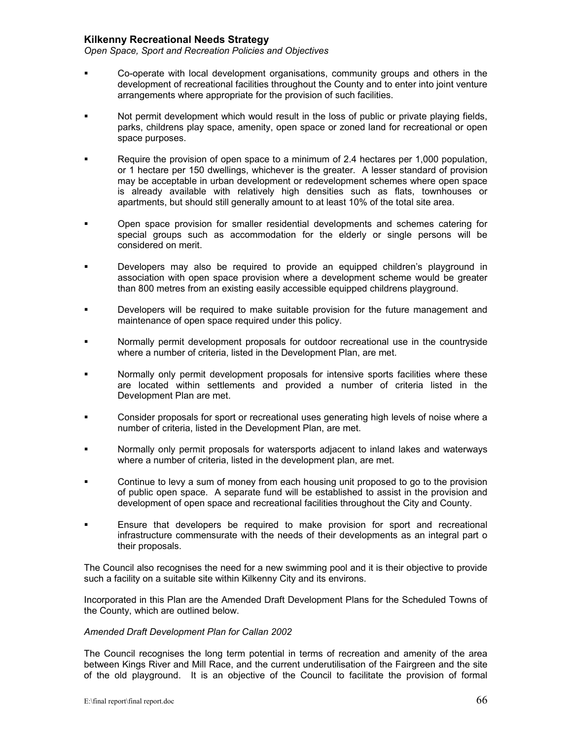- Co-operate with local development organisations, community groups and others in the development of recreational facilities throughout the County and to enter into joint venture arrangements where appropriate for the provision of such facilities.

- Not permit development which would result in the loss of public or private playing fields, parks, childrens play space, amenity, open space or zoned land for recreational or open space purposes.

- Require the provision of open space to a minimum of 2.4 hectares per 1,000 population, or 1 hectare per 150 dwellings, whichever is the greater. A lesser standard of provision may be acceptable in urban development or redevelopment schemes where open space is already available with relatively high densities such as flats, townhouses or apartments, but should still generally amount to at least 10% of the total site area.

- Open space provision for smaller residential developments and schemes catering for special groups such as accommodation for the elderly or single persons will be considered on merit.

- Developers may also be required to provide an equipped children's playground in association with open space provision where a development scheme would be greater than 800 metres from an existing easily accessible equipped childrens playground.

- Developers will be required to make suitable provision for the future management and maintenance of open space required under this policy.

- Normally permit development proposals for outdoor recreational use in the countryside where a number of criteria, listed in the Development Plan, are met.

- Normally only permit development proposals for intensive sports facilities where these are located within settlements and provided a number of criteria listed in the Development Plan are met.

- Consider proposals for sport or recreational uses generating high levels of noise where a number of criteria, listed in the Development Plan, are met.

- Normally only permit proposals for watersports adjacent to inland lakes and waterways where a number of criteria, listed in the development plan, are met.

- Continue to levy a sum of money from each housing unit proposed to go to the provision of public open space. A separate fund will be established to assist in the provision and development of open space and recreational facilities throughout the City and County.

- Ensure that developers be required to make provision for sport and recreational infrastructure commensurate with the needs of their developments as an integral part o their proposals.

The Council also recognises the need for a new swimming pool and it is their objective to provide such a facility on a suitable site within Kilkenny City and its environs.

Incorporated in this Plan are the Amended Draft Development Plans for the Scheduled Towns of the County, which are outlined below.

*Amended Draft Development Plan for Callan 2002*

The Council recognises the long term potential in terms of recreation and amenity of the area between Kings River and Mill Race, and the current underutilisation of the Fairgreen and the site of the old playground. It is an objective of the Council to facilitate the provision of formal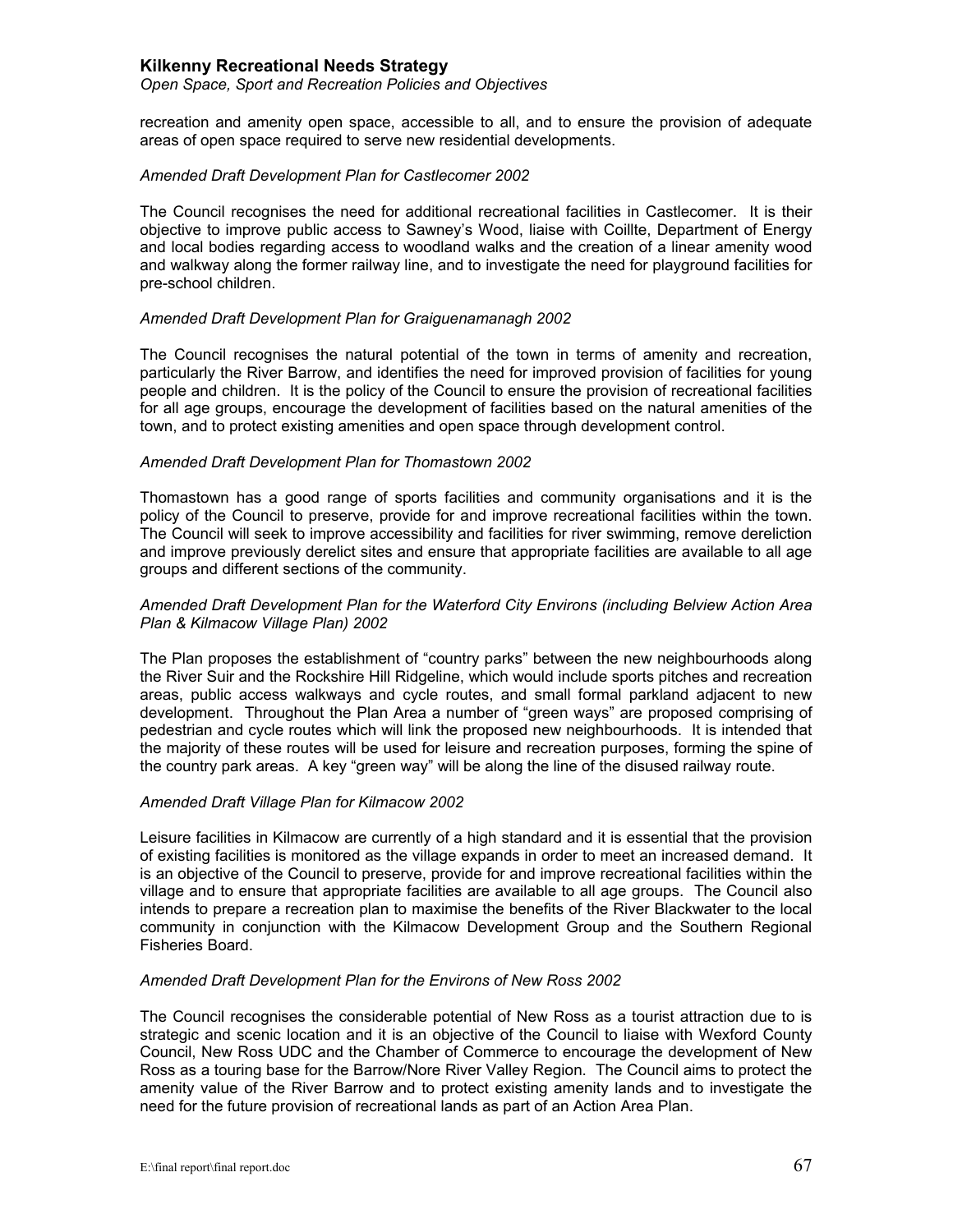recreation and amenity open space, accessible to all, and to ensure the provision of adequate areas of open space required to serve new residential developments.

*Amended Draft Development Plan for Castlecomer 2002*

The Council recognises the need for additional recreational facilities in Castlecomer. It is their objective to improve public access to Sawney's Wood, liaise with Coillte, Department of Energy and local bodies regarding access to woodland walks and the creation of a linear amenity wood and walkway along the former railway line, and to investigate the need for playground facilities for pre-school children.

*Amended Draft Development Plan for Graiguenamanagh 2002*

The Council recognises the natural potential of the town in terms of amenity and recreation, particularly the River Barrow, and identifies the need for improved provision of facilities for young people and children. It is the policy of the Council to ensure the provision of recreational facilities for all age groups, encourage the development of facilities based on the natural amenities of the town, and to protect existing amenities and open space through development control.

*Amended Draft Development Plan for Thomastown 2002*

Thomastown has a good range of sports facilities and community organisations and it is the policy of the Council to preserve, provide for and improve recreational facilities within the town. The Council will seek to improve accessibility and facilities for river swimming, remove dereliction and improve previously derelict sites and ensure that appropriate facilities are available to all age groups and different sections of the community.

*Amended Draft Development Plan for the Waterford City Environs (including Belview Action Area Plan & Kilmacow Village Plan) 2002*

The Plan proposes the establishment of "country parks" between the new neighbourhoods along the River Suir and the Rockshire Hill Ridgeline, which would include sports pitches and recreation areas, public access walkways and cycle routes, and small formal parkland adjacent to new development. Throughout the Plan Area a number of "green ways" are proposed comprising of pedestrian and cycle routes which will link the proposed new neighbourhoods. It is intended that the majority of these routes will be used for leisure and recreation purposes, forming the spine of the country park areas. A key "green way" will be along the line of the disused railway route.

*Amended Draft Village Plan for Kilmacow 2002*

Leisure facilities in Kilmacow are currently of a high standard and it is essential that the provision of existing facilities is monitored as the village expands in order to meet an increased demand. It is an objective of the Council to preserve, provide for and improve recreational facilities within the village and to ensure that appropriate facilities are available to all age groups. The Council also intends to prepare a recreation plan to maximise the benefits of the River Blackwater to the local community in conjunction with the Kilmacow Development Group and the Southern Regional Fisheries Board.

*Amended Draft Development Plan for the Environs of New Ross 2002*

The Council recognises the considerable potential of New Ross as a tourist attraction due to is strategic and scenic location and it is an objective of the Council to liaise with Wexford County Council, New Ross UDC and the Chamber of Commerce to encourage the development of New Ross as a touring base for the Barrow/Nore River Valley Region. The Council aims to protect the amenity value of the River Barrow and to protect existing amenity lands and to investigate the need for the future provision of recreational lands as part of an Action Area Plan.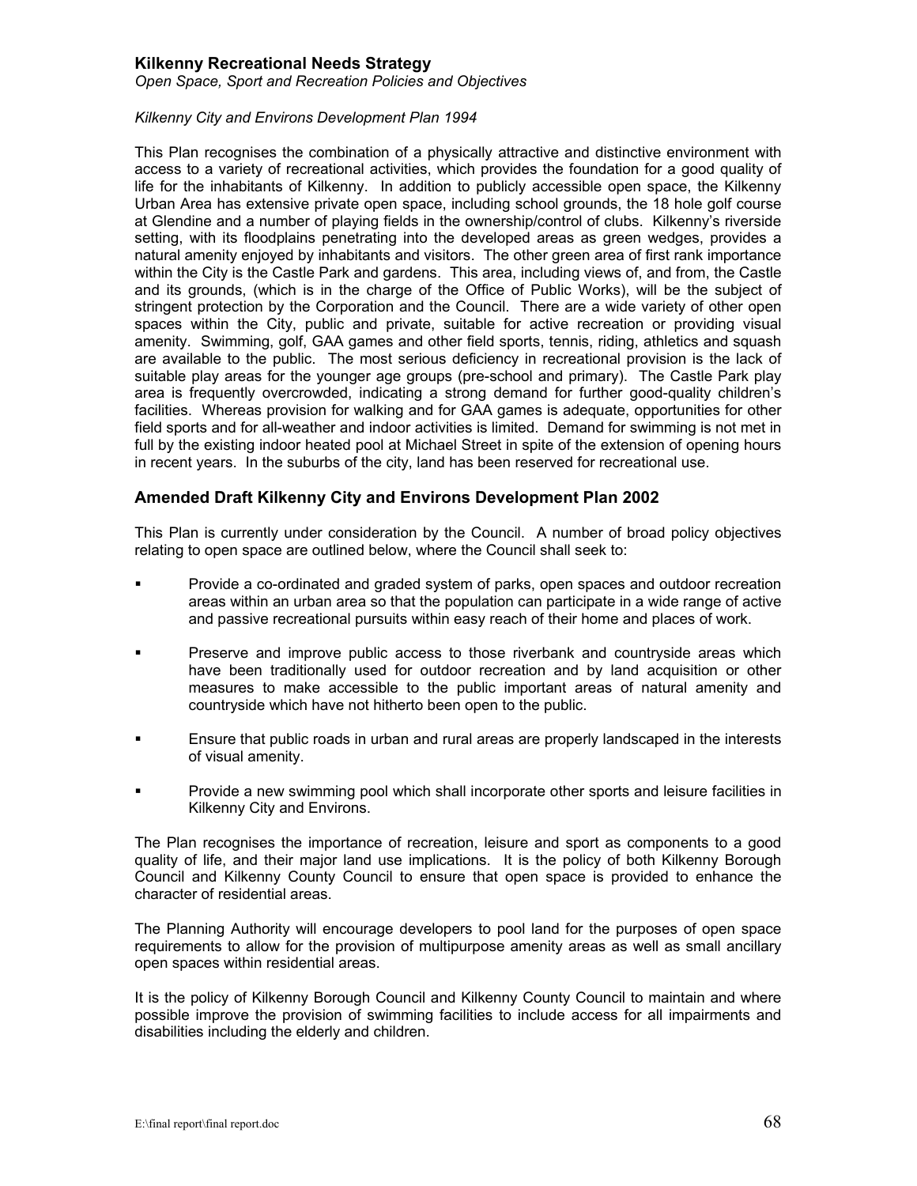**Kilkenny Recreational Needs Strategy**
*Open Space, Sport and Recreation Policies and Objectives*

*Kilkenny City and Environs Development Plan 1994*

This Plan recognises the combination of a physically attractive and distinctive environment with access to a variety of recreational activities, which provides the foundation for a good quality of life for the inhabitants of Kilkenny. In addition to publicly accessible open space, the Kilkenny Urban Area has extensive private open space, including school grounds, the 18 hole golf course at Glendine and a number of playing fields in the ownership/control of clubs. Kilkenny's riverside setting, with its floodplains penetrating into the developed areas as green wedges, provides a natural amenity enjoyed by inhabitants and visitors. The other green area of first rank importance within the City is the Castle Park and gardens. This area, including views of, and from, the Castle and its grounds, (which is in the charge of the Office of Public Works), will be the subject of stringent protection by the Corporation and the Council. There are a wide variety of other open spaces within the City, public and private, suitable for active recreation or providing visual amenity. Swimming, golf, GAA games and other field sports, tennis, riding, athletics and squash are available to the public. The most serious deficiency in recreational provision is the lack of suitable play areas for the younger age groups (pre-school and primary). The Castle Park play area is frequently overcrowded, indicating a strong demand for further good-quality children's facilities. Whereas provision for walking and for GAA games is adequate, opportunities for other field sports and for all-weather and indoor activities is limited. Demand for swimming is not met in full by the existing indoor heated pool at Michael Street in spite of the extension of opening hours in recent years. In the suburbs of the city, land has been reserved for recreational use.

## Amended Draft Kilkenny City and Environs Development Plan 2002

This Plan is currently under consideration by the Council. A number of broad policy objectives relating to open space are outlined below, where the Council shall seek to:

- Provide a co-ordinated and graded system of parks, open spaces and outdoor recreation areas within an urban area so that the population can participate in a wide range of active and passive recreational pursuits within easy reach of their home and places of work.
- Preserve and improve public access to those riverbank and countryside areas which have been traditionally used for outdoor recreation and by land acquisition or other measures to make accessible to the public important areas of natural amenity and countryside which have not hitherto been open to the public.
- Ensure that public roads in urban and rural areas are properly landscaped in the interests of visual amenity.
- Provide a new swimming pool which shall incorporate other sports and leisure facilities in Kilkenny City and Environs.

The Plan recognises the importance of recreation, leisure and sport as components to a good quality of life, and their major land use implications. It is the policy of both Kilkenny Borough Council and Kilkenny County Council to ensure that open space is provided to enhance the character of residential areas.

The Planning Authority will encourage developers to pool land for the purposes of open space requirements to allow for the provision of multipurpose amenity areas as well as small ancillary open spaces within residential areas.

It is the policy of Kilkenny Borough Council and Kilkenny County Council to maintain and where possible improve the provision of swimming facilities to include access for all impairments and disabilities including the elderly and children.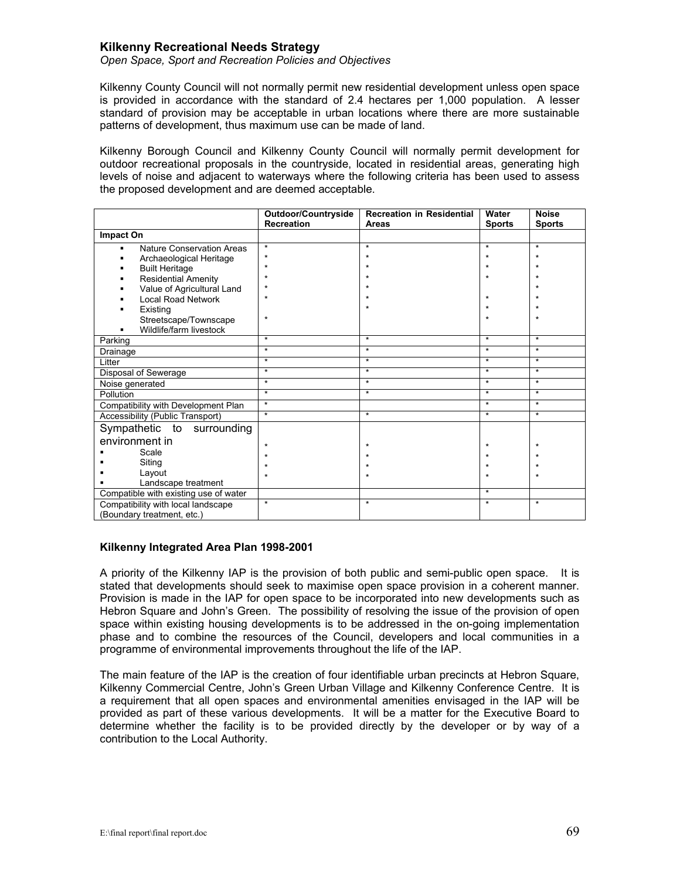## Kilkenny Recreational Needs Strategy

*Open Space, Sport and Recreation Policies and Objectives*

Kilkenny County Council will not normally permit new residential development unless open space is provided in accordance with the standard of 2.4 hectares per 1,000 population. A lesser standard of provision may be acceptable in urban locations where there are more sustainable patterns of development, thus maximum use can be made of land.

Kilkenny Borough Council and Kilkenny County Council will normally permit development for outdoor recreational proposals in the countryside, located in residential areas, generating high levels of noise and adjacent to waterways where the following criteria has been used to assess the proposed development and are deemed acceptable.

| | Outdoor/Countryside Recreation | Recreation in Residential Areas | Water Sports | Noise Sports |
|---|---|---|---|---|
| **Impact On** | | | | |
| ▪ Nature Conservation Areas | * | * | * | * |
| ▪ Archaeological Heritage | * | * | * | * |
| ▪ Built Heritage | * | * | * | * |
| ▪ Residential Amenity | * | * | * | * |
| ▪ Value of Agricultural Land | * | * | | * |
| ▪ Local Road Network | * | * | * | * |
| ▪ Existing Streetscape/Townscape | | * | * | * |
| ▪ Wildlife/farm livestock | * | | * | * |
| Parking | * | * | * | * |
| Drainage | * | * | * | * |
| Litter | * | * | * | * |
| Disposal of Sewerage | * | * | * | * |
| Noise generated | * | * | * | * |
| Pollution | * | * | * | * |
| Compatibility with Development Plan | * | | * | * |
| Accessibility (Public Transport) | * | * | * | * |
| Sympathetic to surrounding environment in | | | | |
| ▪ Scale | * | * | * | * |
| ▪ Siting | * | * | * | * |
| ▪ Layout | * | * | * | * |
| ▪ Landscape treatment | * | * | * | * |
| Compatible with existing use of water | | | * | |
| Compatibility with local landscape (Boundary treatment, etc.) | * | * | * | * |

### Kilkenny Integrated Area Plan 1998-2001

A priority of the Kilkenny IAP is the provision of both public and semi-public open space. It is stated that developments should seek to maximise open space provision in a coherent manner. Provision is made in the IAP for open space to be incorporated into new developments such as Hebron Square and John's Green. The possibility of resolving the issue of the provision of open space within existing housing developments is to be addressed in the on-going implementation phase and to combine the resources of the Council, developers and local communities in a programme of environmental improvements throughout the life of the IAP.

The main feature of the IAP is the creation of four identifiable urban precincts at Hebron Square, Kilkenny Commercial Centre, John's Green Urban Village and Kilkenny Conference Centre. It is a requirement that all open spaces and environmental amenities envisaged in the IAP will be provided as part of these various developments. It will be a matter for the Executive Board to determine whether the facility is to be provided directly by the developer or by way of a contribution to the Local Authority.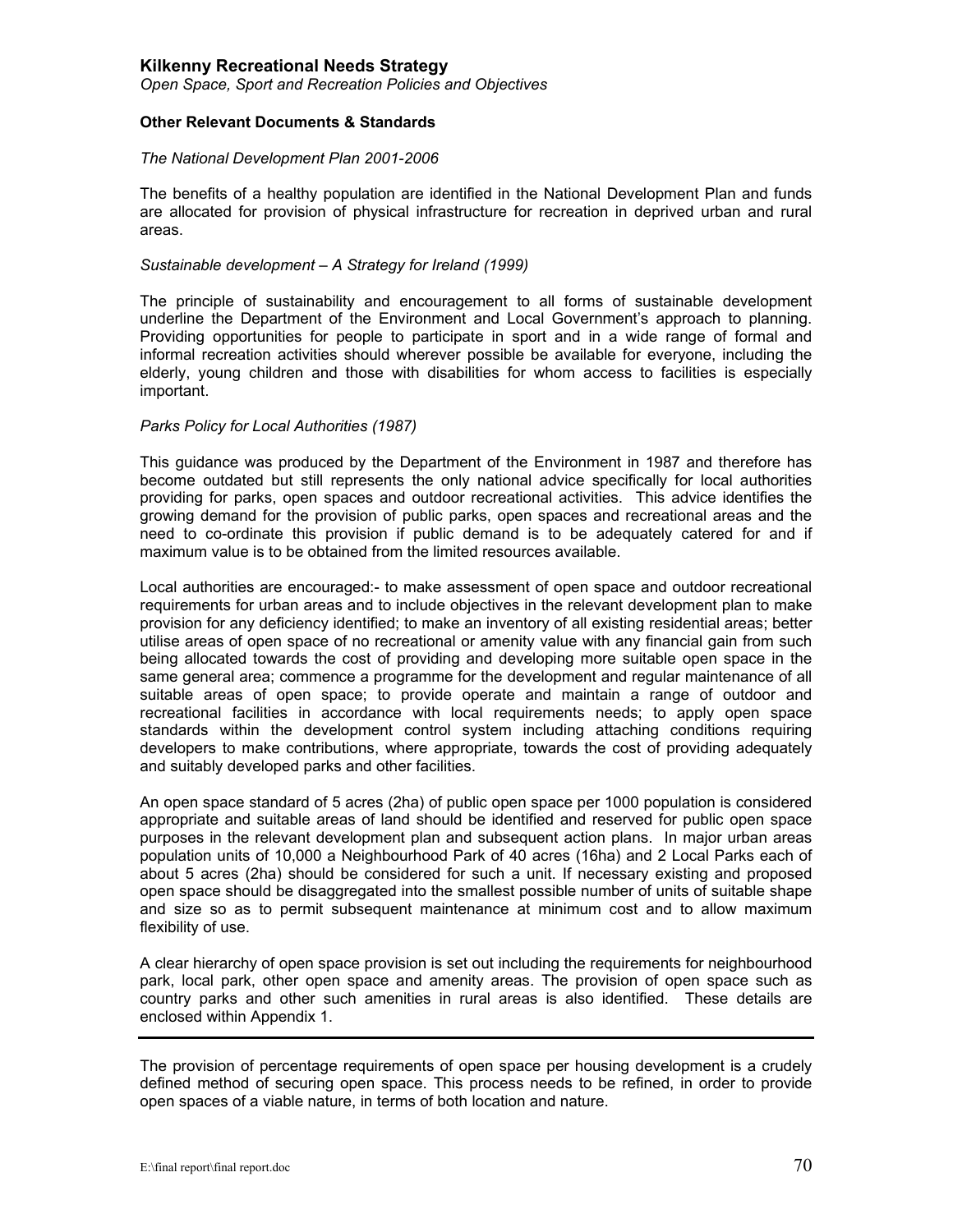### Other Relevant Documents & Standards

*The National Development Plan 2001-2006*

The benefits of a healthy population are identified in the National Development Plan and funds are allocated for provision of physical infrastructure for recreation in deprived urban and rural areas.

*Sustainable development – A Strategy for Ireland (1999)*

The principle of sustainability and encouragement to all forms of sustainable development underline the Department of the Environment and Local Government's approach to planning. Providing opportunities for people to participate in sport and in a wide range of formal and informal recreation activities should wherever possible be available for everyone, including the elderly, young children and those with disabilities for whom access to facilities is especially important.

*Parks Policy for Local Authorities (1987)*

This guidance was produced by the Department of the Environment in 1987 and therefore has become outdated but still represents the only national advice specifically for local authorities providing for parks, open spaces and outdoor recreational activities. This advice identifies the growing demand for the provision of public parks, open spaces and recreational areas and the need to co-ordinate this provision if public demand is to be adequately catered for and if maximum value is to be obtained from the limited resources available.

Local authorities are encouraged:- to make assessment of open space and outdoor recreational requirements for urban areas and to include objectives in the relevant development plan to make provision for any deficiency identified; to make an inventory of all existing residential areas; better utilise areas of open space of no recreational or amenity value with any financial gain from such being allocated towards the cost of providing and developing more suitable open space in the same general area; commence a programme for the development and regular maintenance of all suitable areas of open space; to provide operate and maintain a range of outdoor and recreational facilities in accordance with local requirements needs; to apply open space standards within the development control system including attaching conditions requiring developers to make contributions, where appropriate, towards the cost of providing adequately and suitably developed parks and other facilities.

An open space standard of 5 acres (2ha) of public open space per 1000 population is considered appropriate and suitable areas of land should be identified and reserved for public open space purposes in the relevant development plan and subsequent action plans. In major urban areas population units of 10,000 a Neighbourhood Park of 40 acres (16ha) and 2 Local Parks each of about 5 acres (2ha) should be considered for such a unit. If necessary existing and proposed open space should be disaggregated into the smallest possible number of units of suitable shape and size so as to permit subsequent maintenance at minimum cost and to allow maximum flexibility of use.

A clear hierarchy of open space provision is set out including the requirements for neighbourhood park, local park, other open space and amenity areas. The provision of open space such as country parks and other such amenities in rural areas is also identified. These details are enclosed within Appendix 1.

---

The provision of percentage requirements of open space per housing development is a crudely defined method of securing open space. This process needs to be refined, in order to provide open spaces of a viable nature, in terms of both location and nature.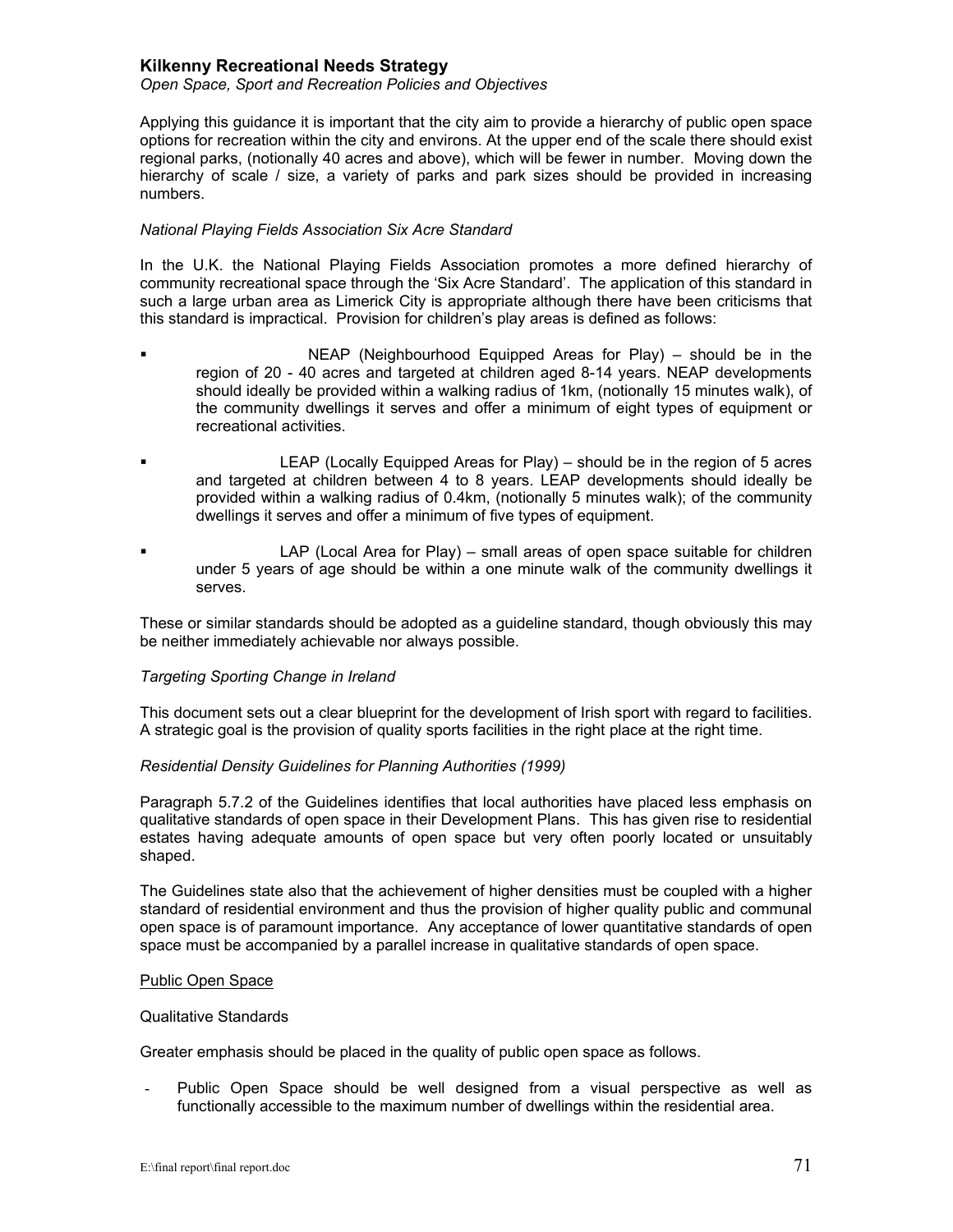Applying this guidance it is important that the city aim to provide a hierarchy of public open space options for recreation within the city and environs. At the upper end of the scale there should exist regional parks, (notionally 40 acres and above), which will be fewer in number. Moving down the hierarchy of scale / size, a variety of parks and park sizes should be provided in increasing numbers.

*National Playing Fields Association Six Acre Standard*

In the U.K. the National Playing Fields Association promotes a more defined hierarchy of community recreational space through the 'Six Acre Standard'. The application of this standard in such a large urban area as Limerick City is appropriate although there have been criticisms that this standard is impractical. Provision for children's play areas is defined as follows:

- NEAP (Neighbourhood Equipped Areas for Play) – should be in the region of 20 - 40 acres and targeted at children aged 8-14 years. NEAP developments should ideally be provided within a walking radius of 1km, (notionally 15 minutes walk), of the community dwellings it serves and offer a minimum of eight types of equipment or recreational activities.

- LEAP (Locally Equipped Areas for Play) – should be in the region of 5 acres and targeted at children between 4 to 8 years. LEAP developments should ideally be provided within a walking radius of 0.4km, (notionally 5 minutes walk); of the community dwellings it serves and offer a minimum of five types of equipment.

- LAP (Local Area for Play) – small areas of open space suitable for children under 5 years of age should be within a one minute walk of the community dwellings it serves.

These or similar standards should be adopted as a guideline standard, though obviously this may be neither immediately achievable nor always possible.

*Targeting Sporting Change in Ireland*

This document sets out a clear blueprint for the development of Irish sport with regard to facilities. A strategic goal is the provision of quality sports facilities in the right place at the right time.

*Residential Density Guidelines for Planning Authorities (1999)*

Paragraph 5.7.2 of the Guidelines identifies that local authorities have placed less emphasis on qualitative standards of open space in their Development Plans. This has given rise to residential estates having adequate amounts of open space but very often poorly located or unsuitably shaped.

The Guidelines state also that the achievement of higher densities must be coupled with a higher standard of residential environment and thus the provision of higher quality public and communal open space is of paramount importance. Any acceptance of lower quantitative standards of open space must be accompanied by a parallel increase in qualitative standards of open space.

<u>Public Open Space</u>

Qualitative Standards

Greater emphasis should be placed in the quality of public open space as follows.

- Public Open Space should be well designed from a visual perspective as well as functionally accessible to the maximum number of dwellings within the residential area.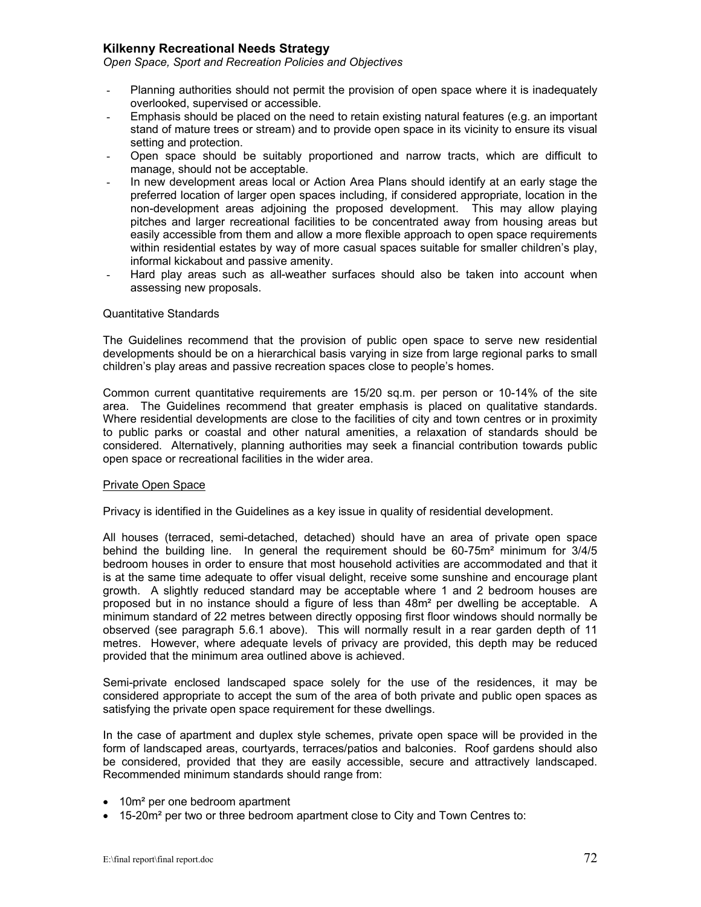- Planning authorities should not permit the provision of open space where it is inadequately overlooked, supervised or accessible.
- Emphasis should be placed on the need to retain existing natural features (e.g. an important stand of mature trees or stream) and to provide open space in its vicinity to ensure its visual setting and protection.
- Open space should be suitably proportioned and narrow tracts, which are difficult to manage, should not be acceptable.
- In new development areas local or Action Area Plans should identify at an early stage the preferred location of larger open spaces including, if considered appropriate, location in the non-development areas adjoining the proposed development. This may allow playing pitches and larger recreational facilities to be concentrated away from housing areas but easily accessible from them and allow a more flexible approach to open space requirements within residential estates by way of more casual spaces suitable for smaller children's play, informal kickabout and passive amenity.
- Hard play areas such as all-weather surfaces should also be taken into account when assessing new proposals.

Quantitative Standards

The Guidelines recommend that the provision of public open space to serve new residential developments should be on a hierarchical basis varying in size from large regional parks to small children's play areas and passive recreation spaces close to people's homes.

Common current quantitative requirements are 15/20 sq.m. per person or 10-14% of the site area. The Guidelines recommend that greater emphasis is placed on qualitative standards. Where residential developments are close to the facilities of city and town centres or in proximity to public parks or coastal and other natural amenities, a relaxation of standards should be considered. Alternatively, planning authorities may seek a financial contribution towards public open space or recreational facilities in the wider area.

<u>Private Open Space</u>

Privacy is identified in the Guidelines as a key issue in quality of residential development.

All houses (terraced, semi-detached, detached) should have an area of private open space behind the building line. In general the requirement should be 60-75m² minimum for 3/4/5 bedroom houses in order to ensure that most household activities are accommodated and that it is at the same time adequate to offer visual delight, receive some sunshine and encourage plant growth. A slightly reduced standard may be acceptable where 1 and 2 bedroom houses are proposed but in no instance should a figure of less than 48m² per dwelling be acceptable. A minimum standard of 22 metres between directly opposing first floor windows should normally be observed (see paragraph 5.6.1 above). This will normally result in a rear garden depth of 11 metres. However, where adequate levels of privacy are provided, this depth may be reduced provided that the minimum area outlined above is achieved.

Semi-private enclosed landscaped space solely for the use of the residences, it may be considered appropriate to accept the sum of the area of both private and public open spaces as satisfying the private open space requirement for these dwellings.

In the case of apartment and duplex style schemes, private open space will be provided in the form of landscaped areas, courtyards, terraces/patios and balconies. Roof gardens should also be considered, provided that they are easily accessible, secure and attractively landscaped. Recommended minimum standards should range from:

- 10m² per one bedroom apartment
- 15-20m² per two or three bedroom apartment close to City and Town Centres to: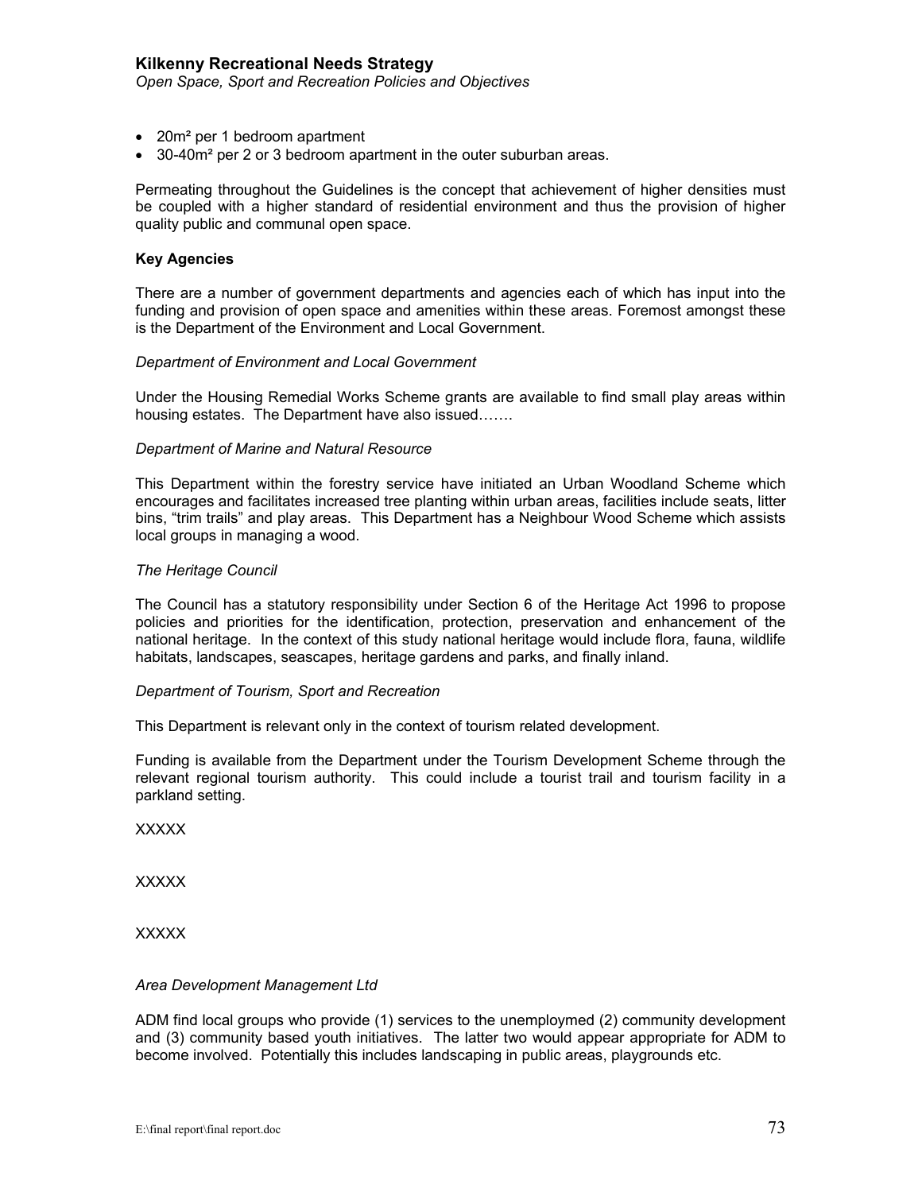- 20m² per 1 bedroom apartment
- 30-40m² per 2 or 3 bedroom apartment in the outer suburban areas.

Permeating throughout the Guidelines is the concept that achievement of higher densities must be coupled with a higher standard of residential environment and thus the provision of higher quality public and communal open space.

**Key Agencies**

There are a number of government departments and agencies each of which has input into the funding and provision of open space and amenities within these areas. Foremost amongst these is the Department of the Environment and Local Government.

*Department of Environment and Local Government*

Under the Housing Remedial Works Scheme grants are available to find small play areas within housing estates. The Department have also issued…….

*Department of Marine and Natural Resource*

This Department within the forestry service have initiated an Urban Woodland Scheme which encourages and facilitates increased tree planting within urban areas, facilities include seats, litter bins, "trim trails" and play areas. This Department has a Neighbour Wood Scheme which assists local groups in managing a wood.

*The Heritage Council*

The Council has a statutory responsibility under Section 6 of the Heritage Act 1996 to propose policies and priorities for the identification, protection, preservation and enhancement of the national heritage. In the context of this study national heritage would include flora, fauna, wildlife habitats, landscapes, seascapes, heritage gardens and parks, and finally inland.

*Department of Tourism, Sport and Recreation*

This Department is relevant only in the context of tourism related development.

Funding is available from the Department under the Tourism Development Scheme through the relevant regional tourism authority. This could include a tourist trail and tourism facility in a parkland setting.

XXXXX

XXXXX

XXXXX

*Area Development Management Ltd*

ADM find local groups who provide (1) services to the unemployed (2) community development and (3) community based youth initiatives. The latter two would appear appropriate for ADM to become involved. Potentially this includes landscaping in public areas, playgrounds etc.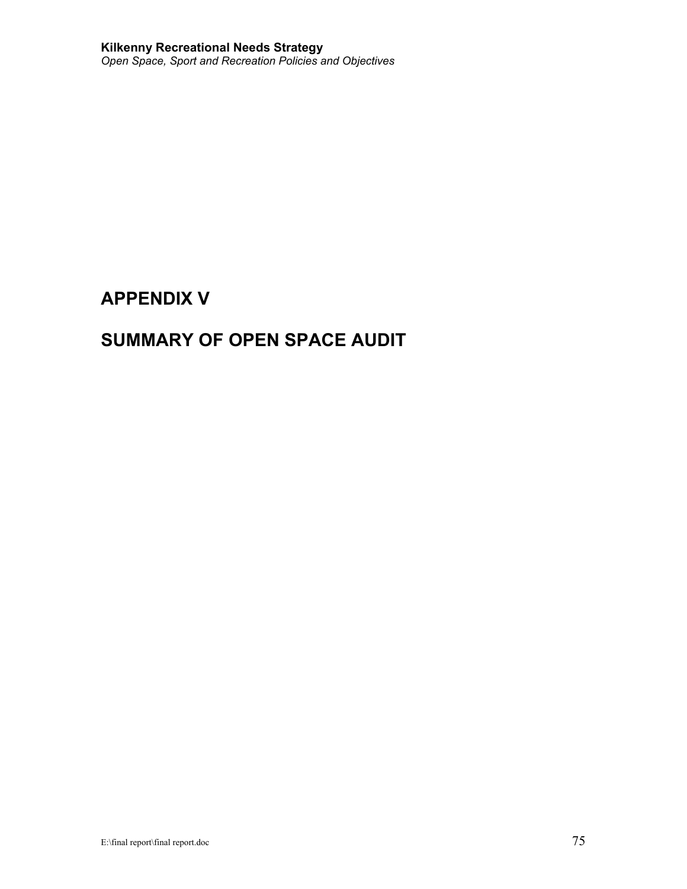# APPENDIX V

# SUMMARY OF OPEN SPACE AUDIT